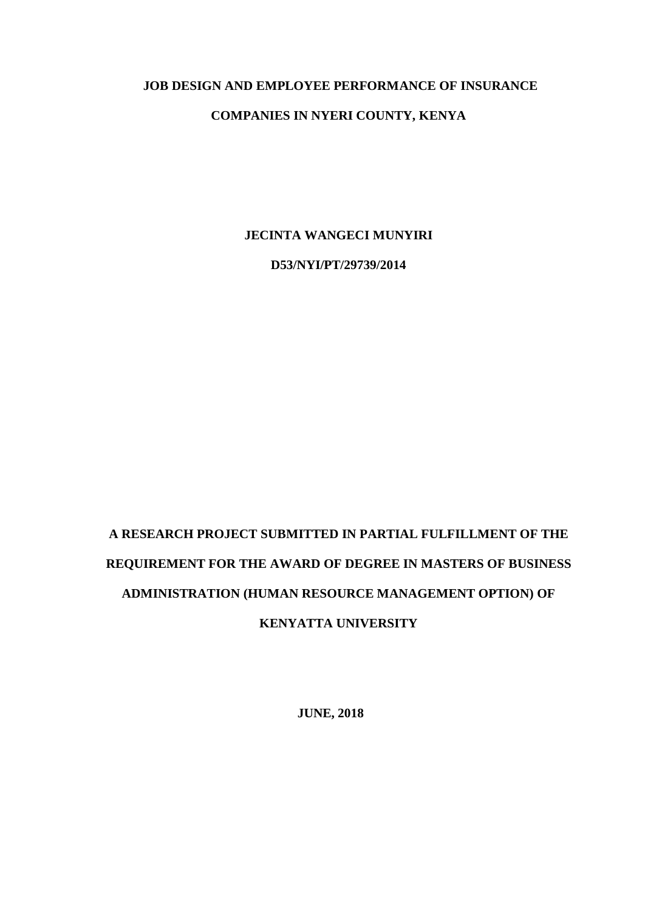# JOB DESIGN AND EMPLOYEE PERFORMANCE OF INSURANCE COMPANIES IN NYERI COUNTY, KENYA

**JECINTA WANGECI MUNYIRI**

**D53/NYI/PT/29739/2014**

**A RESEARCH PROJECT SUBMITTED IN PARTIAL FULFILLMENT OF THE REQUIREMENT FOR THE AWARD OF DEGREE IN MASTERS OF BUSINESS ADMINISTRATION (HUMAN RESOURCE MANAGEMENT OPTION) OF KENYATTA UNIVERSITY**

**JUNE, 2018**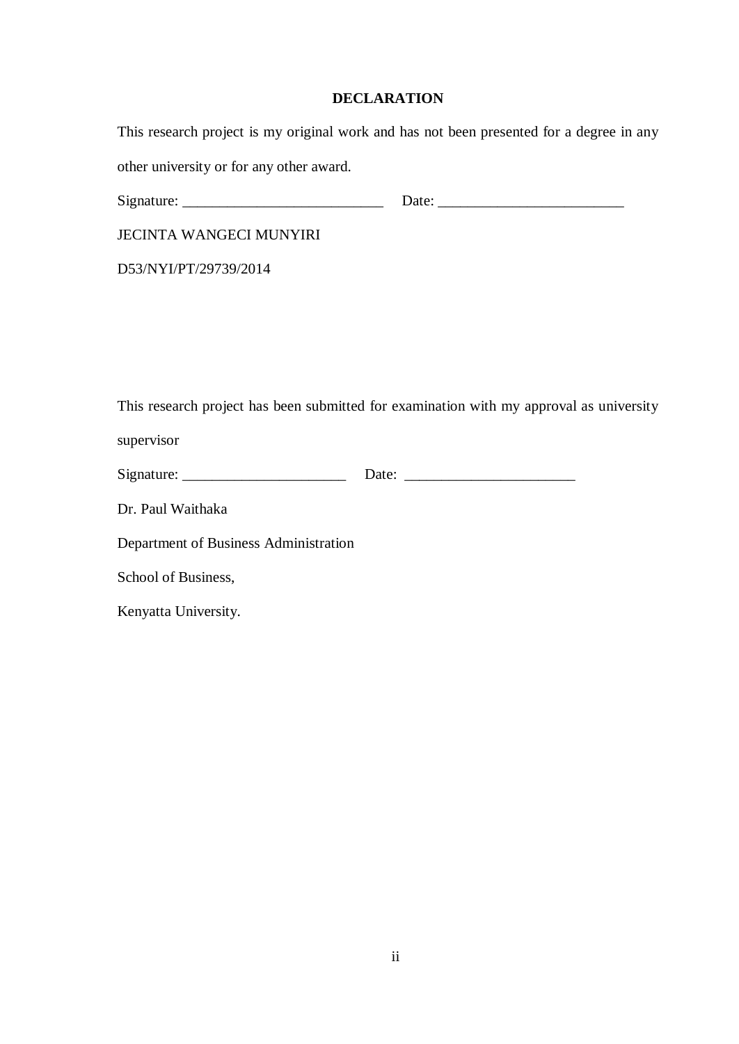## DECLARATION

This research project is my original work and has not been presented for a degree in any other university or for any other award.

Signature: ___________________________ Date: _________________________

JECINTA WANGECI MUNYIRI

D53/NYI/PT/29739/2014

This research project has been submitted for examination with my approval as university supervisor

Signature: ______________________ Date: _______________________

Dr. Paul Waithaka

Department of Business Administration

School of Business,

Kenyatta University.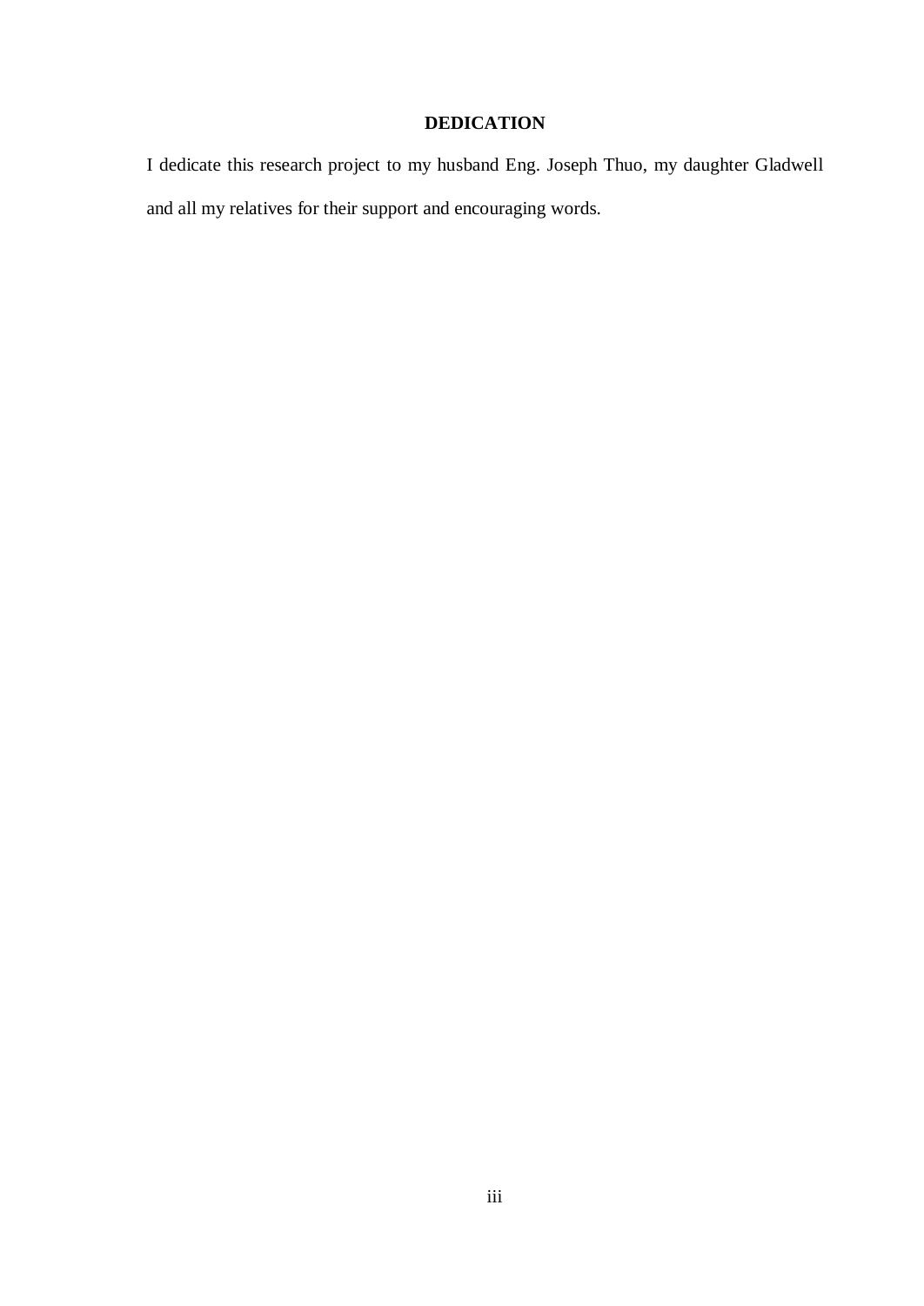# DEDICATION

I dedicate this research project to my husband Eng. Joseph Thuo, my daughter Gladwell and all my relatives for their support and encouraging words.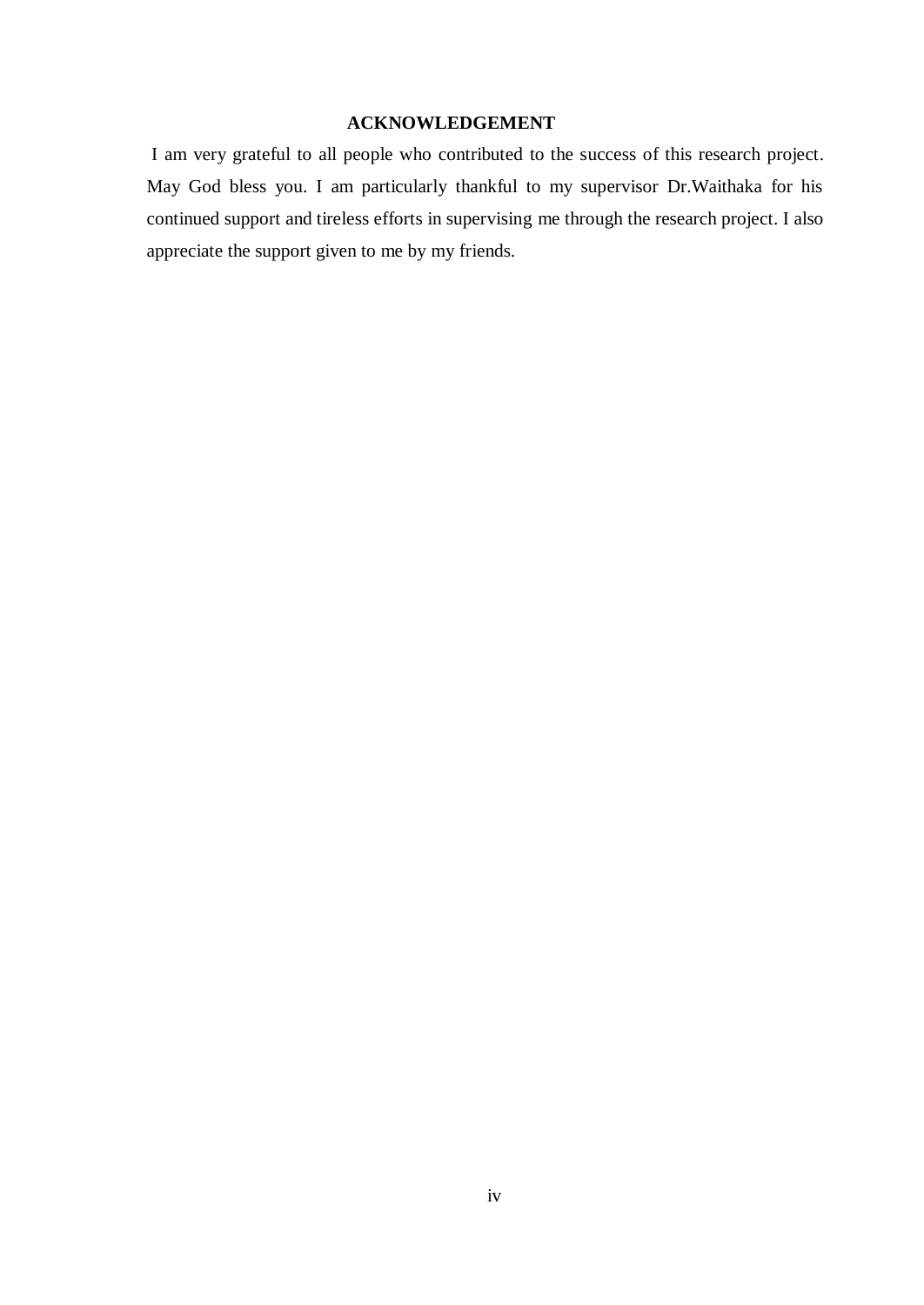## ACKNOWLEDGEMENT

I am very grateful to all people who contributed to the success of this research project. May God bless you. I am particularly thankful to my supervisor Dr.Waithaka for his continued support and tireless efforts in supervising me through the research project. I also appreciate the support given to me by my friends.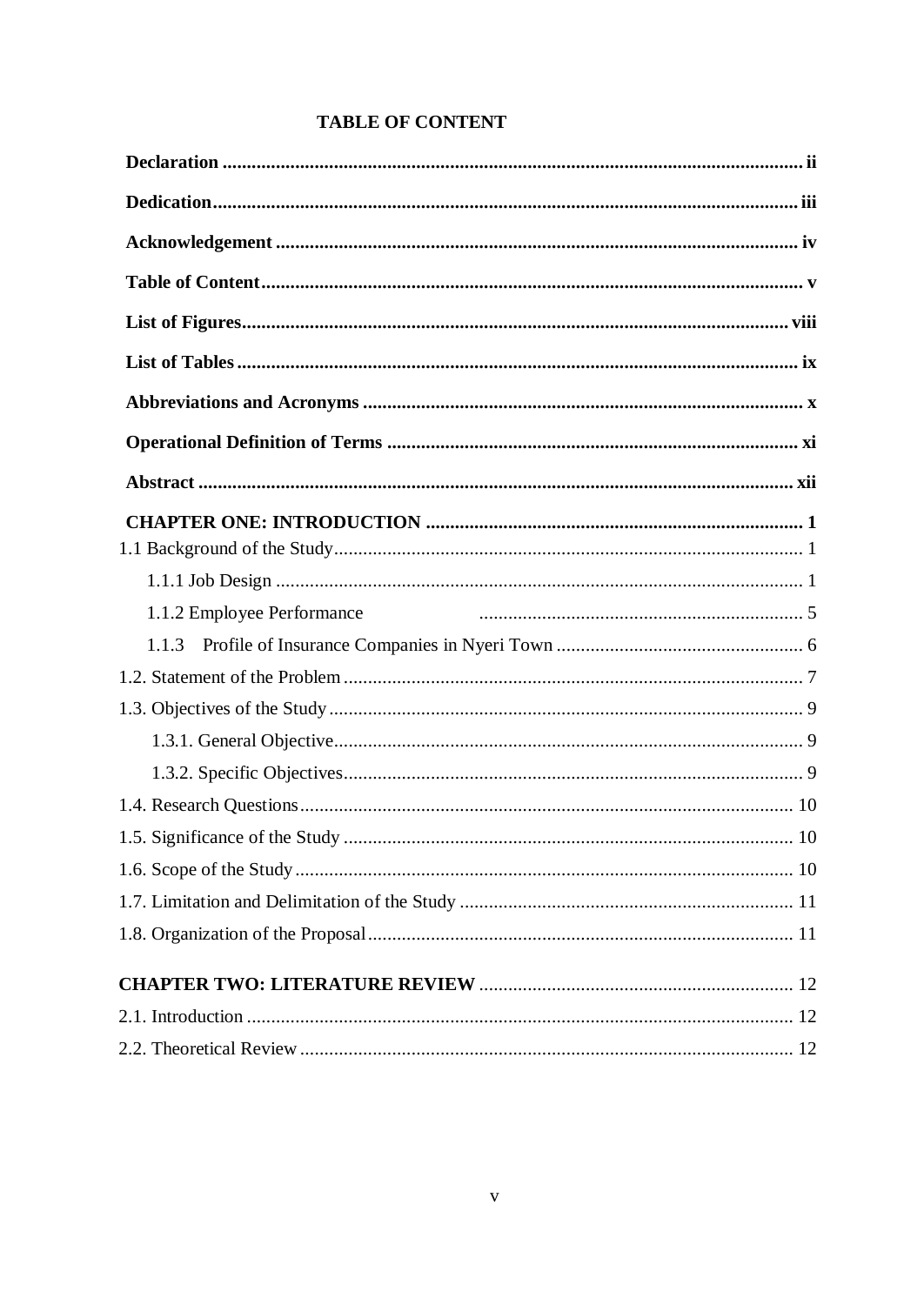# TABLE OF CONTENT

**Declaration** .......... **ii**

**Dedication** .......... **iii**

**Acknowledgement** .......... **iv**

**Table of Content** .......... **v**

**List of Figures** .......... **viii**

**List of Tables** .......... **ix**

**Abbreviations and Acronyms** .......... **x**

**Operational Definition of Terms** .......... **xi**

**Abstract** .......... **xii**

**CHAPTER ONE: INTRODUCTION** .......... **1**

1.1 Background of the Study .......... 1

1.1.1 Job Design .......... 1

1.1.2 Employee Performance .......... 5

1.1.3 Profile of Insurance Companies in Nyeri Town .......... 6

1.2. Statement of the Problem .......... 7

1.3. Objectives of the Study .......... 9

1.3.1. General Objective .......... 9

1.3.2. Specific Objectives .......... 9

1.4. Research Questions .......... 10

1.5. Significance of the Study .......... 10

1.6. Scope of the Study .......... 10

1.7. Limitation and Delimitation of the Study .......... 11

1.8. Organization of the Proposal .......... 11

**CHAPTER TWO: LITERATURE REVIEW** .......... 12

2.1. Introduction .......... 12

2.2. Theoretical Review .......... 12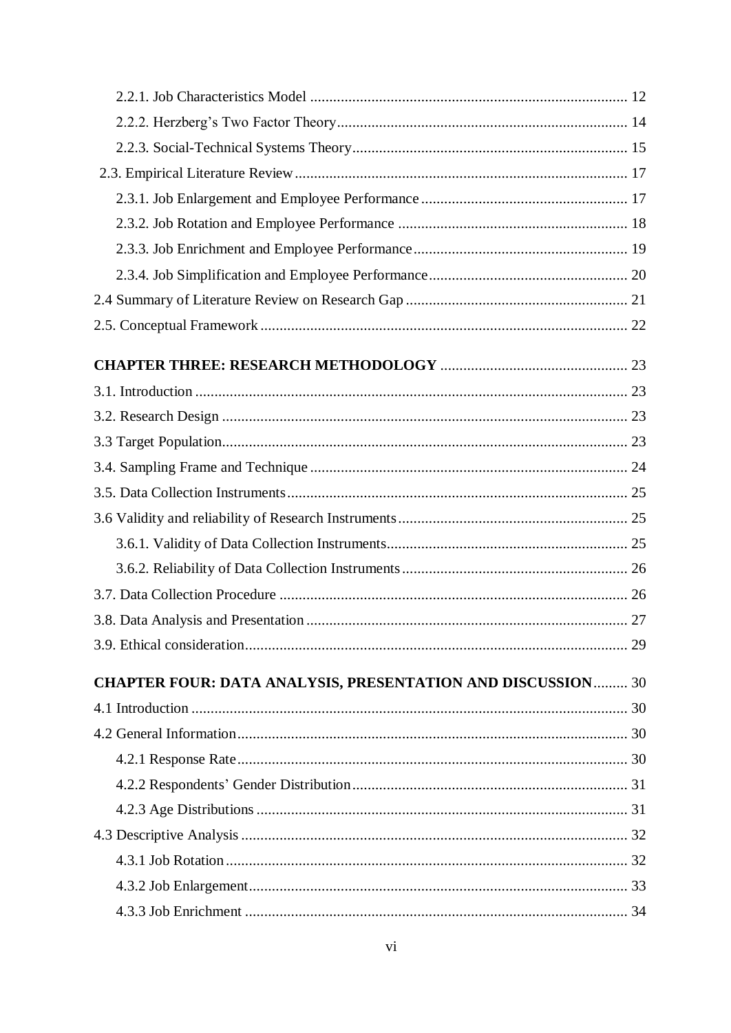2.2.1. Job Characteristics Model ........................................................................ 12

2.2.2. Herzberg's Two Factor Theory........................................................................ 14

2.2.3. Social-Technical Systems Theory........................................................................ 15

2.3. Empirical Literature Review........................................................................ 17

2.3.1. Job Enlargement and Employee Performance........................................................................ 17

2.3.2. Job Rotation and Employee Performance........................................................................ 18

2.3.3. Job Enrichment and Employee Performance........................................................................ 19

2.3.4. Job Simplification and Employee Performance........................................................................ 20

2.4 Summary of Literature Review on Research Gap........................................................................ 21

2.5. Conceptual Framework........................................................................ 22

**CHAPTER THREE: RESEARCH METHODOLOGY** ........................................................................ 23

3.1. Introduction........................................................................ 23

3.2. Research Design........................................................................ 23

3.3 Target Population........................................................................ 23

3.4. Sampling Frame and Technique........................................................................ 24

3.5. Data Collection Instruments........................................................................ 25

3.6 Validity and reliability of Research Instruments........................................................................ 25

3.6.1. Validity of Data Collection Instruments........................................................................ 25

3.6.2. Reliability of Data Collection Instruments........................................................................ 26

3.7. Data Collection Procedure........................................................................ 26

3.8. Data Analysis and Presentation........................................................................ 27

3.9. Ethical consideration........................................................................ 29

**CHAPTER FOUR: DATA ANALYSIS, PRESENTATION AND DISCUSSION**......... 30

4.1 Introduction........................................................................ 30

4.2 General Information........................................................................ 30

4.2.1 Response Rate........................................................................ 30

4.2.2 Respondents' Gender Distribution........................................................................ 31

4.2.3 Age Distributions........................................................................ 31

4.3 Descriptive Analysis........................................................................ 32

4.3.1 Job Rotation........................................................................ 32

4.3.2 Job Enlargement........................................................................ 33

4.3.3 Job Enrichment........................................................................ 34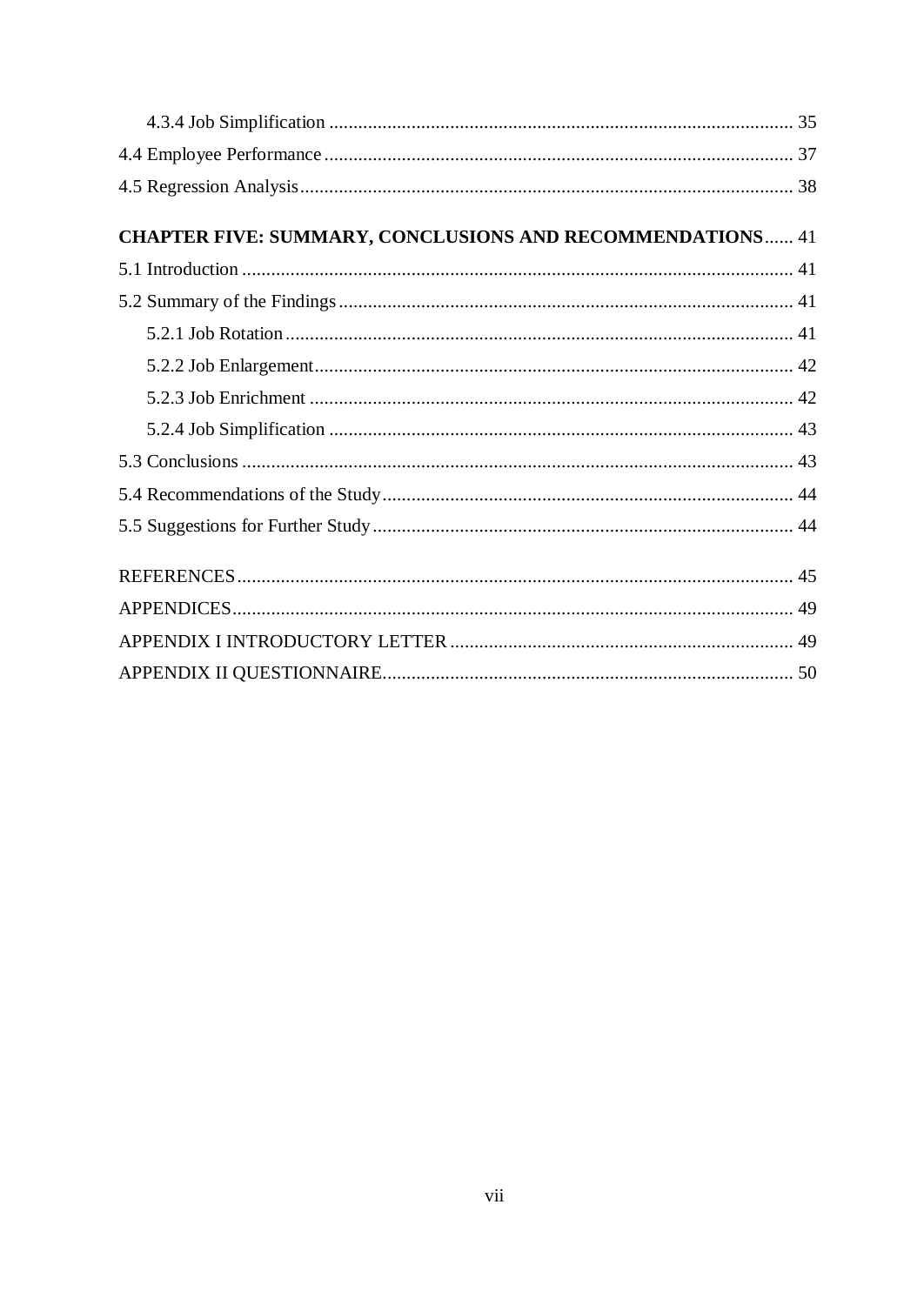4.3.4 Job Simplification ........................................................................................ 35

4.4 Employee Performance ........................................................................................ 37

4.5 Regression Analysis ........................................................................................ 38

**CHAPTER FIVE: SUMMARY, CONCLUSIONS AND RECOMMENDATIONS** ...... 41

5.1 Introduction ........................................................................................ 41

5.2 Summary of the Findings ........................................................................................ 41

5.2.1 Job Rotation ........................................................................................ 41

5.2.2 Job Enlargement ........................................................................................ 42

5.2.3 Job Enrichment ........................................................................................ 42

5.2.4 Job Simplification ........................................................................................ 43

5.3 Conclusions ........................................................................................ 43

5.4 Recommendations of the Study ........................................................................................ 44

5.5 Suggestions for Further Study ........................................................................................ 44

REFERENCES ........................................................................................ 45

APPENDICES ........................................................................................ 49

APPENDIX I INTRODUCTORY LETTER ........................................................................................ 49

APPENDIX II QUESTIONNAIRE ........................................................................................ 50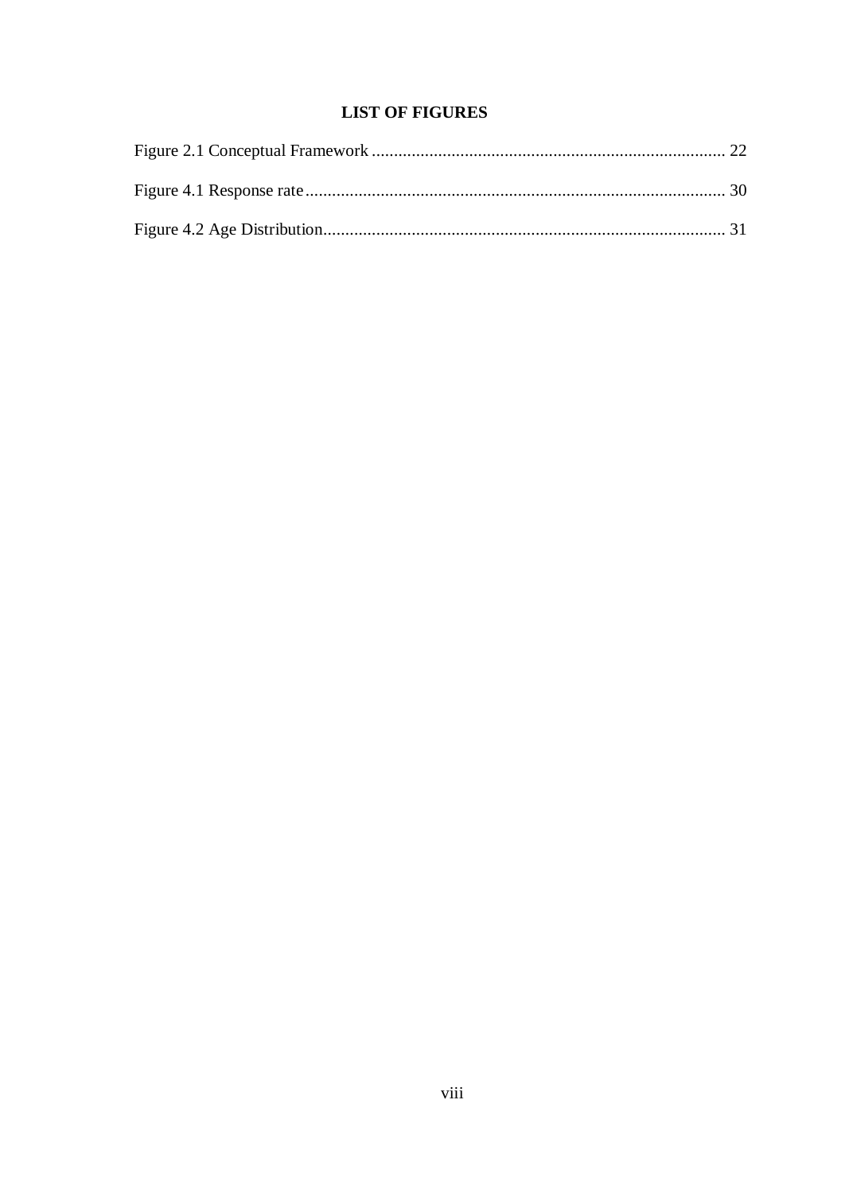# LIST OF FIGURES

Figure 2.1 Conceptual Framework ................................................................................ 22

Figure 4.1 Response rate ............................................................................................... 30

Figure 4.2 Age Distribution........................................................................................... 31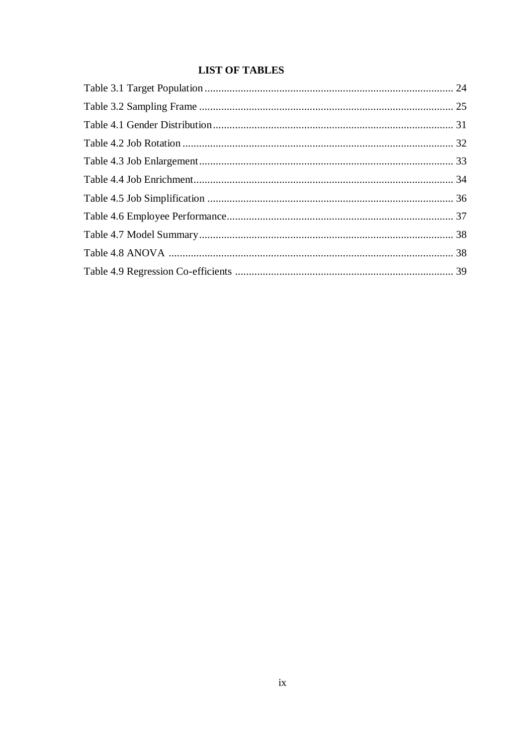## LIST OF TABLES

Table 3.1 Target Population .......................................................................................... 24

Table 3.2 Sampling Frame ............................................................................................ 25

Table 4.1 Gender Distribution ....................................................................................... 31

Table 4.2 Job Rotation .................................................................................................. 32

Table 4.3 Job Enlargement ............................................................................................ 33

Table 4.4 Job Enrichment .............................................................................................. 34

Table 4.5 Job Simplification ......................................................................................... 36

Table 4.6 Employee Performance .................................................................................. 37

Table 4.7 Model Summary ............................................................................................ 38

Table 4.8 ANOVA ........................................................................................................ 38

Table 4.9 Regression Co-efficients ............................................................................... 39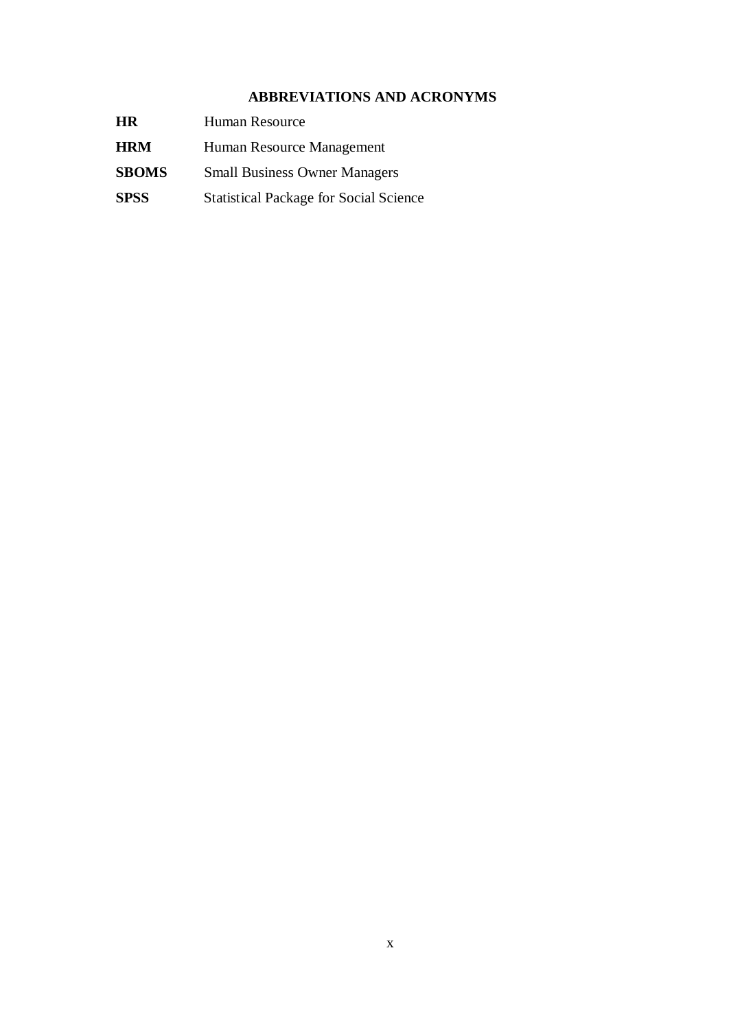## ABBREVIATIONS AND ACRONYMS

| | |
|---|---|
| **HR** | Human Resource |
| **HRM** | Human Resource Management |
| **SBOMS** | Small Business Owner Managers |
| **SPSS** | Statistical Package for Social Science |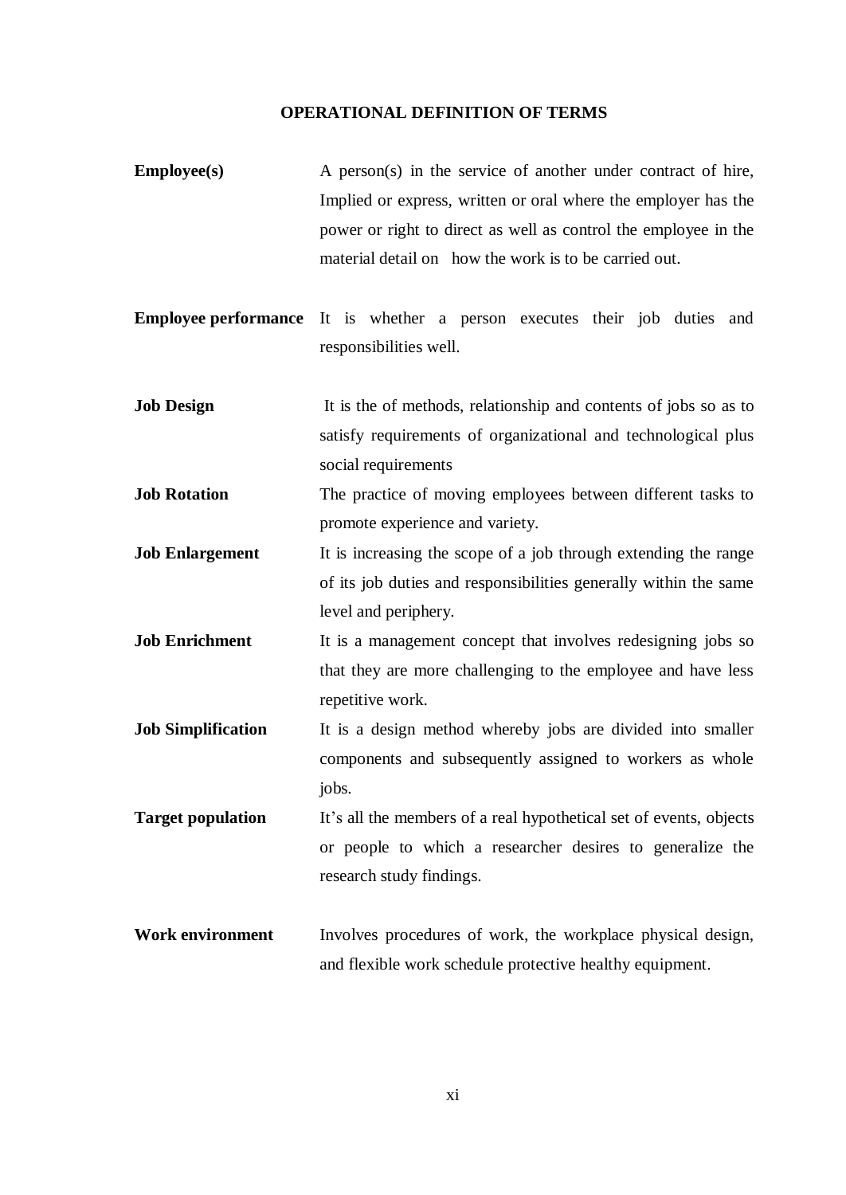## OPERATIONAL DEFINITION OF TERMS

**Employee(s)** A person(s) in the service of another under contract of hire, Implied or express, written or oral where the employer has the power or right to direct as well as control the employee in the material detail on how the work is to be carried out.

**Employee performance** It is whether a person executes their job duties and responsibilities well.

**Job Design** It is the of methods, relationship and contents of jobs so as to satisfy requirements of organizational and technological plus social requirements

**Job Rotation** The practice of moving employees between different tasks to promote experience and variety.

**Job Enlargement** It is increasing the scope of a job through extending the range of its job duties and responsibilities generally within the same level and periphery.

**Job Enrichment** It is a management concept that involves redesigning jobs so that they are more challenging to the employee and have less repetitive work.

**Job Simplification** It is a design method whereby jobs are divided into smaller components and subsequently assigned to workers as whole jobs.

**Target population** It's all the members of a real hypothetical set of events, objects or people to which a researcher desires to generalize the research study findings.

**Work environment** Involves procedures of work, the workplace physical design, and flexible work schedule protective healthy equipment.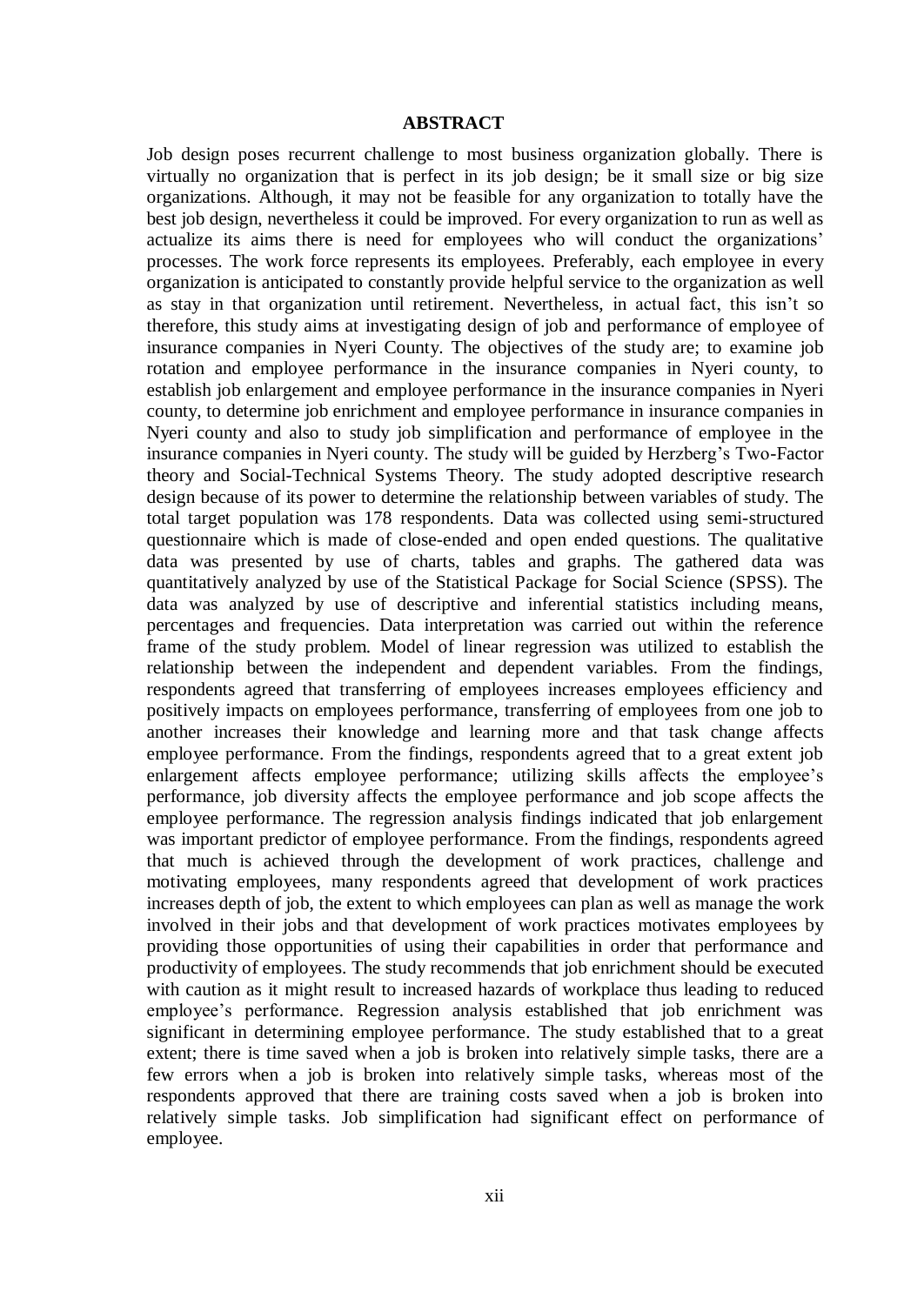# ABSTRACT

Job design poses recurrent challenge to most business organization globally. There is virtually no organization that is perfect in its job design; be it small size or big size organizations. Although, it may not be feasible for any organization to totally have the best job design, nevertheless it could be improved. For every organization to run as well as actualize its aims there is need for employees who will conduct the organizations' processes. The work force represents its employees. Preferably, each employee in every organization is anticipated to constantly provide helpful service to the organization as well as stay in that organization until retirement. Nevertheless, in actual fact, this isn't so therefore, this study aims at investigating design of job and performance of employee of insurance companies in Nyeri County. The objectives of the study are; to examine job rotation and employee performance in the insurance companies in Nyeri county, to establish job enlargement and employee performance in the insurance companies in Nyeri county, to determine job enrichment and employee performance in insurance companies in Nyeri county and also to study job simplification and performance of employee in the insurance companies in Nyeri county. The study will be guided by Herzberg's Two-Factor theory and Social-Technical Systems Theory. The study adopted descriptive research design because of its power to determine the relationship between variables of study. The total target population was 178 respondents. Data was collected using semi-structured questionnaire which is made of close-ended and open ended questions. The qualitative data was presented by use of charts, tables and graphs. The gathered data was quantitatively analyzed by use of the Statistical Package for Social Science (SPSS). The data was analyzed by use of descriptive and inferential statistics including means, percentages and frequencies. Data interpretation was carried out within the reference frame of the study problem. Model of linear regression was utilized to establish the relationship between the independent and dependent variables. From the findings, respondents agreed that transferring of employees increases employees efficiency and positively impacts on employees performance, transferring of employees from one job to another increases their knowledge and learning more and that task change affects employee performance. From the findings, respondents agreed that to a great extent job enlargement affects employee performance; utilizing skills affects the employee's performance, job diversity affects the employee performance and job scope affects the employee performance. The regression analysis findings indicated that job enlargement was important predictor of employee performance. From the findings, respondents agreed that much is achieved through the development of work practices, challenge and motivating employees, many respondents agreed that development of work practices increases depth of job, the extent to which employees can plan as well as manage the work involved in their jobs and that development of work practices motivates employees by providing those opportunities of using their capabilities in order that performance and productivity of employees. The study recommends that job enrichment should be executed with caution as it might result to increased hazards of workplace thus leading to reduced employee's performance. Regression analysis established that job enrichment was significant in determining employee performance. The study established that to a great extent; there is time saved when a job is broken into relatively simple tasks, there are a few errors when a job is broken into relatively simple tasks, whereas most of the respondents approved that there are training costs saved when a job is broken into relatively simple tasks. Job simplification had significant effect on performance of employee.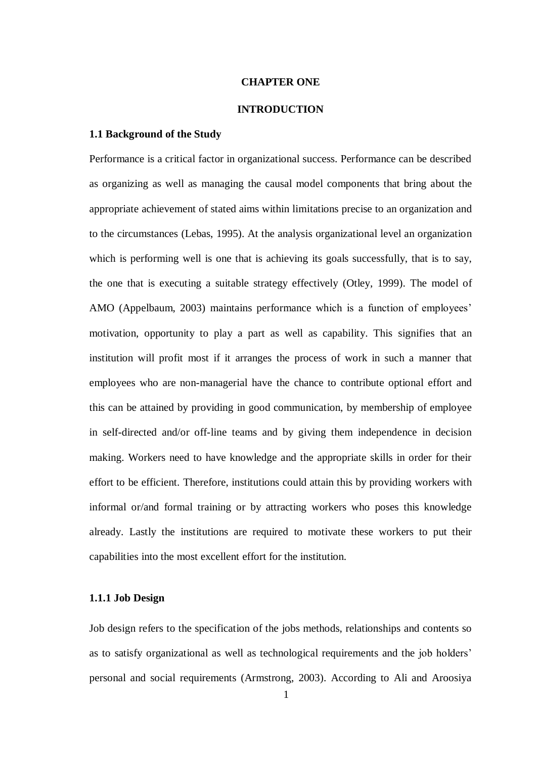# CHAPTER ONE

# INTRODUCTION

## 1.1 Background of the Study

Performance is a critical factor in organizational success. Performance can be described as organizing as well as managing the causal model components that bring about the appropriate achievement of stated aims within limitations precise to an organization and to the circumstances (Lebas, 1995). At the analysis organizational level an organization which is performing well is one that is achieving its goals successfully, that is to say, the one that is executing a suitable strategy effectively (Otley, 1999). The model of AMO (Appelbaum, 2003) maintains performance which is a function of employees' motivation, opportunity to play a part as well as capability. This signifies that an institution will profit most if it arranges the process of work in such a manner that employees who are non-managerial have the chance to contribute optional effort and this can be attained by providing in good communication, by membership of employee in self-directed and/or off-line teams and by giving them independence in decision making. Workers need to have knowledge and the appropriate skills in order for their effort to be efficient. Therefore, institutions could attain this by providing workers with informal or/and formal training or by attracting workers who poses this knowledge already. Lastly the institutions are required to motivate these workers to put their capabilities into the most excellent effort for the institution.

### 1.1.1 Job Design

Job design refers to the specification of the jobs methods, relationships and contents so as to satisfy organizational as well as technological requirements and the job holders' personal and social requirements (Armstrong, 2003). According to Ali and Aroosiya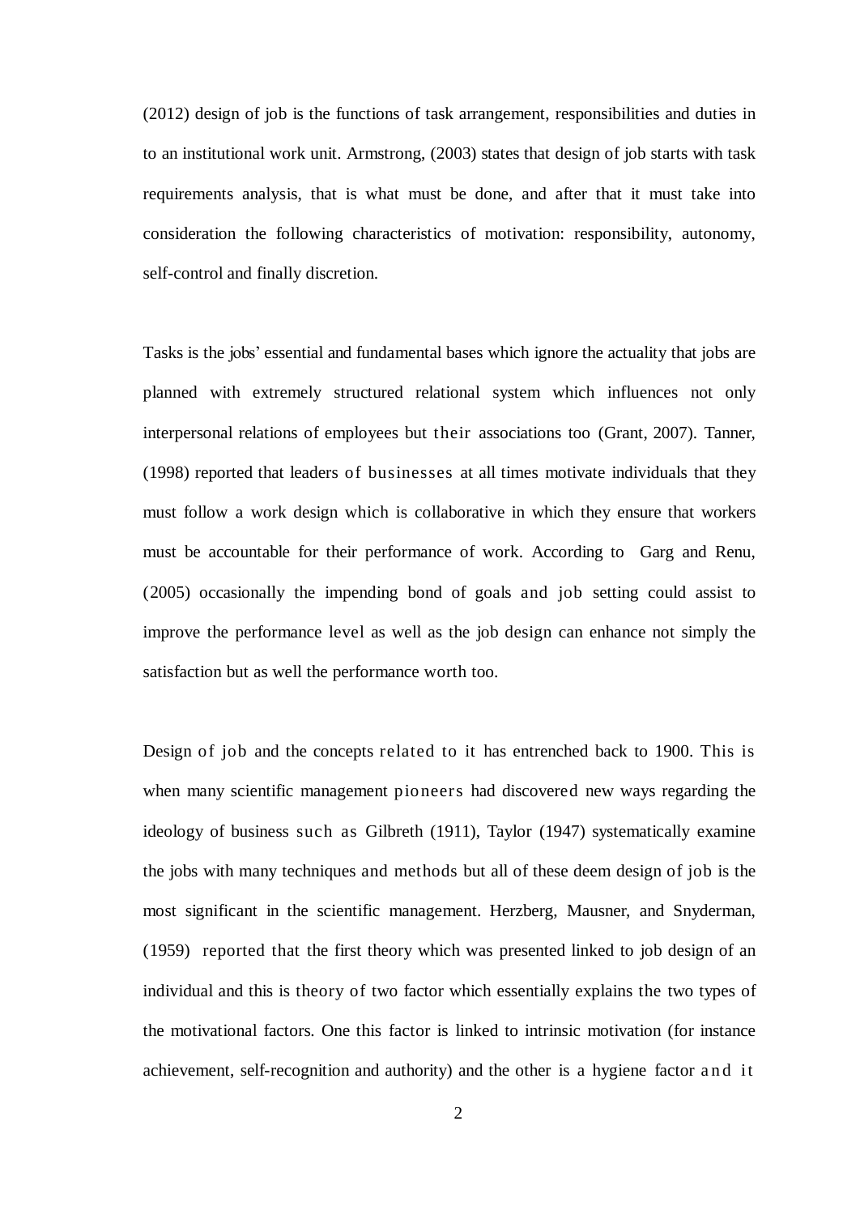(2012) design of job is the functions of task arrangement, responsibilities and duties in to an institutional work unit. Armstrong, (2003) states that design of job starts with task requirements analysis, that is what must be done, and after that it must take into consideration the following characteristics of motivation: responsibility, autonomy, self-control and finally discretion.

Tasks is the jobs' essential and fundamental bases which ignore the actuality that jobs are planned with extremely structured relational system which influences not only interpersonal relations of employees but their associations too (Grant, 2007). Tanner, (1998) reported that leaders of businesses at all times motivate individuals that they must follow a work design which is collaborative in which they ensure that workers must be accountable for their performance of work. According to Garg and Renu, (2005) occasionally the impending bond of goals and job setting could assist to improve the performance level as well as the job design can enhance not simply the satisfaction but as well the performance worth too.

Design of job and the concepts related to it has entrenched back to 1900. This is when many scientific management pioneers had discovered new ways regarding the ideology of business such as Gilbreth (1911), Taylor (1947) systematically examine the jobs with many techniques and methods but all of these deem design of job is the most significant in the scientific management. Herzberg, Mausner, and Snyderman, (1959) reported that the first theory which was presented linked to job design of an individual and this is theory of two factor which essentially explains the two types of the motivational factors. One this factor is linked to intrinsic motivation (for instance achievement, self-recognition and authority) and the other is a hygiene factor and it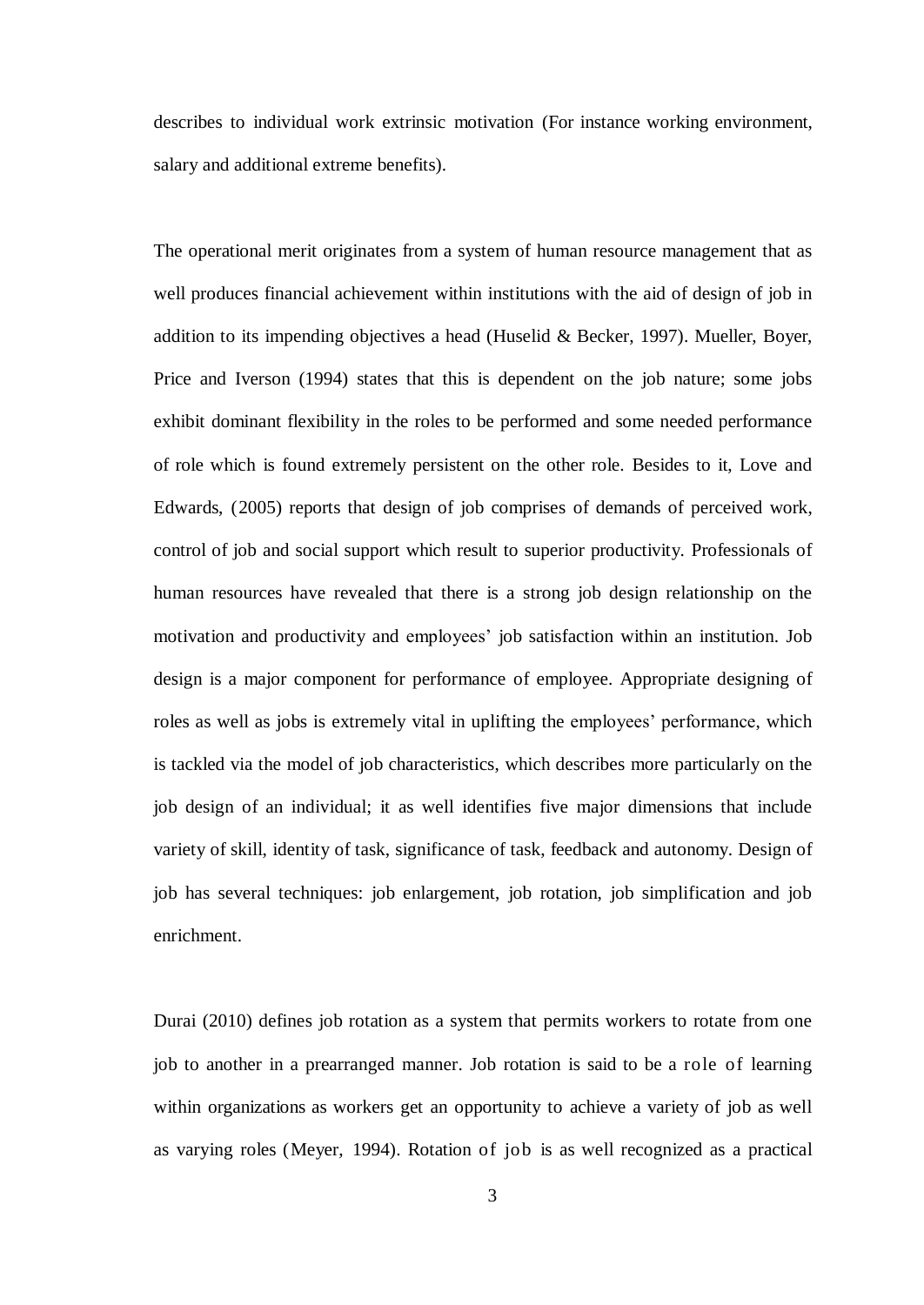describes to individual work extrinsic motivation (For instance working environment, salary and additional extreme benefits).

The operational merit originates from a system of human resource management that as well produces financial achievement within institutions with the aid of design of job in addition to its impending objectives a head (Huselid & Becker, 1997). Mueller, Boyer, Price and Iverson (1994) states that this is dependent on the job nature; some jobs exhibit dominant flexibility in the roles to be performed and some needed performance of role which is found extremely persistent on the other role. Besides to it, Love and Edwards, (2005) reports that design of job comprises of demands of perceived work, control of job and social support which result to superior productivity. Professionals of human resources have revealed that there is a strong job design relationship on the motivation and productivity and employees' job satisfaction within an institution. Job design is a major component for performance of employee. Appropriate designing of roles as well as jobs is extremely vital in uplifting the employees' performance, which is tackled via the model of job characteristics, which describes more particularly on the job design of an individual; it as well identifies five major dimensions that include variety of skill, identity of task, significance of task, feedback and autonomy. Design of job has several techniques: job enlargement, job rotation, job simplification and job enrichment.

Durai (2010) defines job rotation as a system that permits workers to rotate from one job to another in a prearranged manner. Job rotation is said to be a role of learning within organizations as workers get an opportunity to achieve a variety of job as well as varying roles (Meyer, 1994). Rotation of job is as well recognized as a practical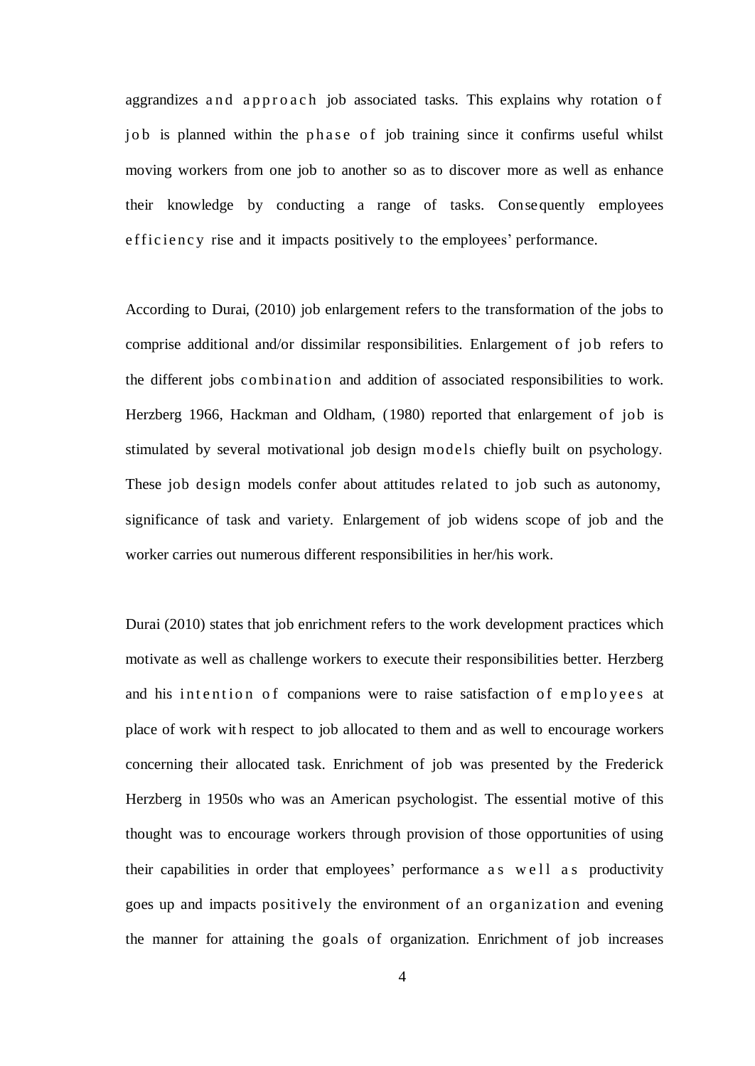aggrandizes and approach job associated tasks. This explains why rotation of job is planned within the phase of job training since it confirms useful whilst moving workers from one job to another so as to discover more as well as enhance their knowledge by conducting a range of tasks. Consequently employees efficiency rise and it impacts positively to the employees' performance.

According to Durai, (2010) job enlargement refers to the transformation of the jobs to comprise additional and/or dissimilar responsibilities. Enlargement of job refers to the different jobs combination and addition of associated responsibilities to work. Herzberg 1966, Hackman and Oldham, (1980) reported that enlargement of job is stimulated by several motivational job design models chiefly built on psychology. These job design models confer about attitudes related to job such as autonomy, significance of task and variety. Enlargement of job widens scope of job and the worker carries out numerous different responsibilities in her/his work.

Durai (2010) states that job enrichment refers to the work development practices which motivate as well as challenge workers to execute their responsibilities better. Herzberg and his intention of companions were to raise satisfaction of employees at place of work with respect to job allocated to them and as well to encourage workers concerning their allocated task. Enrichment of job was presented by the Frederick Herzberg in 1950s who was an American psychologist. The essential motive of this thought was to encourage workers through provision of those opportunities of using their capabilities in order that employees' performance as well as productivity goes up and impacts positively the environment of an organization and evening the manner for attaining the goals of organization. Enrichment of job increases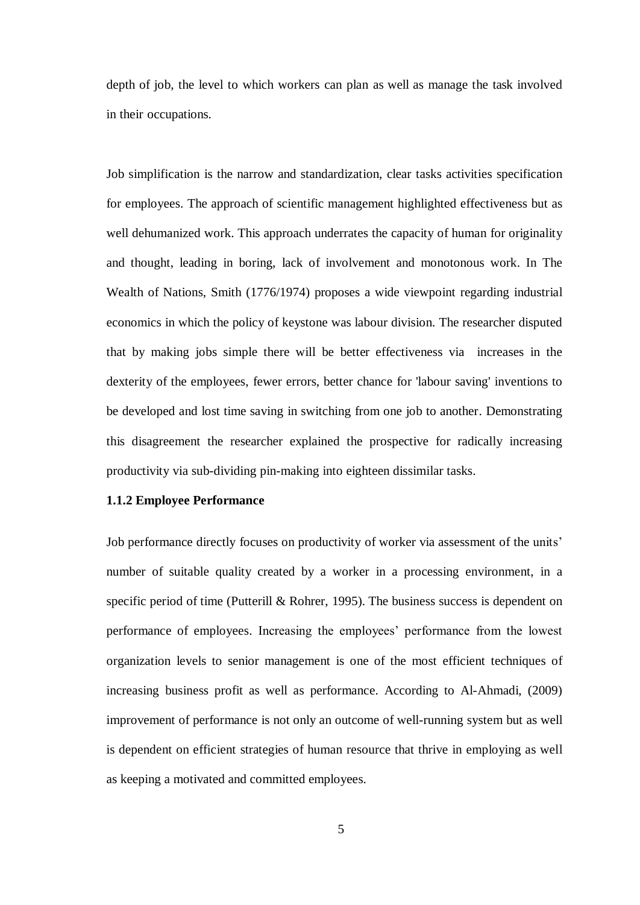depth of job, the level to which workers can plan as well as manage the task involved in their occupations.

Job simplification is the narrow and standardization, clear tasks activities specification for employees. The approach of scientific management highlighted effectiveness but as well dehumanized work. This approach underrates the capacity of human for originality and thought, leading in boring, lack of involvement and monotonous work. In The Wealth of Nations, Smith (1776/1974) proposes a wide viewpoint regarding industrial economics in which the policy of keystone was labour division. The researcher disputed that by making jobs simple there will be better effectiveness via increases in the dexterity of the employees, fewer errors, better chance for 'labour saving' inventions to be developed and lost time saving in switching from one job to another. Demonstrating this disagreement the researcher explained the prospective for radically increasing productivity via sub-dividing pin-making into eighteen dissimilar tasks.

### 1.1.2 Employee Performance

Job performance directly focuses on productivity of worker via assessment of the units' number of suitable quality created by a worker in a processing environment, in a specific period of time (Putterill & Rohrer, 1995). The business success is dependent on performance of employees. Increasing the employees' performance from the lowest organization levels to senior management is one of the most efficient techniques of increasing business profit as well as performance. According to Al-Ahmadi, (2009) improvement of performance is not only an outcome of well-running system but as well is dependent on efficient strategies of human resource that thrive in employing as well as keeping a motivated and committed employees.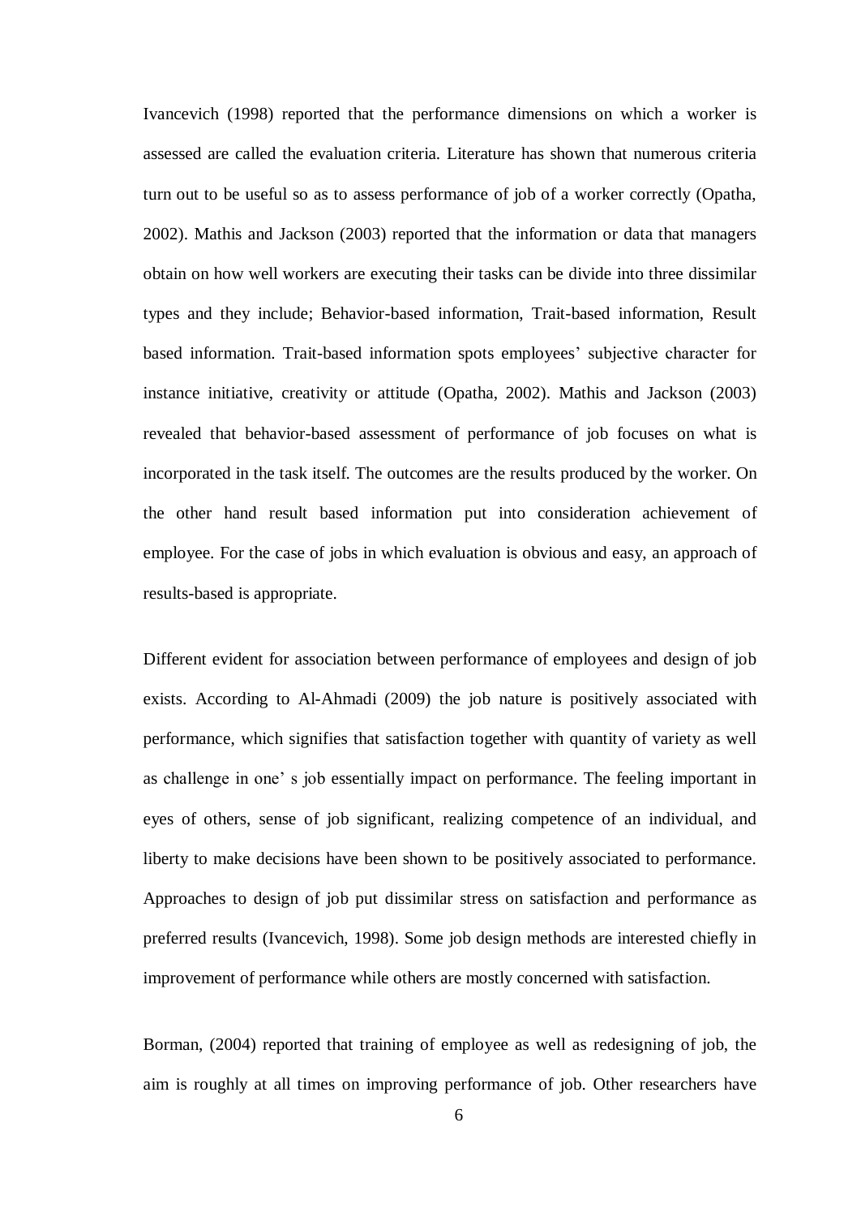Ivancevich (1998) reported that the performance dimensions on which a worker is assessed are called the evaluation criteria. Literature has shown that numerous criteria turn out to be useful so as to assess performance of job of a worker correctly (Opatha, 2002). Mathis and Jackson (2003) reported that the information or data that managers obtain on how well workers are executing their tasks can be divide into three dissimilar types and they include; Behavior-based information, Trait-based information, Result based information. Trait-based information spots employees' subjective character for instance initiative, creativity or attitude (Opatha, 2002). Mathis and Jackson (2003) revealed that behavior-based assessment of performance of job focuses on what is incorporated in the task itself. The outcomes are the results produced by the worker. On the other hand result based information put into consideration achievement of employee. For the case of jobs in which evaluation is obvious and easy, an approach of results-based is appropriate.

Different evident for association between performance of employees and design of job exists. According to Al-Ahmadi (2009) the job nature is positively associated with performance, which signifies that satisfaction together with quantity of variety as well as challenge in one' s job essentially impact on performance. The feeling important in eyes of others, sense of job significant, realizing competence of an individual, and liberty to make decisions have been shown to be positively associated to performance. Approaches to design of job put dissimilar stress on satisfaction and performance as preferred results (Ivancevich, 1998). Some job design methods are interested chiefly in improvement of performance while others are mostly concerned with satisfaction.

Borman, (2004) reported that training of employee as well as redesigning of job, the aim is roughly at all times on improving performance of job. Other researchers have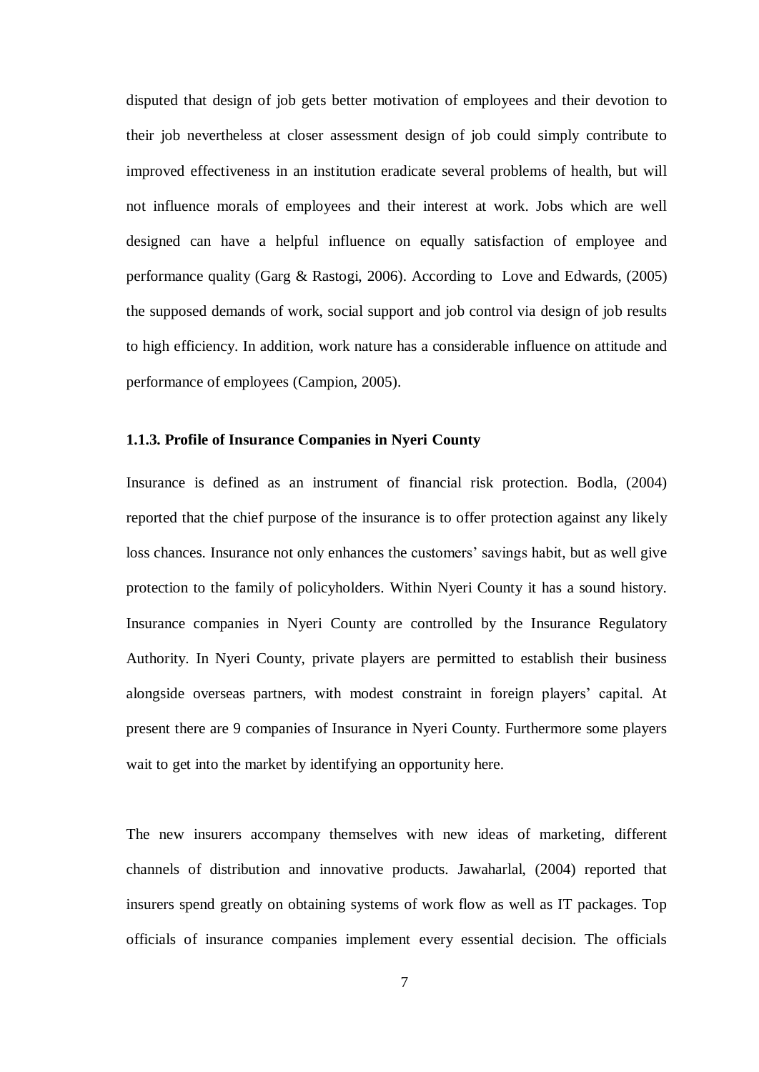disputed that design of job gets better motivation of employees and their devotion to their job nevertheless at closer assessment design of job could simply contribute to improved effectiveness in an institution eradicate several problems of health, but will not influence morals of employees and their interest at work. Jobs which are well designed can have a helpful influence on equally satisfaction of employee and performance quality (Garg & Rastogi, 2006). According to Love and Edwards, (2005) the supposed demands of work, social support and job control via design of job results to high efficiency. In addition, work nature has a considerable influence on attitude and performance of employees (Campion, 2005).

### 1.1.3. Profile of Insurance Companies in Nyeri County

Insurance is defined as an instrument of financial risk protection. Bodla, (2004) reported that the chief purpose of the insurance is to offer protection against any likely loss chances. Insurance not only enhances the customers' savings habit, but as well give protection to the family of policyholders. Within Nyeri County it has a sound history. Insurance companies in Nyeri County are controlled by the Insurance Regulatory Authority. In Nyeri County, private players are permitted to establish their business alongside overseas partners, with modest constraint in foreign players' capital. At present there are 9 companies of Insurance in Nyeri County. Furthermore some players wait to get into the market by identifying an opportunity here.

The new insurers accompany themselves with new ideas of marketing, different channels of distribution and innovative products. Jawaharlal, (2004) reported that insurers spend greatly on obtaining systems of work flow as well as IT packages. Top officials of insurance companies implement every essential decision. The officials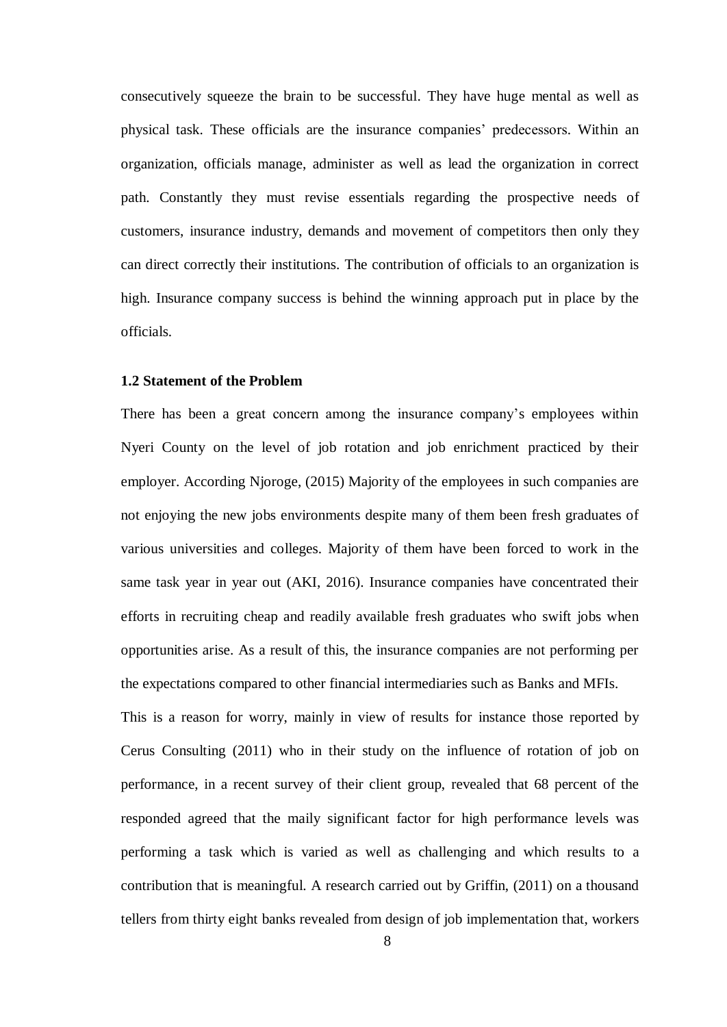consecutively squeeze the brain to be successful. They have huge mental as well as physical task. These officials are the insurance companies' predecessors. Within an organization, officials manage, administer as well as lead the organization in correct path. Constantly they must revise essentials regarding the prospective needs of customers, insurance industry, demands and movement of competitors then only they can direct correctly their institutions. The contribution of officials to an organization is high. Insurance company success is behind the winning approach put in place by the officials.

### 1.2 Statement of the Problem

There has been a great concern among the insurance company's employees within Nyeri County on the level of job rotation and job enrichment practiced by their employer. According Njoroge, (2015) Majority of the employees in such companies are not enjoying the new jobs environments despite many of them been fresh graduates of various universities and colleges. Majority of them have been forced to work in the same task year in year out (AKI, 2016). Insurance companies have concentrated their efforts in recruiting cheap and readily available fresh graduates who swift jobs when opportunities arise. As a result of this, the insurance companies are not performing per the expectations compared to other financial intermediaries such as Banks and MFIs.

This is a reason for worry, mainly in view of results for instance those reported by Cerus Consulting (2011) who in their study on the influence of rotation of job on performance, in a recent survey of their client group, revealed that 68 percent of the responded agreed that the maily significant factor for high performance levels was performing a task which is varied as well as challenging and which results to a contribution that is meaningful. A research carried out by Griffin, (2011) on a thousand tellers from thirty eight banks revealed from design of job implementation that, workers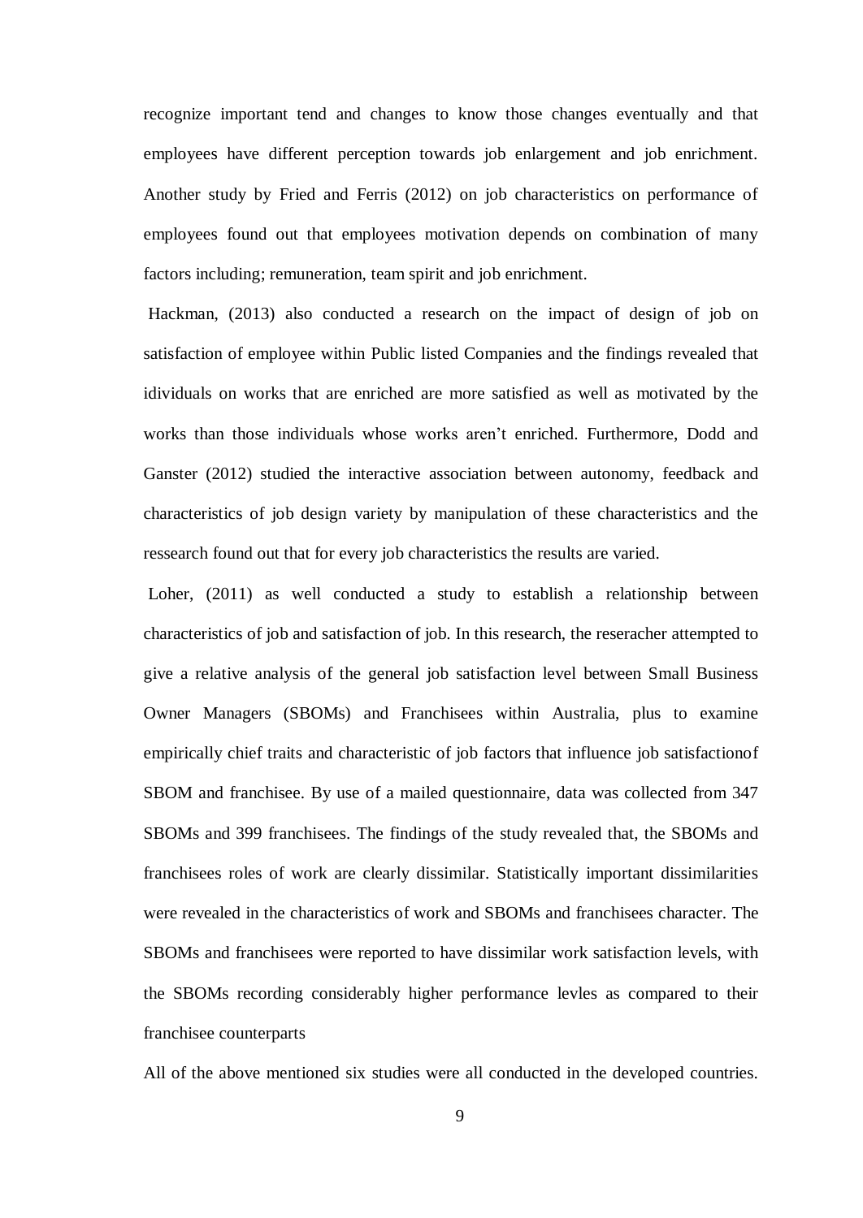recognize important tend and changes to know those changes eventually and that employees have different perception towards job enlargement and job enrichment. Another study by Fried and Ferris (2012) on job characteristics on performance of employees found out that employees motivation depends on combination of many factors including; remuneration, team spirit and job enrichment.

Hackman, (2013) also conducted a research on the impact of design of job on satisfaction of employee within Public listed Companies and the findings revealed that idividuals on works that are enriched are more satisfied as well as motivated by the works than those individuals whose works aren't enriched. Furthermore, Dodd and Ganster (2012) studied the interactive association between autonomy, feedback and characteristics of job design variety by manipulation of these characteristics and the ressearch found out that for every job characteristics the results are varied.

Loher, (2011) as well conducted a study to establish a relationship between characteristics of job and satisfaction of job. In this research, the reseracher attempted to give a relative analysis of the general job satisfaction level between Small Business Owner Managers (SBOMs) and Franchisees within Australia, plus to examine empirically chief traits and characteristic of job factors that influence job satisfactionof SBOM and franchisee. By use of a mailed questionnaire, data was collected from 347 SBOMs and 399 franchisees. The findings of the study revealed that, the SBOMs and franchisees roles of work are clearly dissimilar. Statistically important dissimilarities were revealed in the characteristics of work and SBOMs and franchisees character. The SBOMs and franchisees were reported to have dissimilar work satisfaction levels, with the SBOMs recording considerably higher performance levles as compared to their franchisee counterparts

All of the above mentioned six studies were all conducted in the developed countries.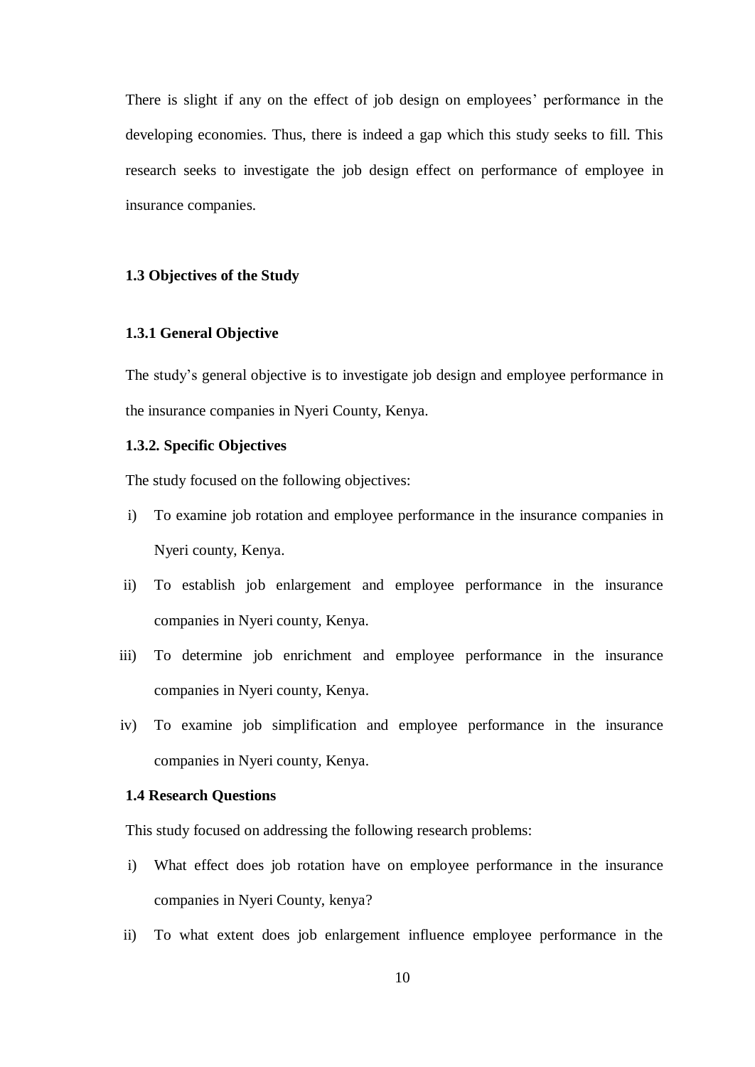There is slight if any on the effect of job design on employees' performance in the developing economies. Thus, there is indeed a gap which this study seeks to fill. This research seeks to investigate the job design effect on performance of employee in insurance companies.

## 1.3 Objectives of the Study

### 1.3.1 General Objective

The study's general objective is to investigate job design and employee performance in the insurance companies in Nyeri County, Kenya.

### 1.3.2. Specific Objectives

The study focused on the following objectives:

i) To examine job rotation and employee performance in the insurance companies in Nyeri county, Kenya.

ii) To establish job enlargement and employee performance in the insurance companies in Nyeri county, Kenya.

iii) To determine job enrichment and employee performance in the insurance companies in Nyeri county, Kenya.

iv) To examine job simplification and employee performance in the insurance companies in Nyeri county, Kenya.

## 1.4 Research Questions

This study focused on addressing the following research problems:

i) What effect does job rotation have on employee performance in the insurance companies in Nyeri County, kenya?

ii) To what extent does job enlargement influence employee performance in the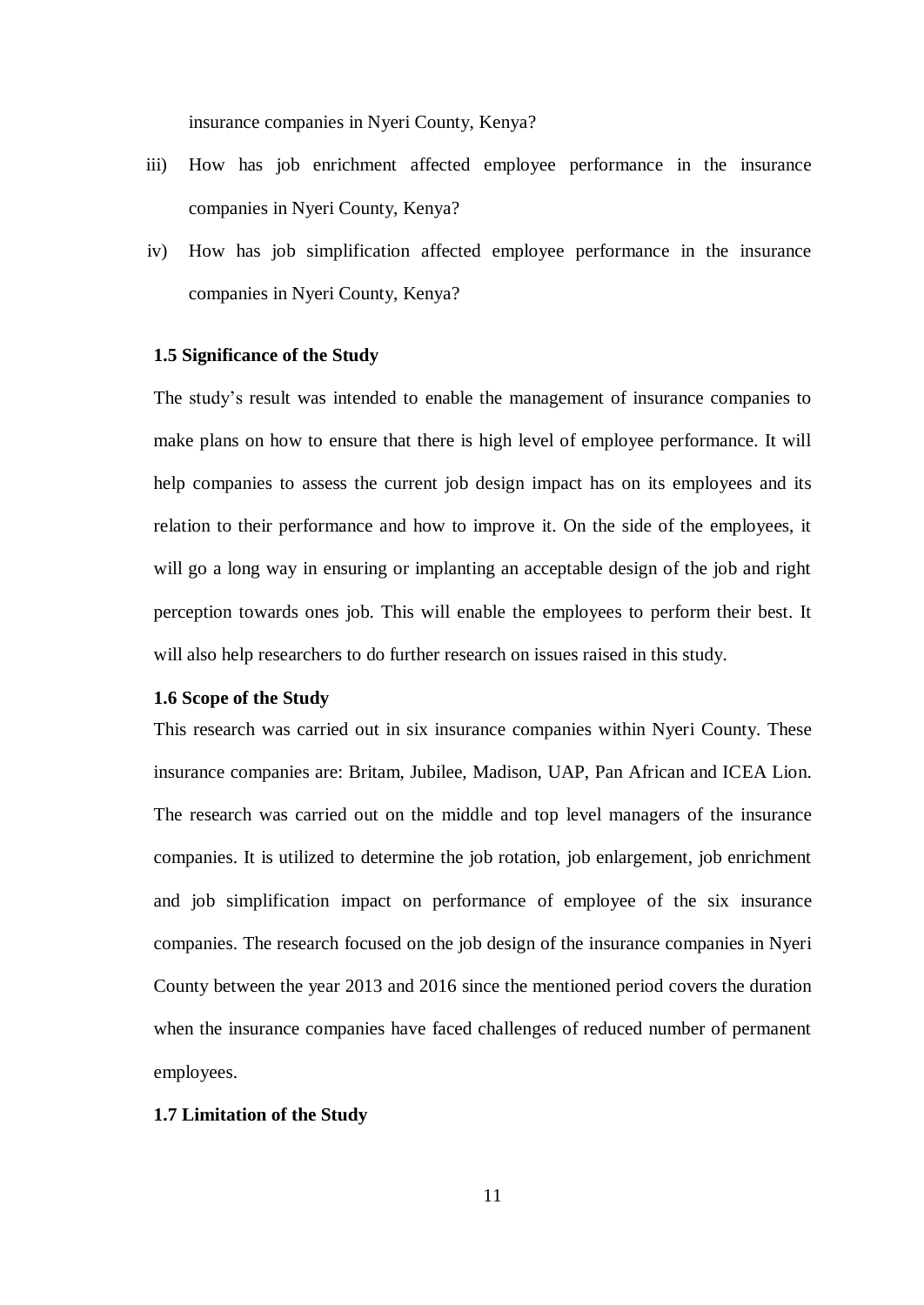insurance companies in Nyeri County, Kenya?

iii) How has job enrichment affected employee performance in the insurance companies in Nyeri County, Kenya?

iv) How has job simplification affected employee performance in the insurance companies in Nyeri County, Kenya?

### 1.5 Significance of the Study

The study's result was intended to enable the management of insurance companies to make plans on how to ensure that there is high level of employee performance. It will help companies to assess the current job design impact has on its employees and its relation to their performance and how to improve it. On the side of the employees, it will go a long way in ensuring or implanting an acceptable design of the job and right perception towards ones job. This will enable the employees to perform their best. It will also help researchers to do further research on issues raised in this study.

### 1.6 Scope of the Study

This research was carried out in six insurance companies within Nyeri County. These insurance companies are: Britam, Jubilee, Madison, UAP, Pan African and ICEA Lion. The research was carried out on the middle and top level managers of the insurance companies. It is utilized to determine the job rotation, job enlargement, job enrichment and job simplification impact on performance of employee of the six insurance companies. The research focused on the job design of the insurance companies in Nyeri County between the year 2013 and 2016 since the mentioned period covers the duration when the insurance companies have faced challenges of reduced number of permanent employees.

### 1.7 Limitation of the Study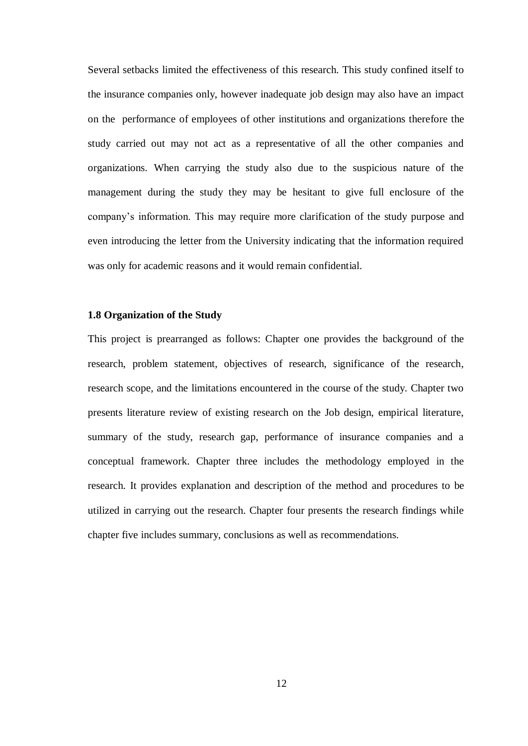Several setbacks limited the effectiveness of this research. This study confined itself to the insurance companies only, however inadequate job design may also have an impact on the performance of employees of other institutions and organizations therefore the study carried out may not act as a representative of all the other companies and organizations. When carrying the study also due to the suspicious nature of the management during the study they may be hesitant to give full enclosure of the company's information. This may require more clarification of the study purpose and even introducing the letter from the University indicating that the information required was only for academic reasons and it would remain confidential.

### 1.8 Organization of the Study

This project is prearranged as follows: Chapter one provides the background of the research, problem statement, objectives of research, significance of the research, research scope, and the limitations encountered in the course of the study. Chapter two presents literature review of existing research on the Job design, empirical literature, summary of the study, research gap, performance of insurance companies and a conceptual framework. Chapter three includes the methodology employed in the research. It provides explanation and description of the method and procedures to be utilized in carrying out the research. Chapter four presents the research findings while chapter five includes summary, conclusions as well as recommendations.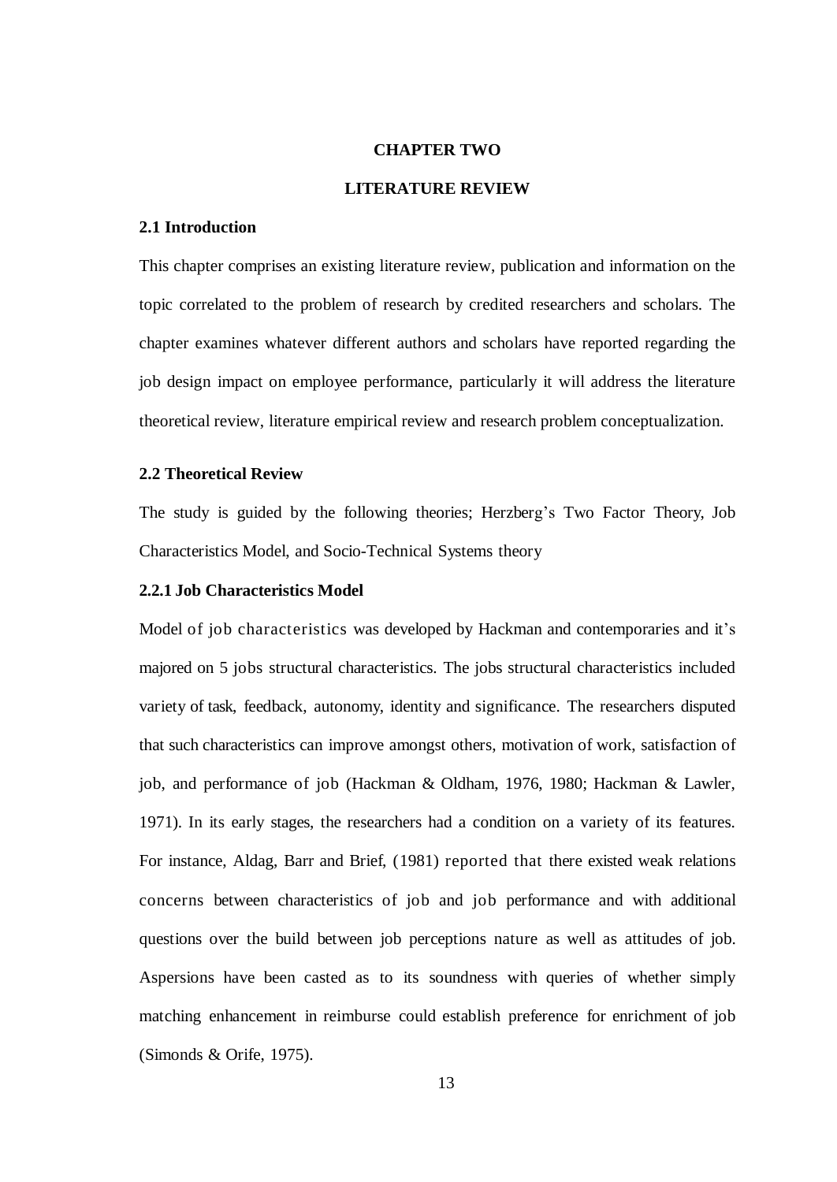# CHAPTER TWO

# LITERATURE REVIEW

## 2.1 Introduction

This chapter comprises an existing literature review, publication and information on the topic correlated to the problem of research by credited researchers and scholars. The chapter examines whatever different authors and scholars have reported regarding the job design impact on employee performance, particularly it will address the literature theoretical review, literature empirical review and research problem conceptualization.

## 2.2 Theoretical Review

The study is guided by the following theories; Herzberg's Two Factor Theory, Job Characteristics Model, and Socio-Technical Systems theory

### 2.2.1 Job Characteristics Model

Model of job characteristics was developed by Hackman and contemporaries and it's majored on 5 jobs structural characteristics. The jobs structural characteristics included variety of task, feedback, autonomy, identity and significance. The researchers disputed that such characteristics can improve amongst others, motivation of work, satisfaction of job, and performance of job (Hackman & Oldham, 1976, 1980; Hackman & Lawler, 1971). In its early stages, the researchers had a condition on a variety of its features. For instance, Aldag, Barr and Brief, (1981) reported that there existed weak relations concerns between characteristics of job and job performance and with additional questions over the build between job perceptions nature as well as attitudes of job. Aspersions have been casted as to its soundness with queries of whether simply matching enhancement in reimburse could establish preference for enrichment of job (Simonds & Orife, 1975).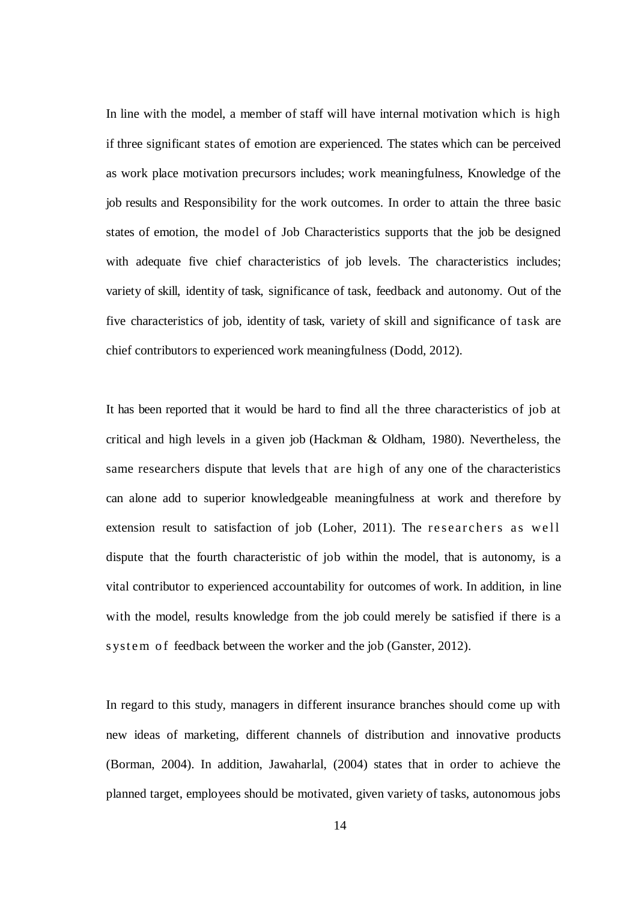In line with the model, a member of staff will have internal motivation which is high if three significant states of emotion are experienced. The states which can be perceived as work place motivation precursors includes; work meaningfulness, Knowledge of the job results and Responsibility for the work outcomes. In order to attain the three basic states of emotion, the model of Job Characteristics supports that the job be designed with adequate five chief characteristics of job levels. The characteristics includes; variety of skill, identity of task, significance of task, feedback and autonomy. Out of the five characteristics of job, identity of task, variety of skill and significance of task are chief contributors to experienced work meaningfulness (Dodd, 2012).

It has been reported that it would be hard to find all the three characteristics of job at critical and high levels in a given job (Hackman & Oldham, 1980). Nevertheless, the same researchers dispute that levels that are high of any one of the characteristics can alone add to superior knowledgeable meaningfulness at work and therefore by extension result to satisfaction of job (Loher, 2011). The researchers as well dispute that the fourth characteristic of job within the model, that is autonomy, is a vital contributor to experienced accountability for outcomes of work. In addition, in line with the model, results knowledge from the job could merely be satisfied if there is a system of feedback between the worker and the job (Ganster, 2012).

In regard to this study, managers in different insurance branches should come up with new ideas of marketing, different channels of distribution and innovative products (Borman, 2004). In addition, Jawaharlal, (2004) states that in order to achieve the planned target, employees should be motivated, given variety of tasks, autonomous jobs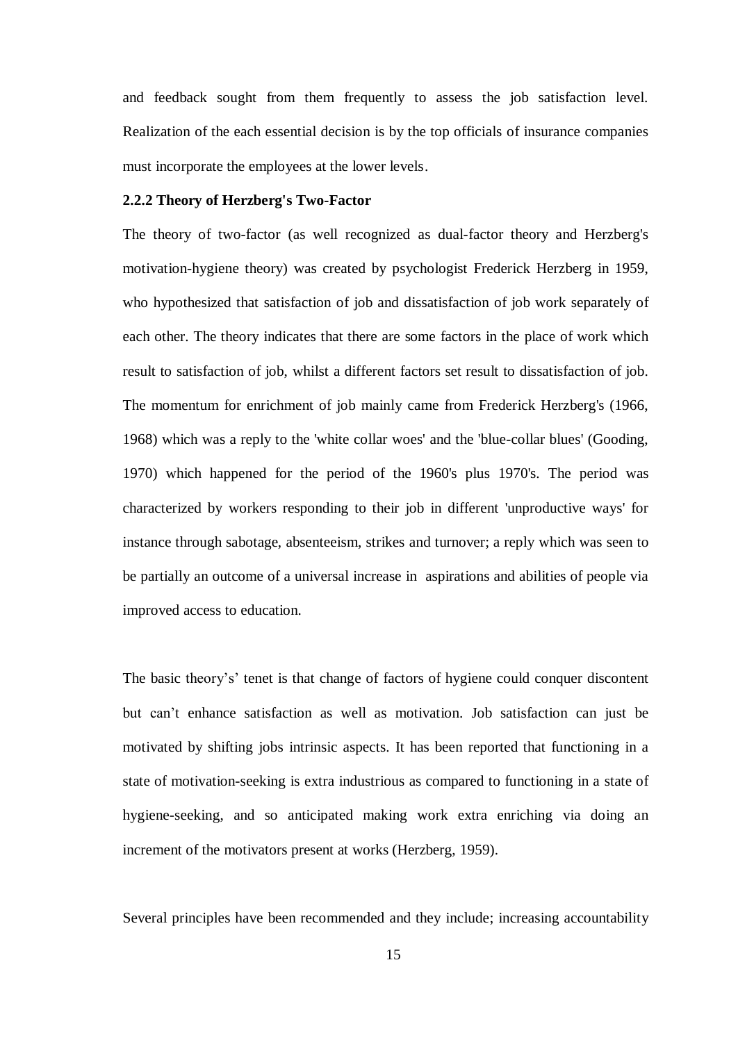and feedback sought from them frequently to assess the job satisfaction level. Realization of the each essential decision is by the top officials of insurance companies must incorporate the employees at the lower levels.

### 2.2.2 Theory of Herzberg's Two-Factor

The theory of two-factor (as well recognized as dual-factor theory and Herzberg's motivation-hygiene theory) was created by psychologist Frederick Herzberg in 1959, who hypothesized that satisfaction of job and dissatisfaction of job work separately of each other. The theory indicates that there are some factors in the place of work which result to satisfaction of job, whilst a different factors set result to dissatisfaction of job. The momentum for enrichment of job mainly came from Frederick Herzberg's (1966, 1968) which was a reply to the 'white collar woes' and the 'blue-collar blues' (Gooding, 1970) which happened for the period of the 1960's plus 1970's. The period was characterized by workers responding to their job in different 'unproductive ways' for instance through sabotage, absenteeism, strikes and turnover; a reply which was seen to be partially an outcome of a universal increase in aspirations and abilities of people via improved access to education.

The basic theory's' tenet is that change of factors of hygiene could conquer discontent but can't enhance satisfaction as well as motivation. Job satisfaction can just be motivated by shifting jobs intrinsic aspects. It has been reported that functioning in a state of motivation-seeking is extra industrious as compared to functioning in a state of hygiene-seeking, and so anticipated making work extra enriching via doing an increment of the motivators present at works (Herzberg, 1959).

Several principles have been recommended and they include; increasing accountability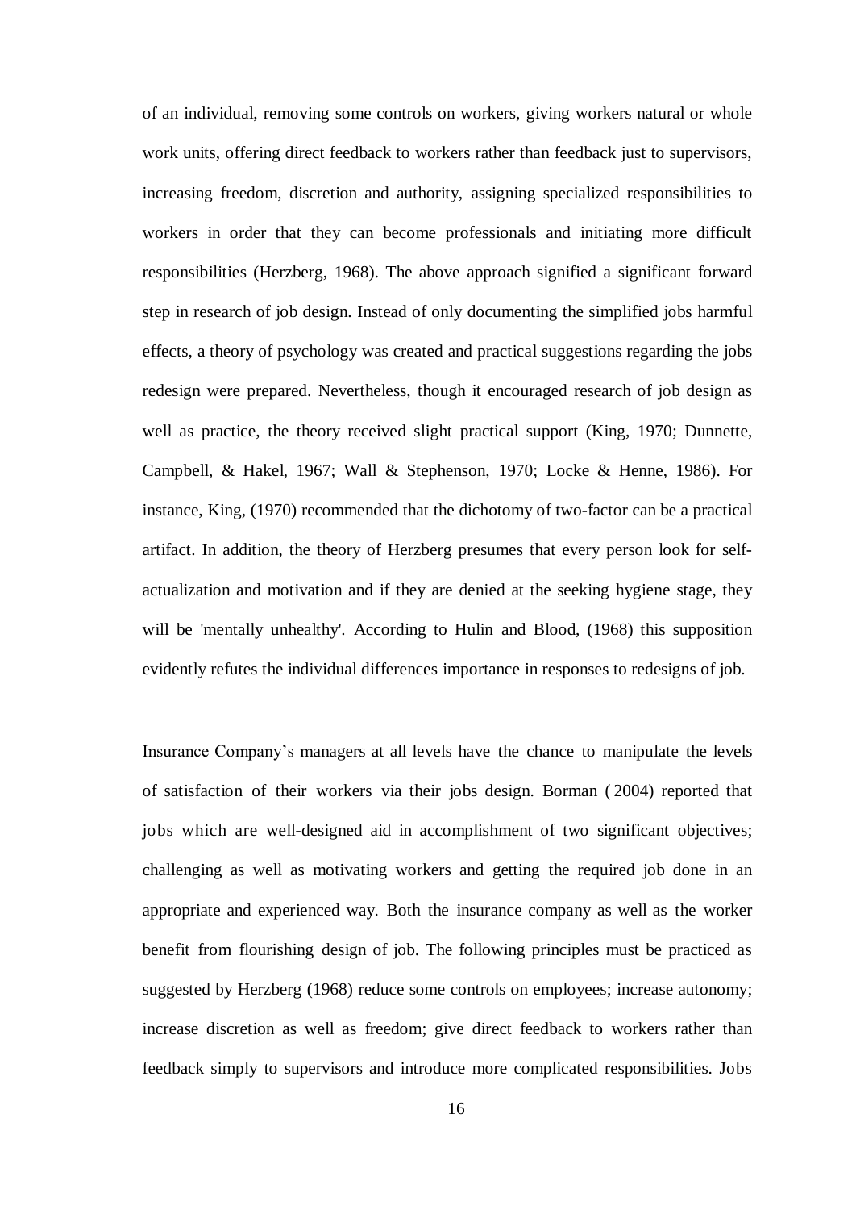of an individual, removing some controls on workers, giving workers natural or whole work units, offering direct feedback to workers rather than feedback just to supervisors, increasing freedom, discretion and authority, assigning specialized responsibilities to workers in order that they can become professionals and initiating more difficult responsibilities (Herzberg, 1968). The above approach signified a significant forward step in research of job design. Instead of only documenting the simplified jobs harmful effects, a theory of psychology was created and practical suggestions regarding the jobs redesign were prepared. Nevertheless, though it encouraged research of job design as well as practice, the theory received slight practical support (King, 1970; Dunnette, Campbell, & Hakel, 1967; Wall & Stephenson, 1970; Locke & Henne, 1986). For instance, King, (1970) recommended that the dichotomy of two-factor can be a practical artifact. In addition, the theory of Herzberg presumes that every person look for self-actualization and motivation and if they are denied at the seeking hygiene stage, they will be 'mentally unhealthy'. According to Hulin and Blood, (1968) this supposition evidently refutes the individual differences importance in responses to redesigns of job.

Insurance Company's managers at all levels have the chance to manipulate the levels of satisfaction of their workers via their jobs design. Borman ( 2004) reported that jobs which are well-designed aid in accomplishment of two significant objectives; challenging as well as motivating workers and getting the required job done in an appropriate and experienced way. Both the insurance company as well as the worker benefit from flourishing design of job. The following principles must be practiced as suggested by Herzberg (1968) reduce some controls on employees; increase autonomy; increase discretion as well as freedom; give direct feedback to workers rather than feedback simply to supervisors and introduce more complicated responsibilities. Jobs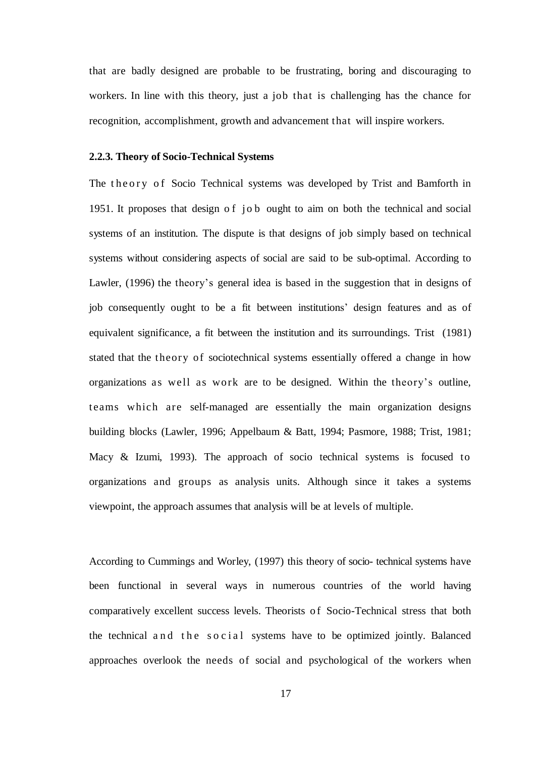that are badly designed are probable to be frustrating, boring and discouraging to workers. In line with this theory, just a job that is challenging has the chance for recognition, accomplishment, growth and advancement that will inspire workers.

### 2.2.3. Theory of Socio-Technical Systems

The theory of Socio Technical systems was developed by Trist and Bamforth in 1951. It proposes that design of job ought to aim on both the technical and social systems of an institution. The dispute is that designs of job simply based on technical systems without considering aspects of social are said to be sub-optimal. According to Lawler, (1996) the theory's general idea is based in the suggestion that in designs of job consequently ought to be a fit between institutions' design features and as of equivalent significance, a fit between the institution and its surroundings. Trist (1981) stated that the theory of sociotechnical systems essentially offered a change in how organizations as well as work are to be designed. Within the theory's outline, teams which are self-managed are essentially the main organization designs building blocks (Lawler, 1996; Appelbaum & Batt, 1994; Pasmore, 1988; Trist, 1981; Macy & Izumi, 1993). The approach of socio technical systems is focused to organizations and groups as analysis units. Although since it takes a systems viewpoint, the approach assumes that analysis will be at levels of multiple.

According to Cummings and Worley, (1997) this theory of socio- technical systems have been functional in several ways in numerous countries of the world having comparatively excellent success levels. Theorists of Socio-Technical stress that both the technical and the social systems have to be optimized jointly. Balanced approaches overlook the needs of social and psychological of the workers when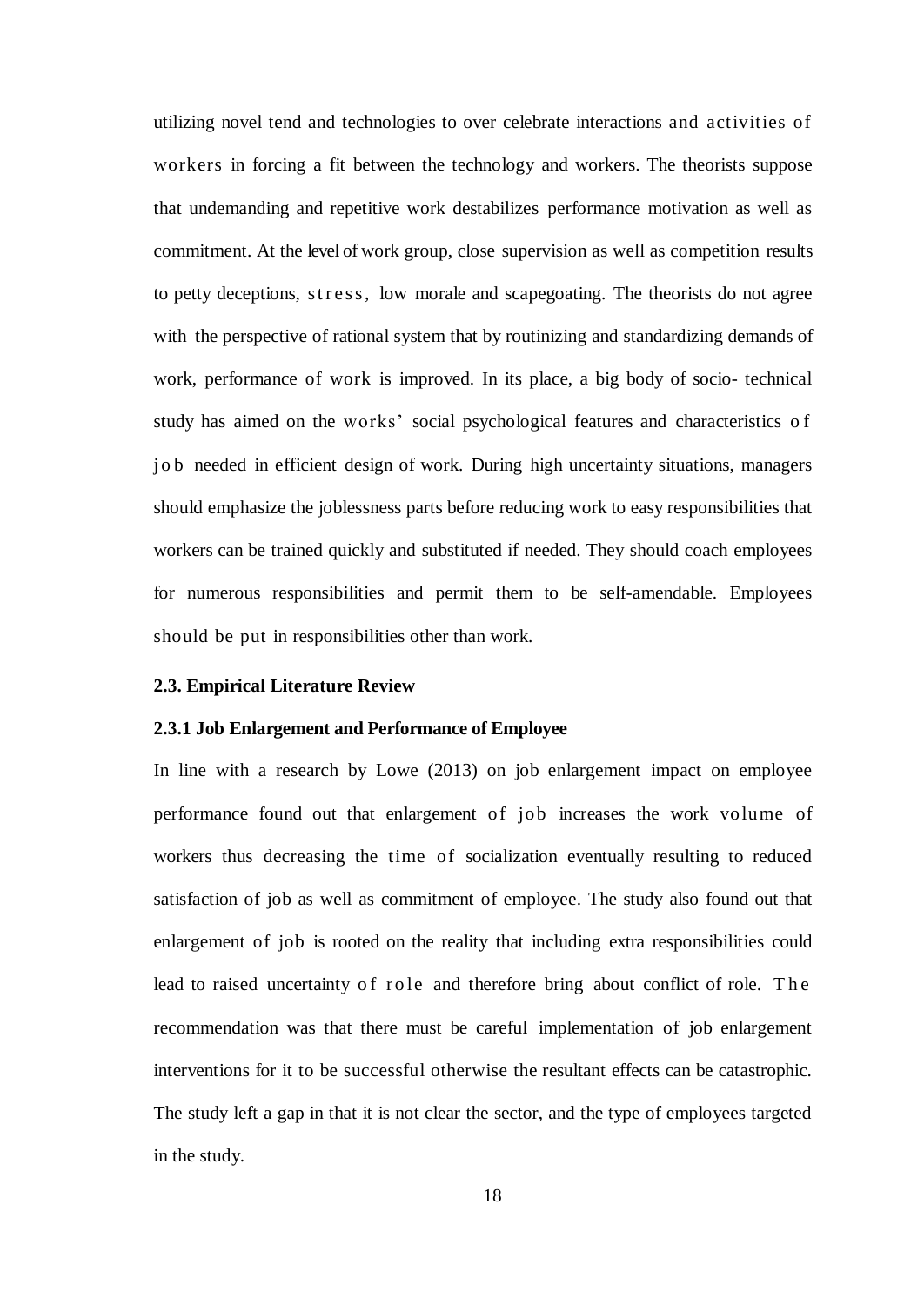utilizing novel tend and technologies to over celebrate interactions and activities of workers in forcing a fit between the technology and workers. The theorists suppose that undemanding and repetitive work destabilizes performance motivation as well as commitment. At the level of work group, close supervision as well as competition results to petty deceptions, stress, low morale and scapegoating. The theorists do not agree with the perspective of rational system that by routinizing and standardizing demands of work, performance of work is improved. In its place, a big body of socio- technical study has aimed on the works' social psychological features and characteristics of job needed in efficient design of work. During high uncertainty situations, managers should emphasize the joblessness parts before reducing work to easy responsibilities that workers can be trained quickly and substituted if needed. They should coach employees for numerous responsibilities and permit them to be self-amendable. Employees should be put in responsibilities other than work.

### 2.3. Empirical Literature Review

#### 2.3.1 Job Enlargement and Performance of Employee

In line with a research by Lowe (2013) on job enlargement impact on employee performance found out that enlargement of job increases the work volume of workers thus decreasing the time of socialization eventually resulting to reduced satisfaction of job as well as commitment of employee. The study also found out that enlargement of job is rooted on the reality that including extra responsibilities could lead to raised uncertainty of role and therefore bring about conflict of role. The recommendation was that there must be careful implementation of job enlargement interventions for it to be successful otherwise the resultant effects can be catastrophic. The study left a gap in that it is not clear the sector, and the type of employees targeted in the study.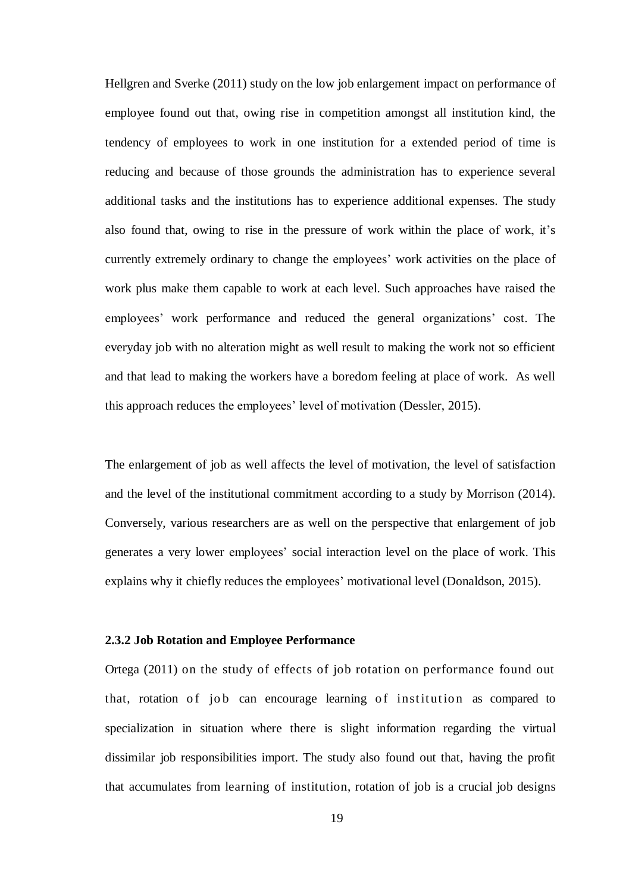Hellgren and Sverke (2011) study on the low job enlargement impact on performance of employee found out that, owing rise in competition amongst all institution kind, the tendency of employees to work in one institution for a extended period of time is reducing and because of those grounds the administration has to experience several additional tasks and the institutions has to experience additional expenses. The study also found that, owing to rise in the pressure of work within the place of work, it's currently extremely ordinary to change the employees' work activities on the place of work plus make them capable to work at each level. Such approaches have raised the employees' work performance and reduced the general organizations' cost. The everyday job with no alteration might as well result to making the work not so efficient and that lead to making the workers have a boredom feeling at place of work. As well this approach reduces the employees' level of motivation (Dessler, 2015).

The enlargement of job as well affects the level of motivation, the level of satisfaction and the level of the institutional commitment according to a study by Morrison (2014). Conversely, various researchers are as well on the perspective that enlargement of job generates a very lower employees' social interaction level on the place of work. This explains why it chiefly reduces the employees' motivational level (Donaldson, 2015).

### 2.3.2 Job Rotation and Employee Performance

Ortega (2011) on the study of effects of job rotation on performance found out that, rotation of job can encourage learning of institution as compared to specialization in situation where there is slight information regarding the virtual dissimilar job responsibilities import. The study also found out that, having the profit that accumulates from learning of institution, rotation of job is a crucial job designs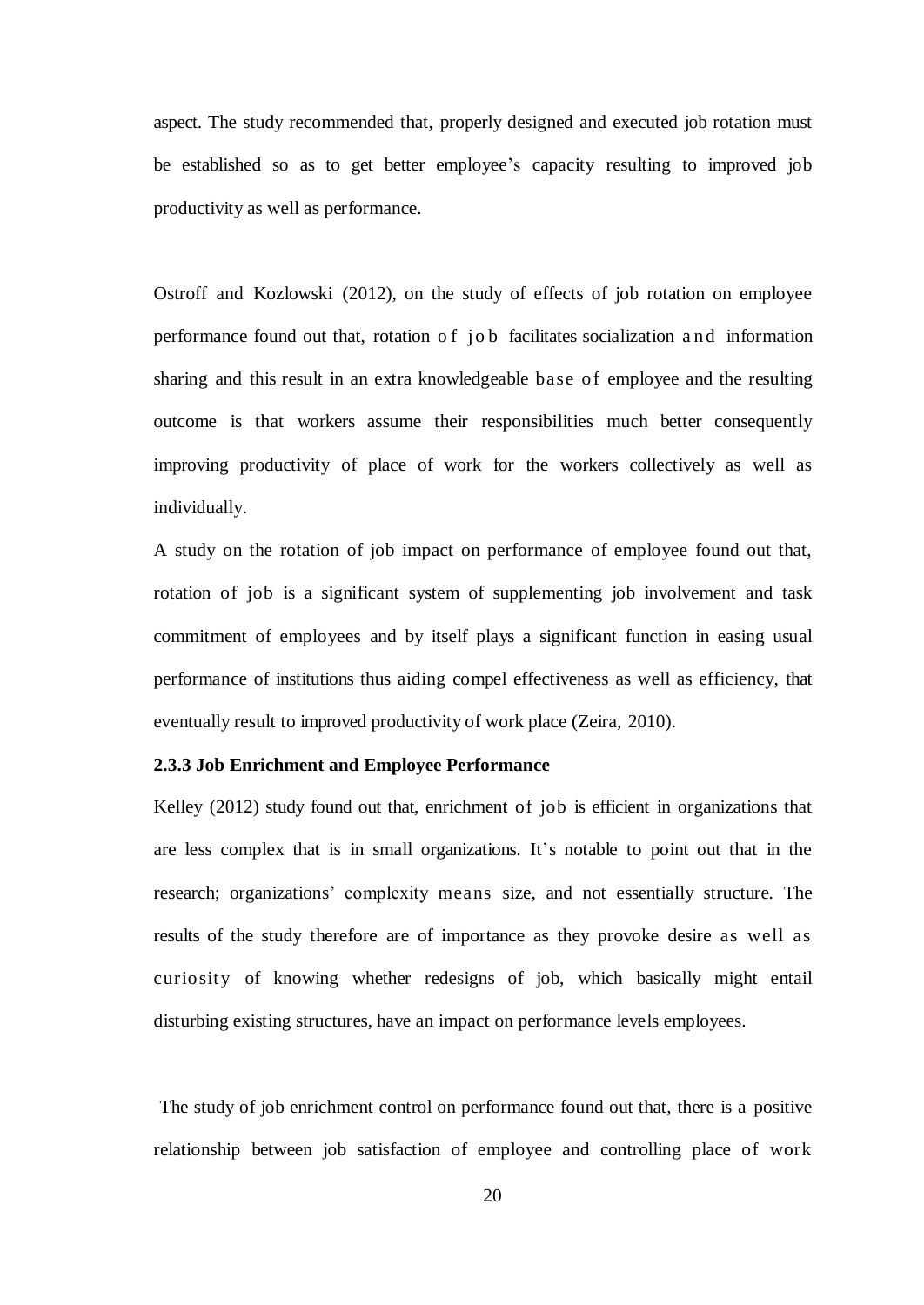aspect. The study recommended that, properly designed and executed job rotation must be established so as to get better employee's capacity resulting to improved job productivity as well as performance.

Ostroff and Kozlowski (2012), on the study of effects of job rotation on employee performance found out that, rotation of job facilitates socialization and information sharing and this result in an extra knowledgeable base of employee and the resulting outcome is that workers assume their responsibilities much better consequently improving productivity of place of work for the workers collectively as well as individually.

A study on the rotation of job impact on performance of employee found out that, rotation of job is a significant system of supplementing job involvement and task commitment of employees and by itself plays a significant function in easing usual performance of institutions thus aiding compel effectiveness as well as efficiency, that eventually result to improved productivity of work place (Zeira, 2010).

### 2.3.3 Job Enrichment and Employee Performance

Kelley (2012) study found out that, enrichment of job is efficient in organizations that are less complex that is in small organizations. It's notable to point out that in the research; organizations' complexity means size, and not essentially structure. The results of the study therefore are of importance as they provoke desire as well as curiosity of knowing whether redesigns of job, which basically might entail disturbing existing structures, have an impact on performance levels employees.

The study of job enrichment control on performance found out that, there is a positive relationship between job satisfaction of employee and controlling place of work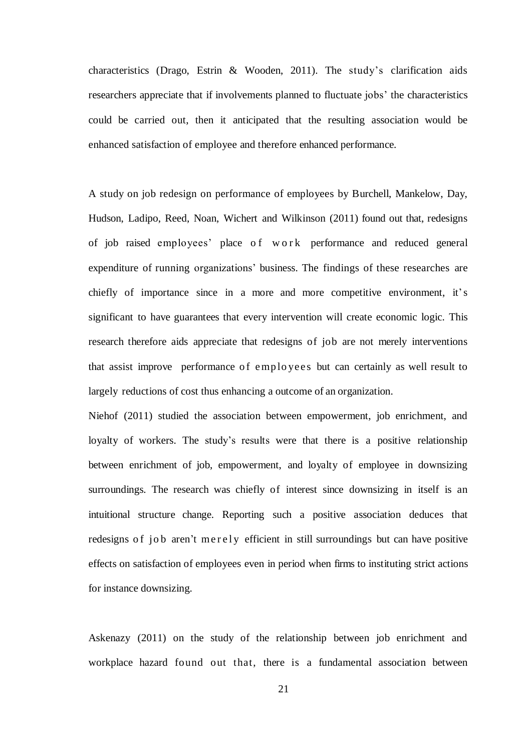characteristics (Drago, Estrin & Wooden, 2011). The study's clarification aids researchers appreciate that if involvements planned to fluctuate jobs' the characteristics could be carried out, then it anticipated that the resulting association would be enhanced satisfaction of employee and therefore enhanced performance.

A study on job redesign on performance of employees by Burchell, Mankelow, Day, Hudson, Ladipo, Reed, Noan, Wichert and Wilkinson (2011) found out that, redesigns of job raised employees' place of work performance and reduced general expenditure of running organizations' business. The findings of these researches are chiefly of importance since in a more and more competitive environment, it's significant to have guarantees that every intervention will create economic logic. This research therefore aids appreciate that redesigns of job are not merely interventions that assist improve performance of employees but can certainly as well result to largely reductions of cost thus enhancing a outcome of an organization.

Niehof (2011) studied the association between empowerment, job enrichment, and loyalty of workers. The study's results were that there is a positive relationship between enrichment of job, empowerment, and loyalty of employee in downsizing surroundings. The research was chiefly of interest since downsizing in itself is an intuitional structure change. Reporting such a positive association deduces that redesigns of job aren't merely efficient in still surroundings but can have positive effects on satisfaction of employees even in period when firms to instituting strict actions for instance downsizing.

Askenazy (2011) on the study of the relationship between job enrichment and workplace hazard found out that, there is a fundamental association between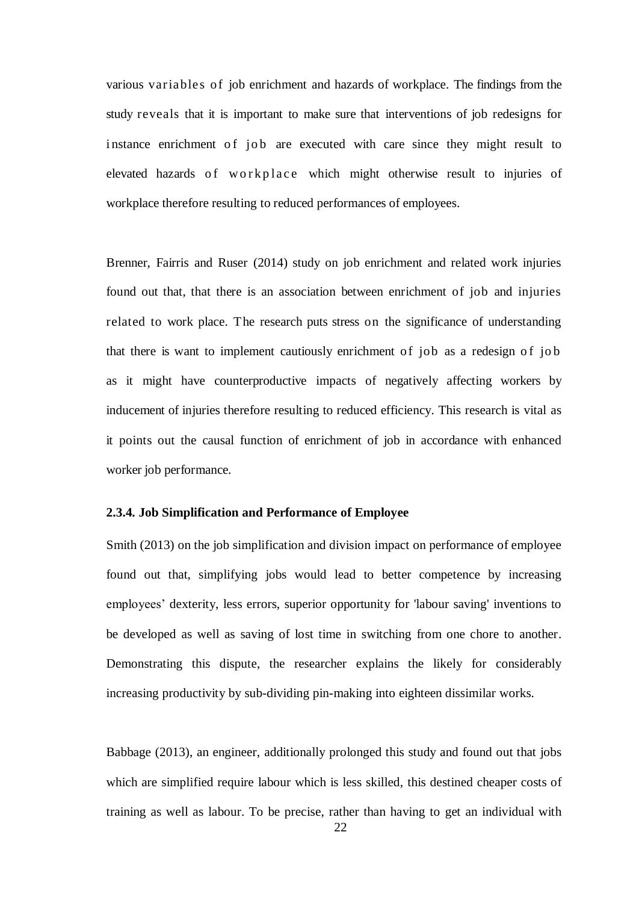various variables of job enrichment and hazards of workplace. The findings from the study reveals that it is important to make sure that interventions of job redesigns for instance enrichment of job are executed with care since they might result to elevated hazards of workplace which might otherwise result to injuries of workplace therefore resulting to reduced performances of employees.

Brenner, Fairris and Ruser (2014) study on job enrichment and related work injuries found out that, that there is an association between enrichment of job and injuries related to work place. The research puts stress on the significance of understanding that there is want to implement cautiously enrichment of job as a redesign of job as it might have counterproductive impacts of negatively affecting workers by inducement of injuries therefore resulting to reduced efficiency. This research is vital as it points out the causal function of enrichment of job in accordance with enhanced worker job performance.

#### 2.3.4. Job Simplification and Performance of Employee

Smith (2013) on the job simplification and division impact on performance of employee found out that, simplifying jobs would lead to better competence by increasing employees' dexterity, less errors, superior opportunity for 'labour saving' inventions to be developed as well as saving of lost time in switching from one chore to another. Demonstrating this dispute, the researcher explains the likely for considerably increasing productivity by sub-dividing pin-making into eighteen dissimilar works.

Babbage (2013), an engineer, additionally prolonged this study and found out that jobs which are simplified require labour which is less skilled, this destined cheaper costs of training as well as labour. To be precise, rather than having to get an individual with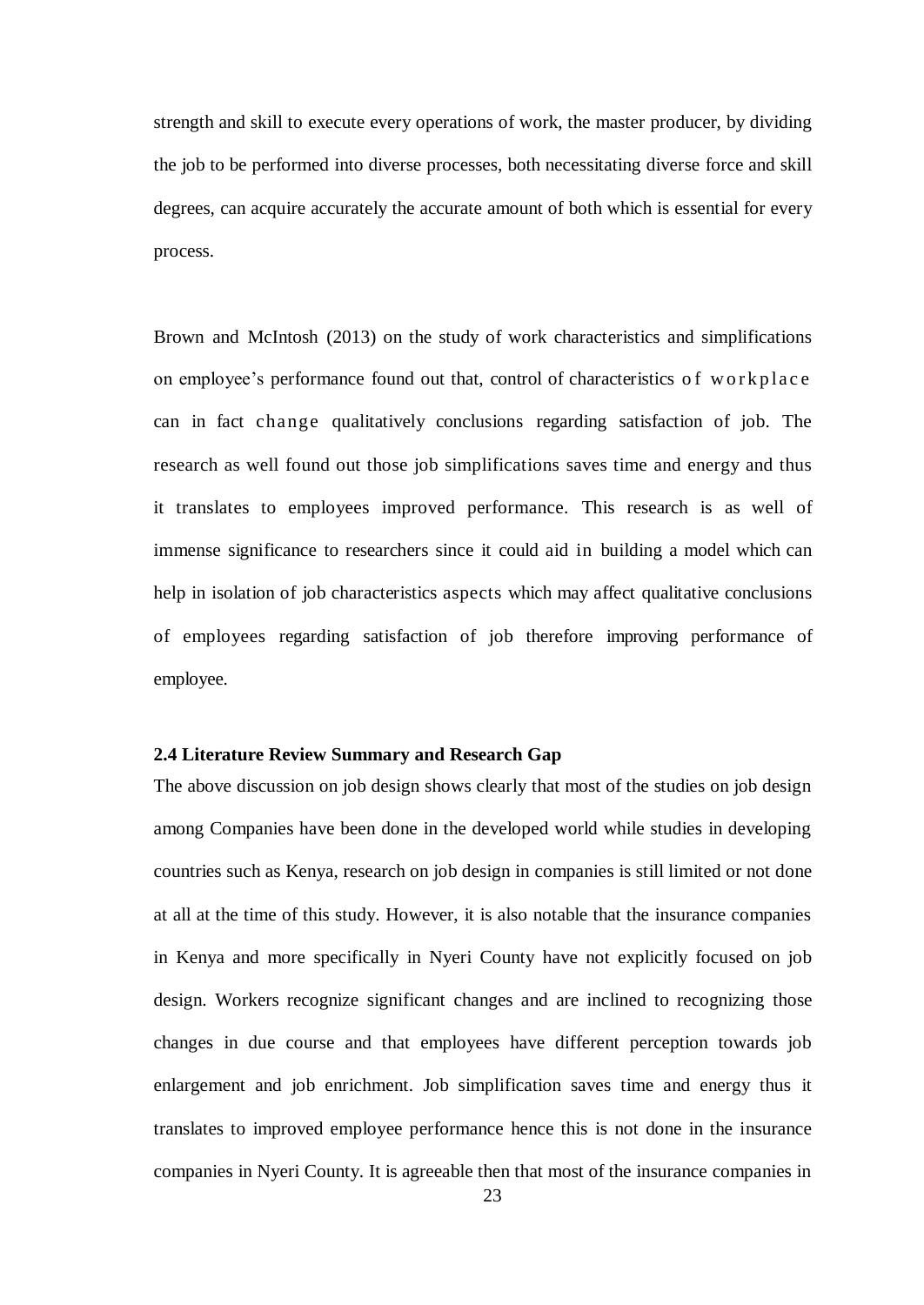strength and skill to execute every operations of work, the master producer, by dividing the job to be performed into diverse processes, both necessitating diverse force and skill degrees, can acquire accurately the accurate amount of both which is essential for every process.

Brown and McIntosh (2013) on the study of work characteristics and simplifications on employee's performance found out that, control of characteristics of workplace can in fact change qualitatively conclusions regarding satisfaction of job. The research as well found out those job simplifications saves time and energy and thus it translates to employees improved performance. This research is as well of immense significance to researchers since it could aid in building a model which can help in isolation of job characteristics aspects which may affect qualitative conclusions of employees regarding satisfaction of job therefore improving performance of employee.

### 2.4 Literature Review Summary and Research Gap

The above discussion on job design shows clearly that most of the studies on job design among Companies have been done in the developed world while studies in developing countries such as Kenya, research on job design in companies is still limited or not done at all at the time of this study. However, it is also notable that the insurance companies in Kenya and more specifically in Nyeri County have not explicitly focused on job design. Workers recognize significant changes and are inclined to recognizing those changes in due course and that employees have different perception towards job enlargement and job enrichment. Job simplification saves time and energy thus it translates to improved employee performance hence this is not done in the insurance companies in Nyeri County. It is agreeable then that most of the insurance companies in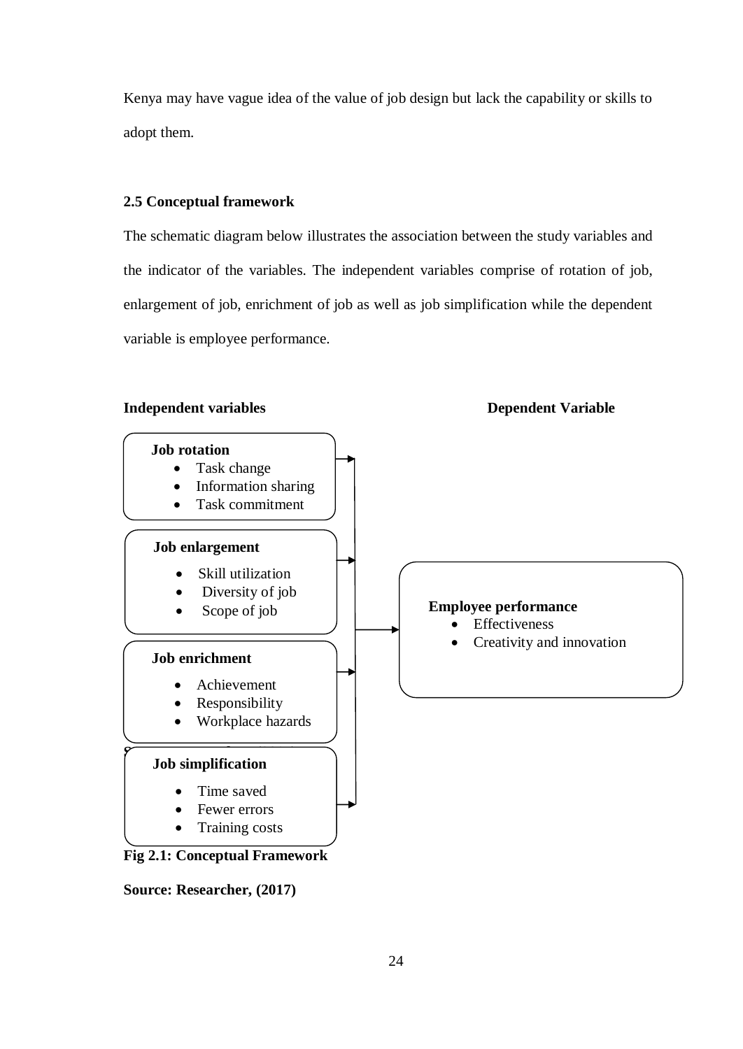Kenya may have vague idea of the value of job design but lack the capability or skills to adopt them.

### 2.5 Conceptual framework

The schematic diagram below illustrates the association between the study variables and the indicator of the variables. The independent variables comprise of rotation of job, enlargement of job, enrichment of job as well as job simplification while the dependent variable is employee performance.

**Independent variables** **Dependent Variable**

**Job rotation**

- Task change
- Information sharing
- Task commitment

**Job enlargement**

- Skill utilization
- Diversity of job
- Scope of job

**Job enrichment**

- Achievement
- Responsibility
- Workplace hazards

**Job simplification**

- Time saved
- Fewer errors
- Training costs

**Employee performance**

- Effectiveness
- Creativity and innovation

**Fig 2.1: Conceptual Framework**

**Source: Researcher, (2017)**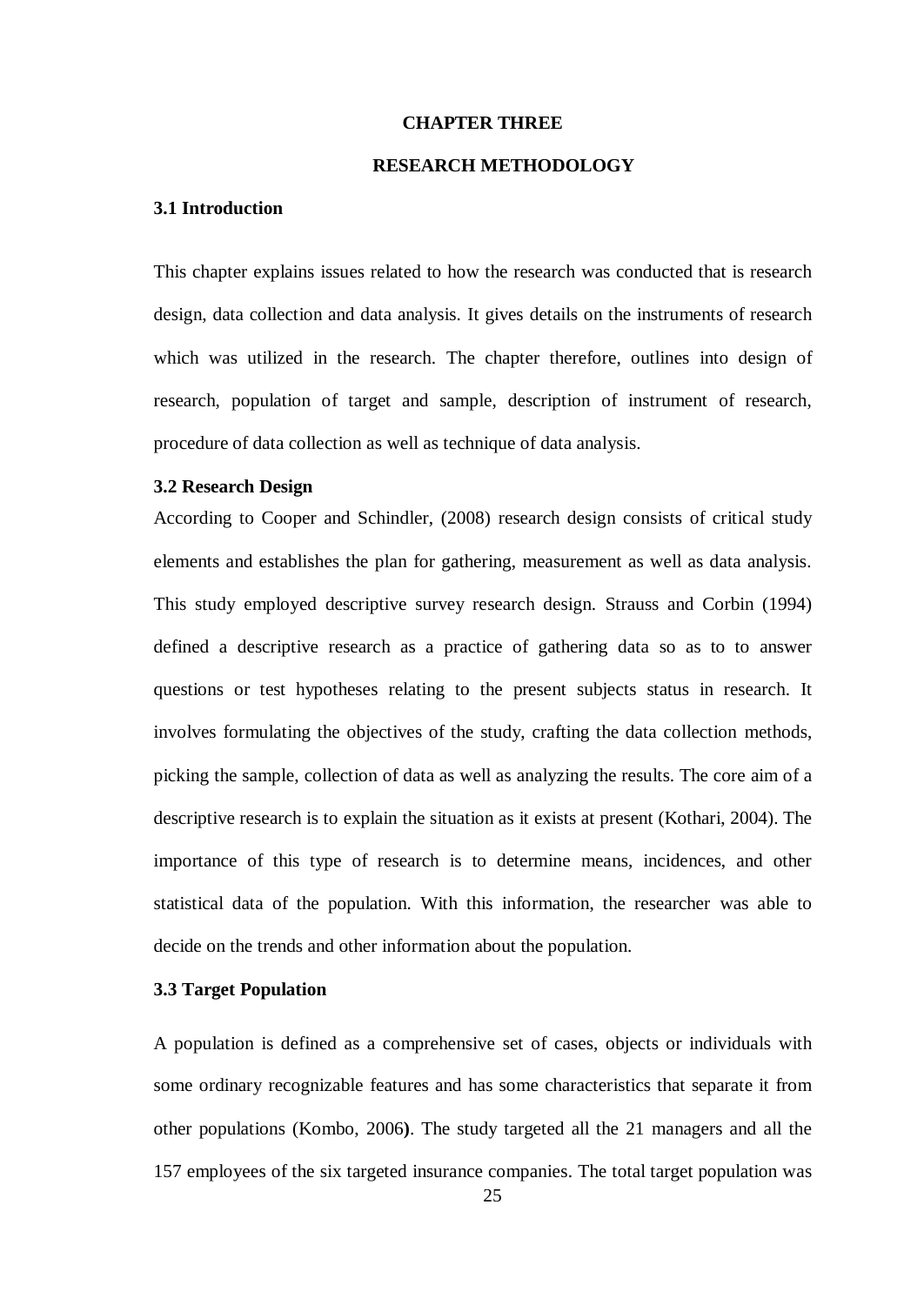# CHAPTER THREE

# RESEARCH METHODOLOGY

## 3.1 Introduction

This chapter explains issues related to how the research was conducted that is research design, data collection and data analysis. It gives details on the instruments of research which was utilized in the research. The chapter therefore, outlines into design of research, population of target and sample, description of instrument of research, procedure of data collection as well as technique of data analysis.

## 3.2 Research Design

According to Cooper and Schindler, (2008) research design consists of critical study elements and establishes the plan for gathering, measurement as well as data analysis. This study employed descriptive survey research design. Strauss and Corbin (1994) defined a descriptive research as a practice of gathering data so as to to answer questions or test hypotheses relating to the present subjects status in research. It involves formulating the objectives of the study, crafting the data collection methods, picking the sample, collection of data as well as analyzing the results. The core aim of a descriptive research is to explain the situation as it exists at present (Kothari, 2004). The importance of this type of research is to determine means, incidences, and other statistical data of the population. With this information, the researcher was able to decide on the trends and other information about the population.

## 3.3 Target Population

A population is defined as a comprehensive set of cases, objects or individuals with some ordinary recognizable features and has some characteristics that separate it from other populations (Kombo, 2006**)**. The study targeted all the 21 managers and all the 157 employees of the six targeted insurance companies. The total target population was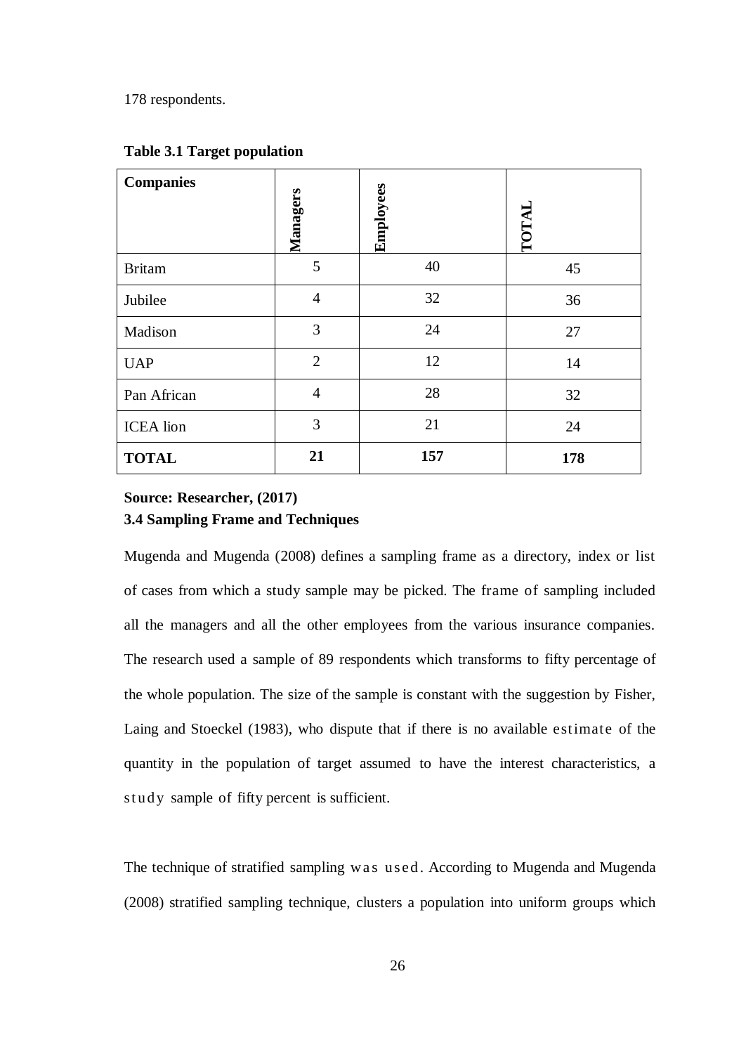178 respondents.

**Table 3.1 Target population**

| **Companies** | **Managers** | **Employees** | **TOTAL** |
|---|---|---|---|
| Britam | 5 | 40 | 45 |
| Jubilee | 4 | 32 | 36 |
| Madison | 3 | 24 | 27 |
| UAP | 2 | 12 | 14 |
| Pan African | 4 | 28 | 32 |
| ICEA lion | 3 | 21 | 24 |
| **TOTAL** | **21** | **157** | **178** |

**Source: Researcher, (2017)**

### 3.4 Sampling Frame and Techniques

Mugenda and Mugenda (2008) defines a sampling frame as a directory, index or list of cases from which a study sample may be picked. The frame of sampling included all the managers and all the other employees from the various insurance companies. The research used a sample of 89 respondents which transforms to fifty percentage of the whole population. The size of the sample is constant with the suggestion by Fisher, Laing and Stoeckel (1983), who dispute that if there is no available estimate of the quantity in the population of target assumed to have the interest characteristics, a study sample of fifty percent is sufficient.

The technique of stratified sampling was used. According to Mugenda and Mugenda (2008) stratified sampling technique, clusters a population into uniform groups which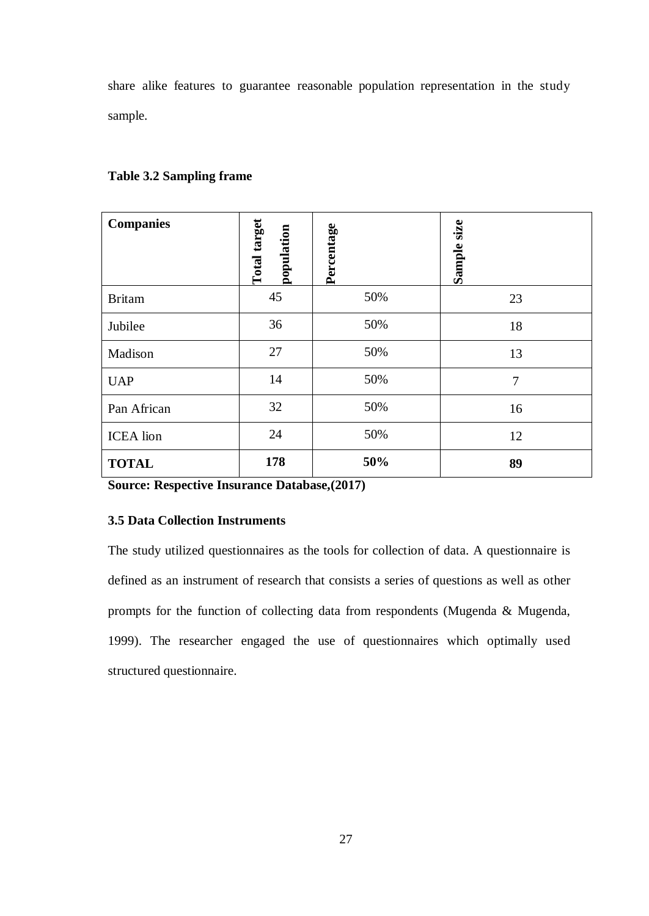share alike features to guarantee reasonable population representation in the study sample.

**Table 3.2 Sampling frame**

| **Companies** | **Total target population** | **Percentage** | **Sample size** |
|---|---|---|---|
| Britam | 45 | 50% | 23 |
| Jubilee | 36 | 50% | 18 |
| Madison | 27 | 50% | 13 |
| UAP | 14 | 50% | 7 |
| Pan African | 32 | 50% | 16 |
| ICEA lion | 24 | 50% | 12 |
| **TOTAL** | **178** | **50%** | **89** |

**Source: Respective Insurance Database,(2017)**

### 3.5 Data Collection Instruments

The study utilized questionnaires as the tools for collection of data. A questionnaire is defined as an instrument of research that consists a series of questions as well as other prompts for the function of collecting data from respondents (Mugenda & Mugenda, 1999). The researcher engaged the use of questionnaires which optimally used structured questionnaire.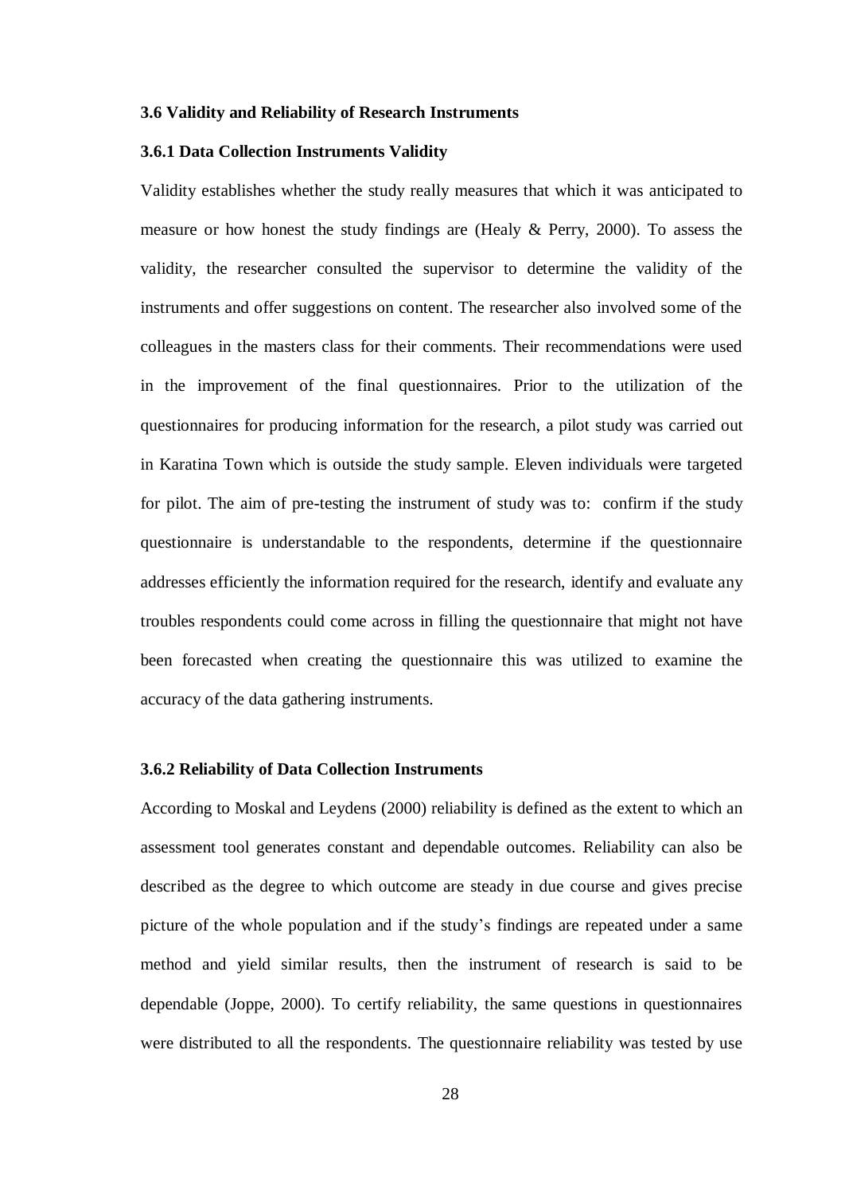### 3.6 Validity and Reliability of Research Instruments

#### 3.6.1 Data Collection Instruments Validity

Validity establishes whether the study really measures that which it was anticipated to measure or how honest the study findings are (Healy & Perry, 2000). To assess the validity, the researcher consulted the supervisor to determine the validity of the instruments and offer suggestions on content. The researcher also involved some of the colleagues in the masters class for their comments. Their recommendations were used in the improvement of the final questionnaires. Prior to the utilization of the questionnaires for producing information for the research, a pilot study was carried out in Karatina Town which is outside the study sample. Eleven individuals were targeted for pilot. The aim of pre-testing the instrument of study was to: confirm if the study questionnaire is understandable to the respondents, determine if the questionnaire addresses efficiently the information required for the research, identify and evaluate any troubles respondents could come across in filling the questionnaire that might not have been forecasted when creating the questionnaire this was utilized to examine the accuracy of the data gathering instruments.

#### 3.6.2 Reliability of Data Collection Instruments

According to Moskal and Leydens (2000) reliability is defined as the extent to which an assessment tool generates constant and dependable outcomes. Reliability can also be described as the degree to which outcome are steady in due course and gives precise picture of the whole population and if the study's findings are repeated under a same method and yield similar results, then the instrument of research is said to be dependable (Joppe, 2000). To certify reliability, the same questions in questionnaires were distributed to all the respondents. The questionnaire reliability was tested by use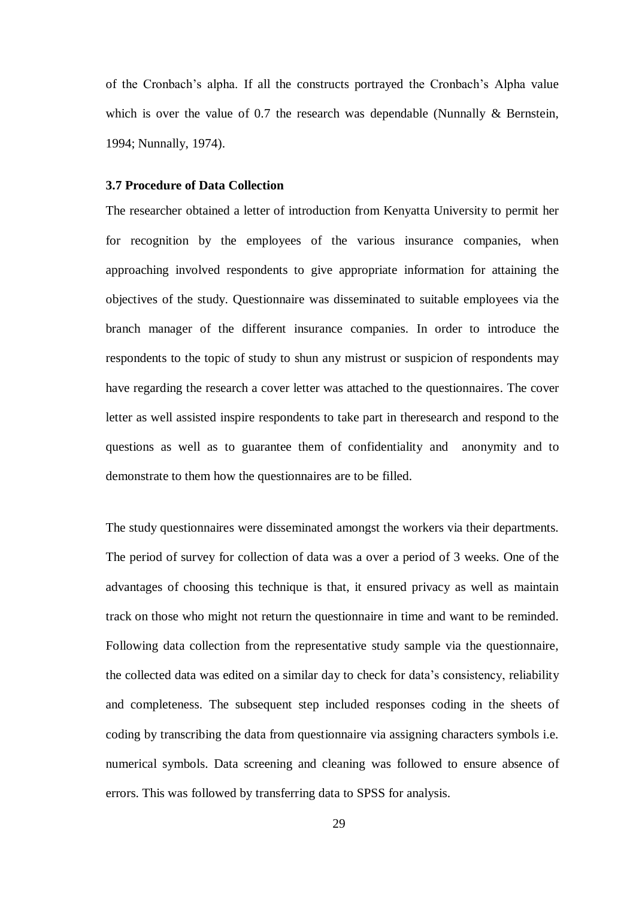of the Cronbach's alpha. If all the constructs portrayed the Cronbach's Alpha value which is over the value of 0.7 the research was dependable (Nunnally & Bernstein, 1994; Nunnally, 1974).

### 3.7 Procedure of Data Collection

The researcher obtained a letter of introduction from Kenyatta University to permit her for recognition by the employees of the various insurance companies, when approaching involved respondents to give appropriate information for attaining the objectives of the study. Questionnaire was disseminated to suitable employees via the branch manager of the different insurance companies. In order to introduce the respondents to the topic of study to shun any mistrust or suspicion of respondents may have regarding the research a cover letter was attached to the questionnaires. The cover letter as well assisted inspire respondents to take part in theresearch and respond to the questions as well as to guarantee them of confidentiality and anonymity and to demonstrate to them how the questionnaires are to be filled.

The study questionnaires were disseminated amongst the workers via their departments. The period of survey for collection of data was a over a period of 3 weeks. One of the advantages of choosing this technique is that, it ensured privacy as well as maintain track on those who might not return the questionnaire in time and want to be reminded. Following data collection from the representative study sample via the questionnaire, the collected data was edited on a similar day to check for data's consistency, reliability and completeness. The subsequent step included responses coding in the sheets of coding by transcribing the data from questionnaire via assigning characters symbols i.e. numerical symbols. Data screening and cleaning was followed to ensure absence of errors. This was followed by transferring data to SPSS for analysis.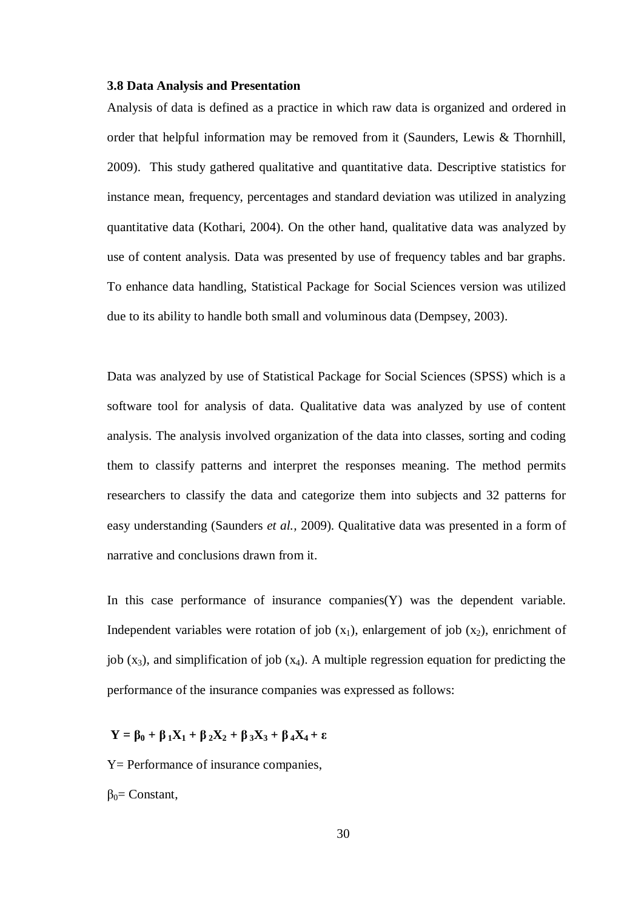### 3.8 Data Analysis and Presentation

Analysis of data is defined as a practice in which raw data is organized and ordered in order that helpful information may be removed from it (Saunders, Lewis & Thornhill, 2009). This study gathered qualitative and quantitative data. Descriptive statistics for instance mean, frequency, percentages and standard deviation was utilized in analyzing quantitative data (Kothari, 2004). On the other hand, qualitative data was analyzed by use of content analysis. Data was presented by use of frequency tables and bar graphs. To enhance data handling, Statistical Package for Social Sciences version was utilized due to its ability to handle both small and voluminous data (Dempsey, 2003).

Data was analyzed by use of Statistical Package for Social Sciences (SPSS) which is a software tool for analysis of data. Qualitative data was analyzed by use of content analysis. The analysis involved organization of the data into classes, sorting and coding them to classify patterns and interpret the responses meaning. The method permits researchers to classify the data and categorize them into subjects and 32 patterns for easy understanding (Saunders *et al.,* 2009). Qualitative data was presented in a form of narrative and conclusions drawn from it.

In this case performance of insurance companies(Y) was the dependent variable. Independent variables were rotation of job ($x_1$), enlargement of job ($x_2$), enrichment of job ($x_3$), and simplification of job ($x_4$). A multiple regression equation for predicting the performance of the insurance companies was expressed as follows:

$$\mathbf{Y = \beta_0 + \beta_1 X_1 + \beta_2 X_2 + \beta_3 X_3 + \beta_4 X_4 + \varepsilon}$$

Y= Performance of insurance companies,

$\beta_0$= Constant,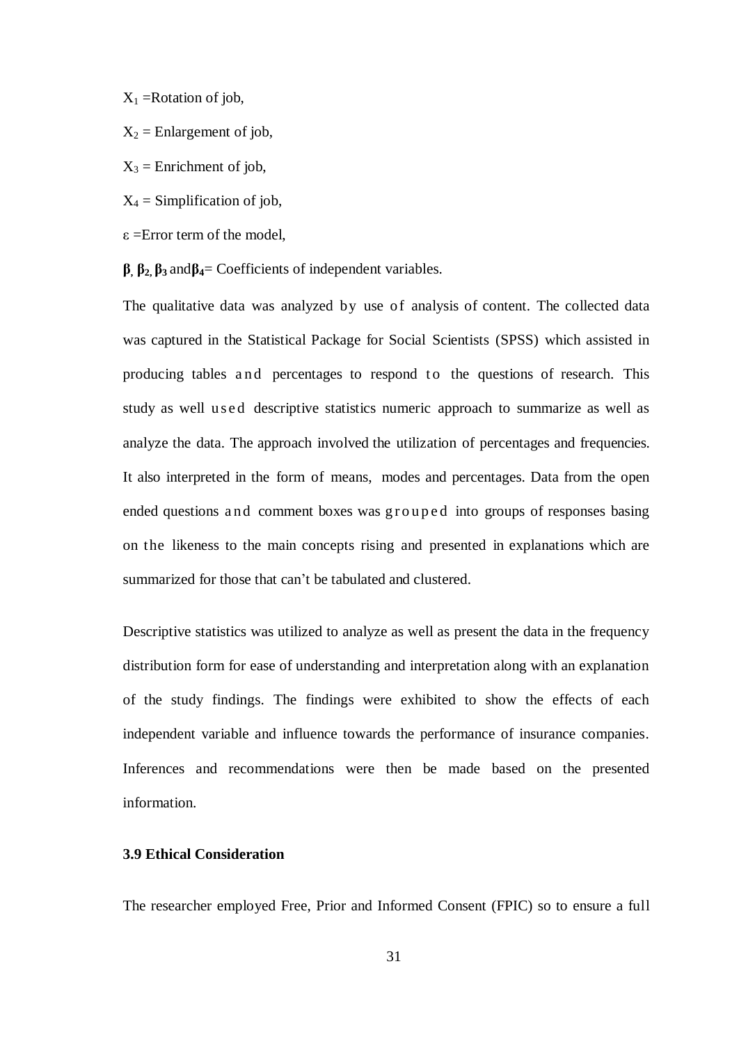$X_1$ =Rotation of job,

$X_2$ = Enlargement of job,

$X_3$ = Enrichment of job,

$X_4$ = Simplification of job,

$\varepsilon$ =Error term of the model,

**$\beta$, $\beta_2$, $\beta_3$** and**$\beta_4$**= Coefficients of independent variables.

The qualitative data was analyzed by use of analysis of content. The collected data was captured in the Statistical Package for Social Scientists (SPSS) which assisted in producing tables and percentages to respond to the questions of research. This study as well used descriptive statistics numeric approach to summarize as well as analyze the data. The approach involved the utilization of percentages and frequencies. It also interpreted in the form of means, modes and percentages. Data from the open ended questions and comment boxes was grouped into groups of responses basing on the likeness to the main concepts rising and presented in explanations which are summarized for those that can't be tabulated and clustered.

Descriptive statistics was utilized to analyze as well as present the data in the frequency distribution form for ease of understanding and interpretation along with an explanation of the study findings. The findings were exhibited to show the effects of each independent variable and influence towards the performance of insurance companies. Inferences and recommendations were then be made based on the presented information.

### 3.9 Ethical Consideration

The researcher employed Free, Prior and Informed Consent (FPIC) so to ensure a full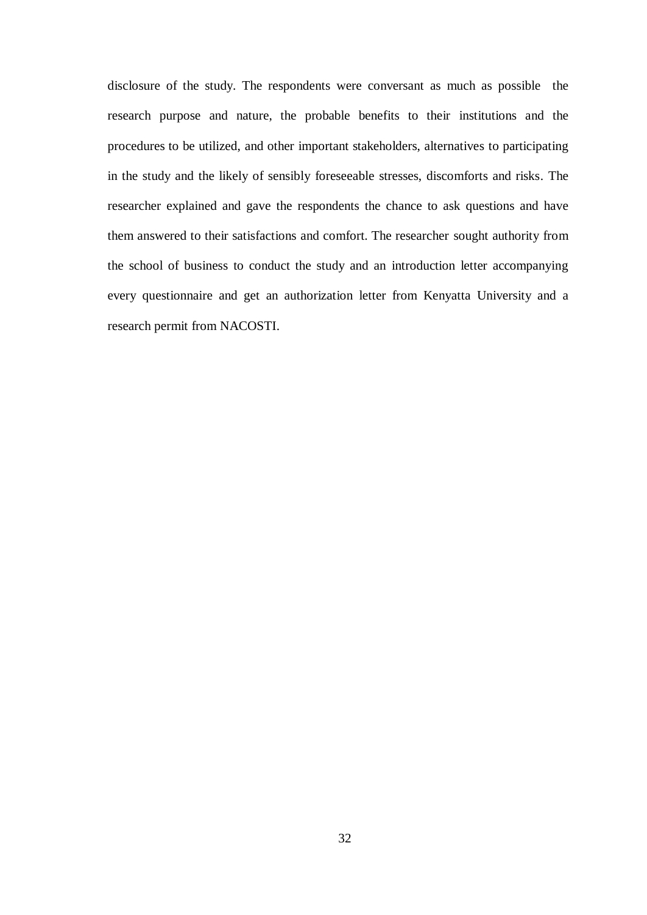disclosure of the study. The respondents were conversant as much as possible the research purpose and nature, the probable benefits to their institutions and the procedures to be utilized, and other important stakeholders, alternatives to participating in the study and the likely of sensibly foreseeable stresses, discomforts and risks. The researcher explained and gave the respondents the chance to ask questions and have them answered to their satisfactions and comfort. The researcher sought authority from the school of business to conduct the study and an introduction letter accompanying every questionnaire and get an authorization letter from Kenyatta University and a research permit from NACOSTI.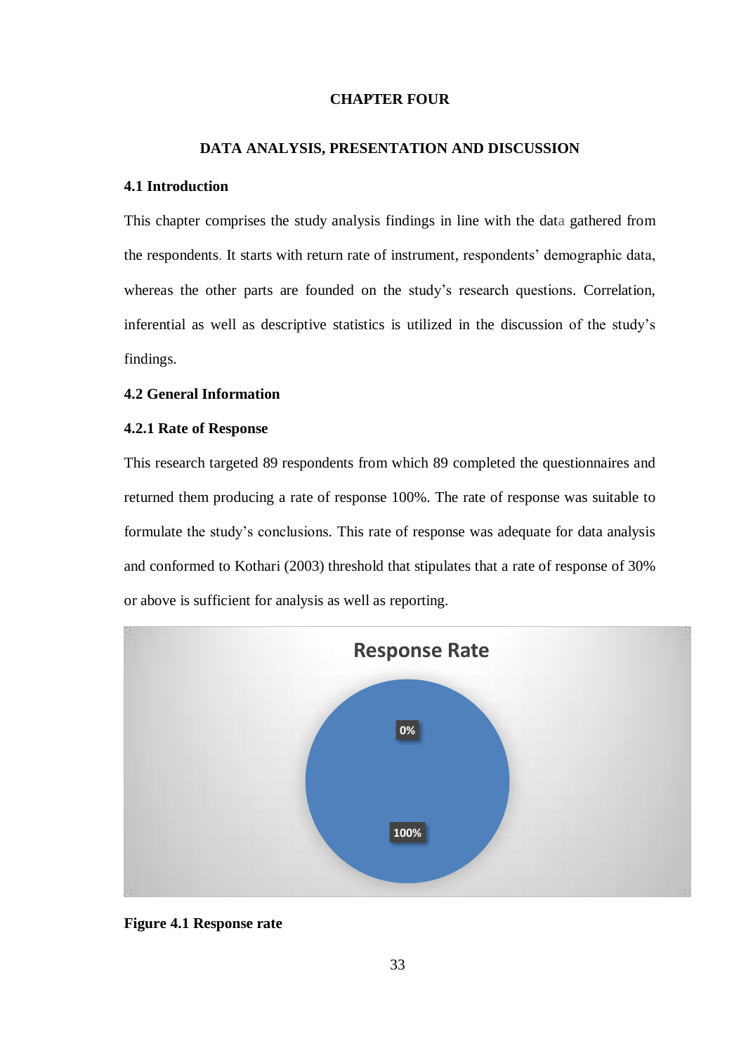# CHAPTER FOUR

## DATA ANALYSIS, PRESENTATION AND DISCUSSION

### 4.1 Introduction

This chapter comprises the study analysis findings in line with the data gathered from the respondents. It starts with return rate of instrument, respondents' demographic data, whereas the other parts are founded on the study's research questions. Correlation, inferential as well as descriptive statistics is utilized in the discussion of the study's findings.

### 4.2 General Information

#### 4.2.1 Rate of Response

This research targeted 89 respondents from which 89 completed the questionnaires and returned them producing a rate of response 100%. The rate of response was suitable to formulate the study's conclusions. This rate of response was adequate for data analysis and conformed to Kothari (2003) threshold that stipulates that a rate of response of 30% or above is sufficient for analysis as well as reporting.

Response Rate

0%

100%

**Figure 4.1 Response rate**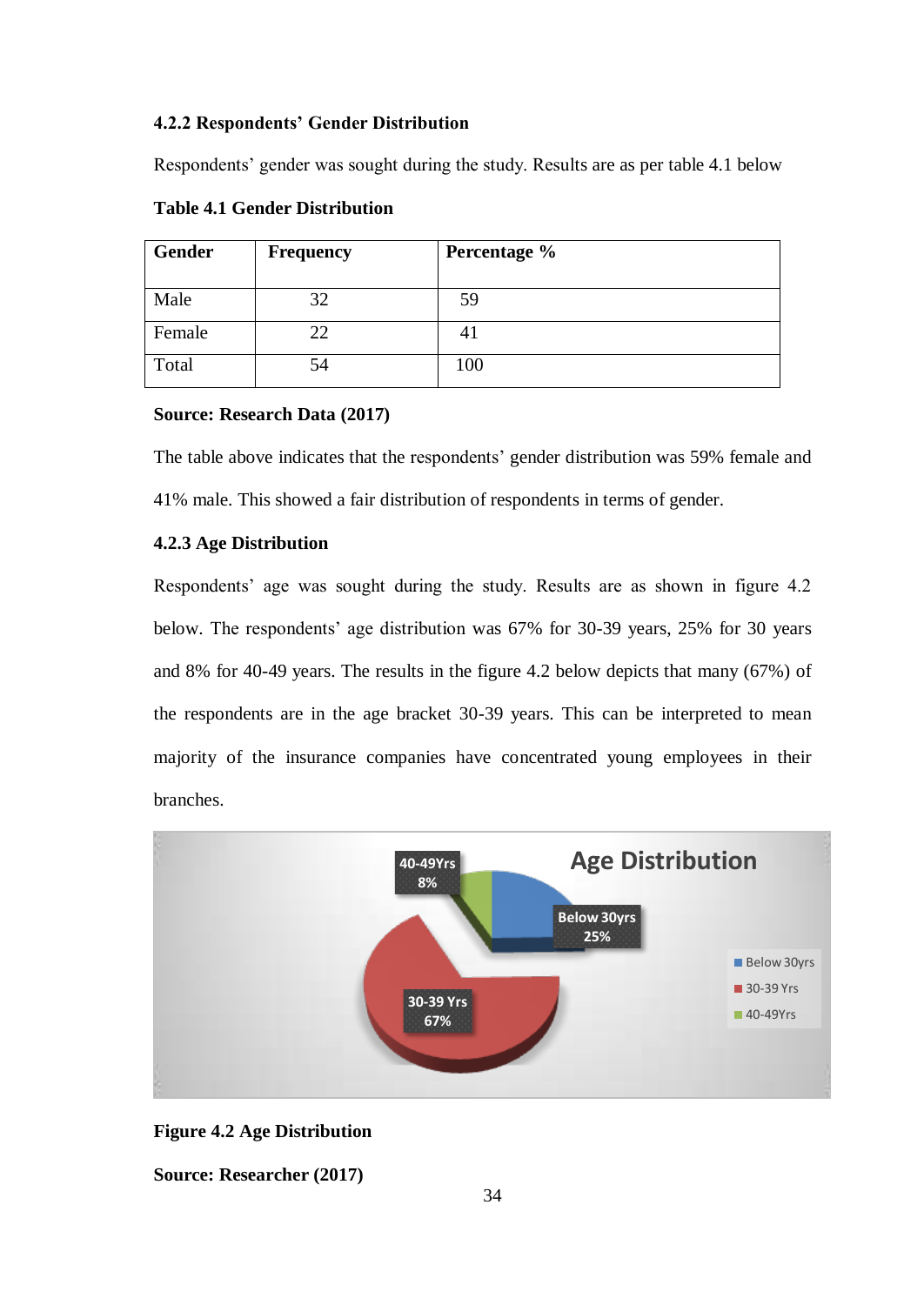### 4.2.2 Respondents' Gender Distribution

Respondents' gender was sought during the study. Results are as per table 4.1 below

**Table 4.1 Gender Distribution**

| Gender | Frequency | Percentage % |
|---|---|---|
| Male | 32 | 59 |
| Female | 22 | 41 |
| Total | 54 | 100 |

**Source: Research Data (2017)**

The table above indicates that the respondents' gender distribution was 59% female and 41% male. This showed a fair distribution of respondents in terms of gender.

### 4.2.3 Age Distribution

Respondents' age was sought during the study. Results are as shown in figure 4.2 below. The respondents' age distribution was 67% for 30-39 years, 25% for 30 years and 8% for 40-49 years. The results in the figure 4.2 below depicts that many (67%) of the respondents are in the age bracket 30-39 years. This can be interpreted to mean majority of the insurance companies have concentrated young employees in their branches.

**Figure 4.2 Age Distribution**

**Source: Researcher (2017)**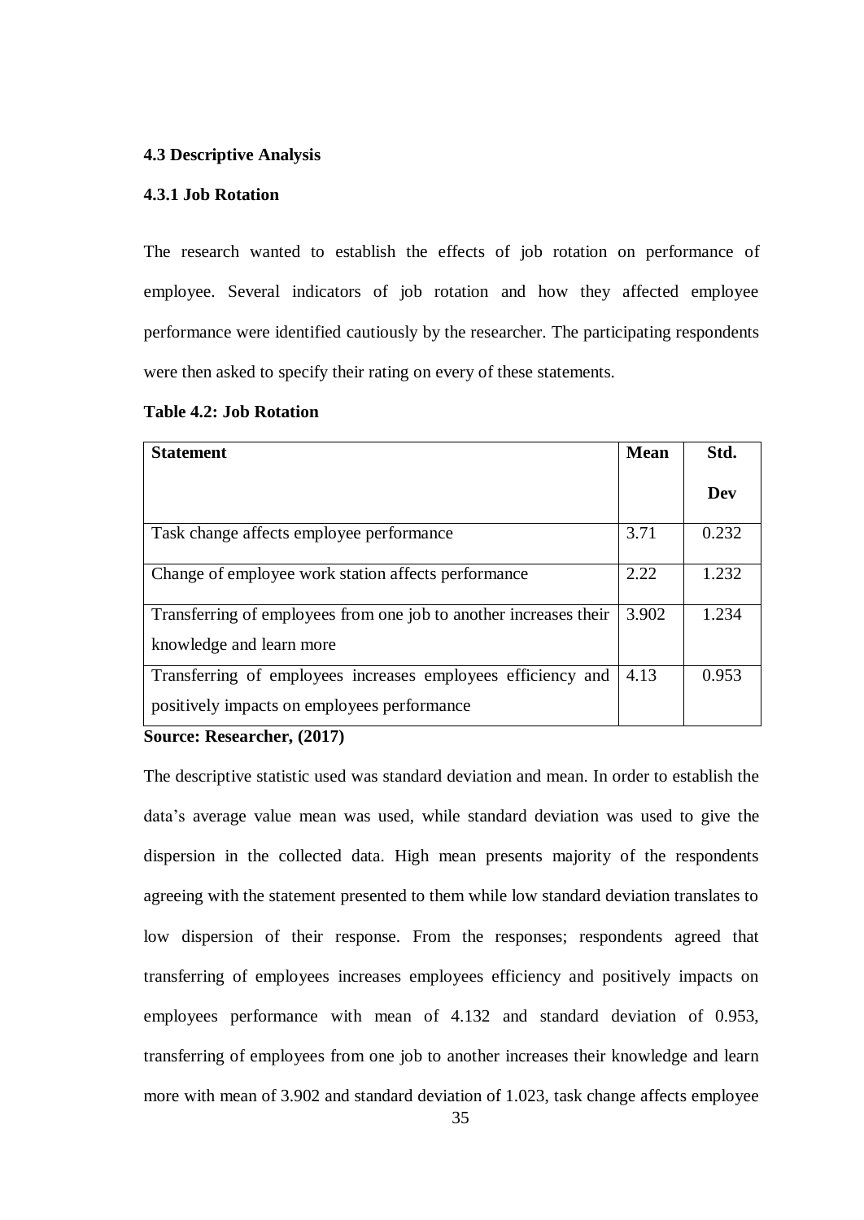## 4.3 Descriptive Analysis

### 4.3.1 Job Rotation

The research wanted to establish the effects of job rotation on performance of employee. Several indicators of job rotation and how they affected employee performance were identified cautiously by the researcher. The participating respondents were then asked to specify their rating on every of these statements.

**Table 4.2: Job Rotation**

| Statement | Mean | Std. Dev |
|---|---|---|
| Task change affects employee performance | 3.71 | 0.232 |
| Change of employee work station affects performance | 2.22 | 1.232 |
| Transferring of employees from one job to another increases their knowledge and learn more | 3.902 | 1.234 |
| Transferring of employees increases employees efficiency and positively impacts on employees performance | 4.13 | 0.953 |

**Source: Researcher, (2017)**

The descriptive statistic used was standard deviation and mean. In order to establish the data's average value mean was used, while standard deviation was used to give the dispersion in the collected data. High mean presents majority of the respondents agreeing with the statement presented to them while low standard deviation translates to low dispersion of their response. From the responses; respondents agreed that transferring of employees increases employees efficiency and positively impacts on employees performance with mean of 4.132 and standard deviation of 0.953, transferring of employees from one job to another increases their knowledge and learn more with mean of 3.902 and standard deviation of 1.023, task change affects employee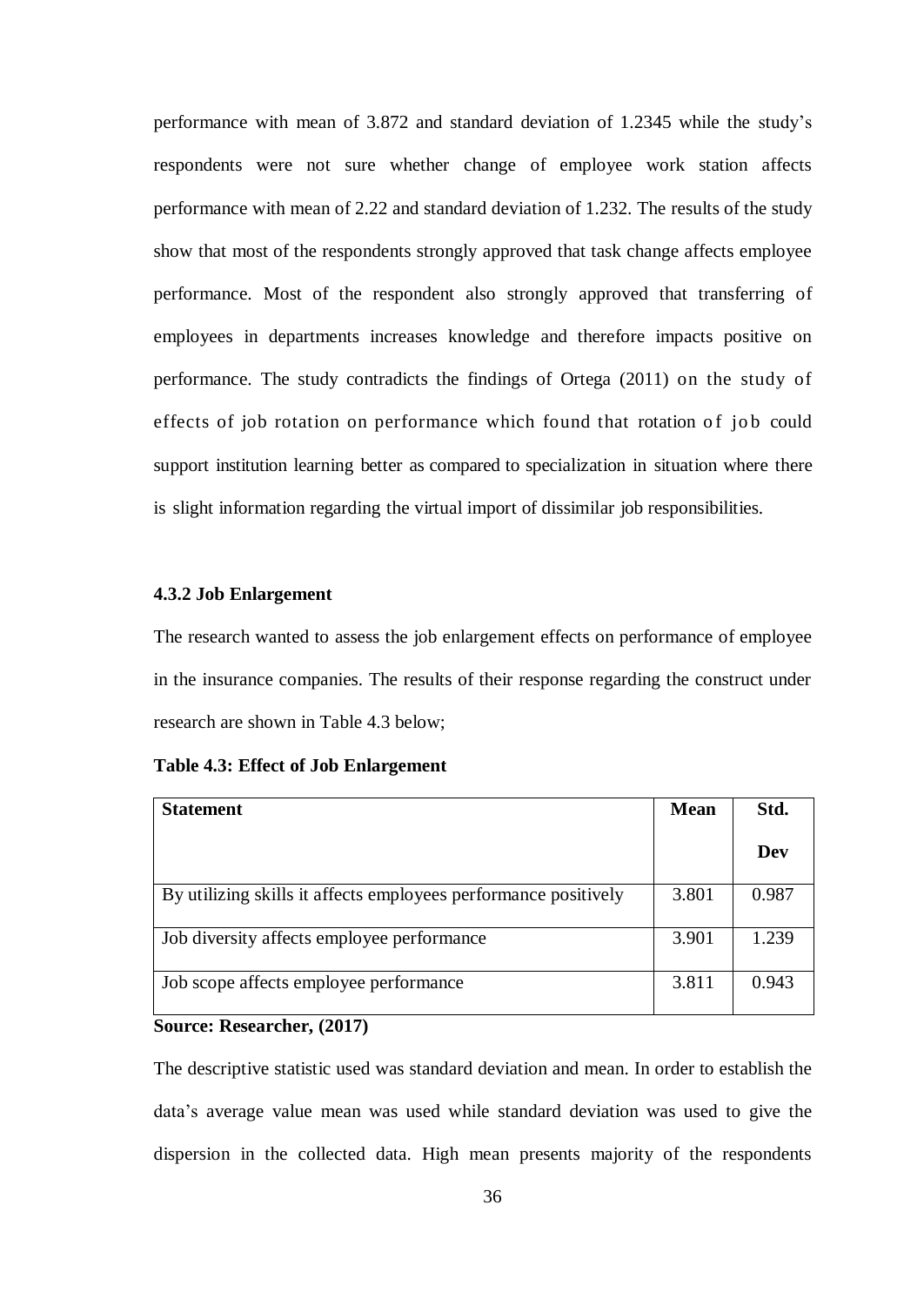performance with mean of 3.872 and standard deviation of 1.2345 while the study's respondents were not sure whether change of employee work station affects performance with mean of 2.22 and standard deviation of 1.232. The results of the study show that most of the respondents strongly approved that task change affects employee performance. Most of the respondent also strongly approved that transferring of employees in departments increases knowledge and therefore impacts positive on performance. The study contradicts the findings of Ortega (2011) on the study of effects of job rotation on performance which found that rotation of job could support institution learning better as compared to specialization in situation where there is slight information regarding the virtual import of dissimilar job responsibilities.

### 4.3.2 Job Enlargement

The research wanted to assess the job enlargement effects on performance of employee in the insurance companies. The results of their response regarding the construct under research are shown in Table 4.3 below;

**Table 4.3: Effect of Job Enlargement**

| Statement | Mean | Std. Dev |
|---|---|---|
| By utilizing skills it affects employees performance positively | 3.801 | 0.987 |
| Job diversity affects employee performance | 3.901 | 1.239 |
| Job scope affects employee performance | 3.811 | 0.943 |

**Source: Researcher, (2017)**

The descriptive statistic used was standard deviation and mean. In order to establish the data's average value mean was used while standard deviation was used to give the dispersion in the collected data. High mean presents majority of the respondents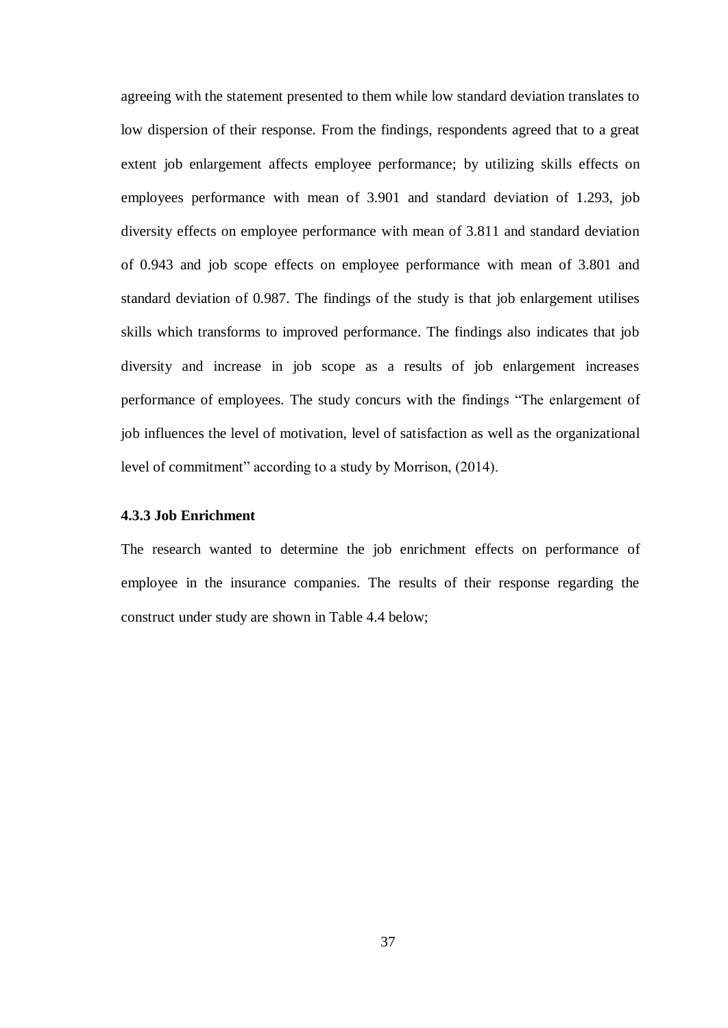agreeing with the statement presented to them while low standard deviation translates to low dispersion of their response. From the findings, respondents agreed that to a great extent job enlargement affects employee performance; by utilizing skills effects on employees performance with mean of 3.901 and standard deviation of 1.293, job diversity effects on employee performance with mean of 3.811 and standard deviation of 0.943 and job scope effects on employee performance with mean of 3.801 and standard deviation of 0.987. The findings of the study is that job enlargement utilises skills which transforms to improved performance. The findings also indicates that job diversity and increase in job scope as a results of job enlargement increases performance of employees. The study concurs with the findings "The enlargement of job influences the level of motivation, level of satisfaction as well as the organizational level of commitment" according to a study by Morrison, (2014).

### 4.3.3 Job Enrichment

The research wanted to determine the job enrichment effects on performance of employee in the insurance companies. The results of their response regarding the construct under study are shown in Table 4.4 below;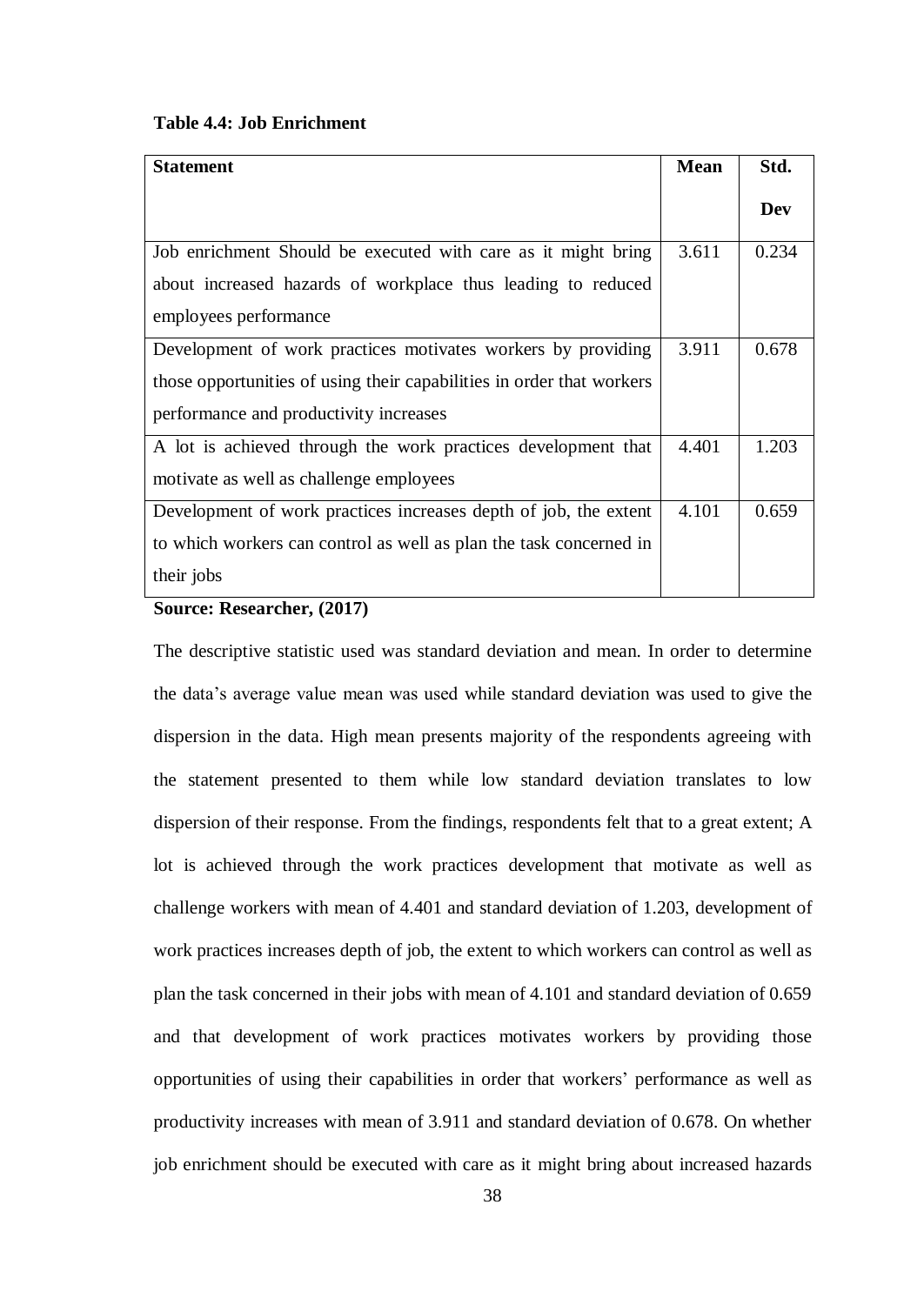**Table 4.4: Job Enrichment**

| Statement | Mean | Std. Dev |
|---|---|---|
| Job enrichment Should be executed with care as it might bring about increased hazards of workplace thus leading to reduced employees performance | 3.611 | 0.234 |
| Development of work practices motivates workers by providing those opportunities of using their capabilities in order that workers performance and productivity increases | 3.911 | 0.678 |
| A lot is achieved through the work practices development that motivate as well as challenge employees | 4.401 | 1.203 |
| Development of work practices increases depth of job, the extent to which workers can control as well as plan the task concerned in their jobs | 4.101 | 0.659 |

**Source: Researcher, (2017)**

The descriptive statistic used was standard deviation and mean. In order to determine the data's average value mean was used while standard deviation was used to give the dispersion in the data. High mean presents majority of the respondents agreeing with the statement presented to them while low standard deviation translates to low dispersion of their response. From the findings, respondents felt that to a great extent; A lot is achieved through the work practices development that motivate as well as challenge workers with mean of 4.401 and standard deviation of 1.203, development of work practices increases depth of job, the extent to which workers can control as well as plan the task concerned in their jobs with mean of 4.101 and standard deviation of 0.659 and that development of work practices motivates workers by providing those opportunities of using their capabilities in order that workers' performance as well as productivity increases with mean of 3.911 and standard deviation of 0.678. On whether job enrichment should be executed with care as it might bring about increased hazards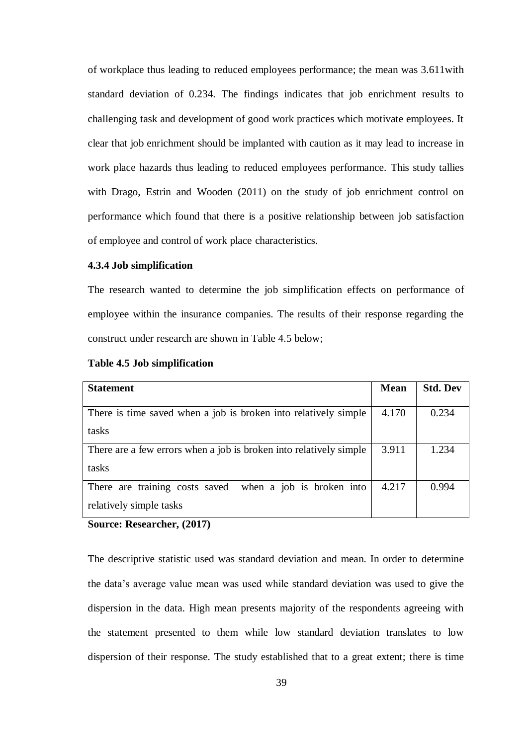of workplace thus leading to reduced employees performance; the mean was 3.611with standard deviation of 0.234. The findings indicates that job enrichment results to challenging task and development of good work practices which motivate employees. It clear that job enrichment should be implanted with caution as it may lead to increase in work place hazards thus leading to reduced employees performance. This study tallies with Drago, Estrin and Wooden (2011) on the study of job enrichment control on performance which found that there is a positive relationship between job satisfaction of employee and control of work place characteristics.

### 4.3.4 Job simplification

The research wanted to determine the job simplification effects on performance of employee within the insurance companies. The results of their response regarding the construct under research are shown in Table 4.5 below;

**Table 4.5 Job simplification**

| Statement | Mean | Std. Dev |
|---|---|---|
| There is time saved when a job is broken into relatively simple tasks | 4.170 | 0.234 |
| There are a few errors when a job is broken into relatively simple tasks | 3.911 | 1.234 |
| There are training costs saved when a job is broken into relatively simple tasks | 4.217 | 0.994 |

**Source: Researcher, (2017)**

The descriptive statistic used was standard deviation and mean. In order to determine the data's average value mean was used while standard deviation was used to give the dispersion in the data. High mean presents majority of the respondents agreeing with the statement presented to them while low standard deviation translates to low dispersion of their response. The study established that to a great extent; there is time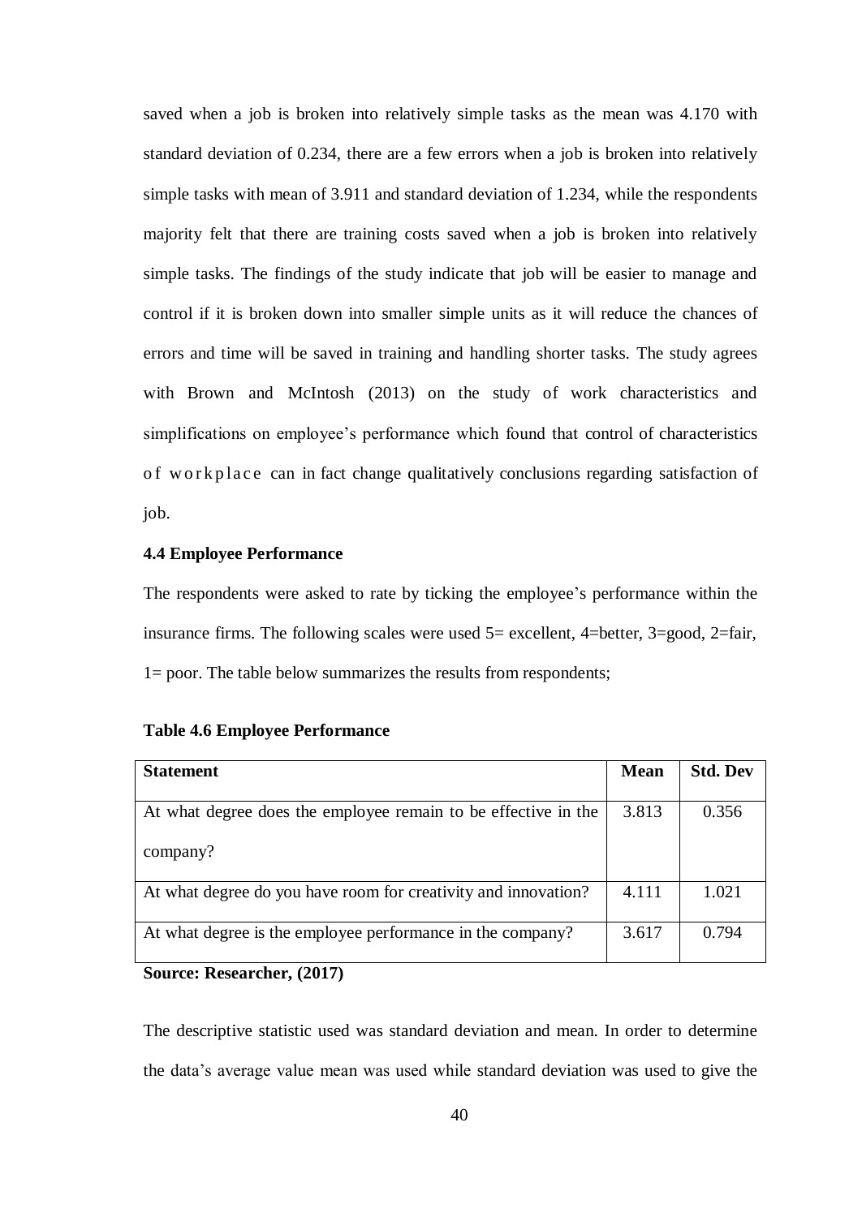saved when a job is broken into relatively simple tasks as the mean was 4.170 with standard deviation of 0.234, there are a few errors when a job is broken into relatively simple tasks with mean of 3.911 and standard deviation of 1.234, while the respondents majority felt that there are training costs saved when a job is broken into relatively simple tasks. The findings of the study indicate that job will be easier to manage and control if it is broken down into smaller simple units as it will reduce the chances of errors and time will be saved in training and handling shorter tasks. The study agrees with Brown and McIntosh (2013) on the study of work characteristics and simplifications on employee's performance which found that control of characteristics of workplace can in fact change qualitatively conclusions regarding satisfaction of job.

### 4.4 Employee Performance

The respondents were asked to rate by ticking the employee's performance within the insurance firms. The following scales were used 5= excellent, 4=better, 3=good, 2=fair, 1= poor. The table below summarizes the results from respondents;

**Table 4.6 Employee Performance**

| Statement | Mean | Std. Dev |
|---|---|---|
| At what degree does the employee remain to be effective in the company? | 3.813 | 0.356 |
| At what degree do you have room for creativity and innovation? | 4.111 | 1.021 |
| At what degree is the employee performance in the company? | 3.617 | 0.794 |

**Source: Researcher, (2017)**

The descriptive statistic used was standard deviation and mean. In order to determine the data's average value mean was used while standard deviation was used to give the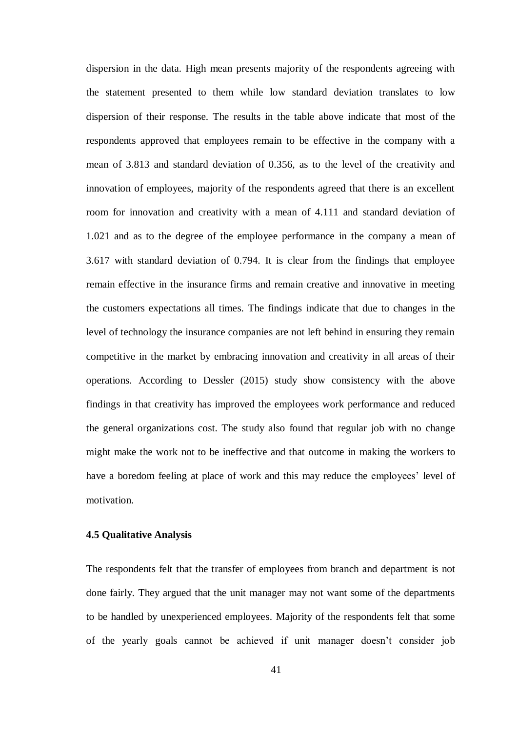dispersion in the data. High mean presents majority of the respondents agreeing with the statement presented to them while low standard deviation translates to low dispersion of their response. The results in the table above indicate that most of the respondents approved that employees remain to be effective in the company with a mean of 3.813 and standard deviation of 0.356, as to the level of the creativity and innovation of employees, majority of the respondents agreed that there is an excellent room for innovation and creativity with a mean of 4.111 and standard deviation of 1.021 and as to the degree of the employee performance in the company a mean of 3.617 with standard deviation of 0.794. It is clear from the findings that employee remain effective in the insurance firms and remain creative and innovative in meeting the customers expectations all times. The findings indicate that due to changes in the level of technology the insurance companies are not left behind in ensuring they remain competitive in the market by embracing innovation and creativity in all areas of their operations. According to Dessler (2015) study show consistency with the above findings in that creativity has improved the employees work performance and reduced the general organizations cost. The study also found that regular job with no change might make the work not to be ineffective and that outcome in making the workers to have a boredom feeling at place of work and this may reduce the employees' level of motivation.

### 4.5 Qualitative Analysis

The respondents felt that the transfer of employees from branch and department is not done fairly. They argued that the unit manager may not want some of the departments to be handled by unexperienced employees. Majority of the respondents felt that some of the yearly goals cannot be achieved if unit manager doesn't consider job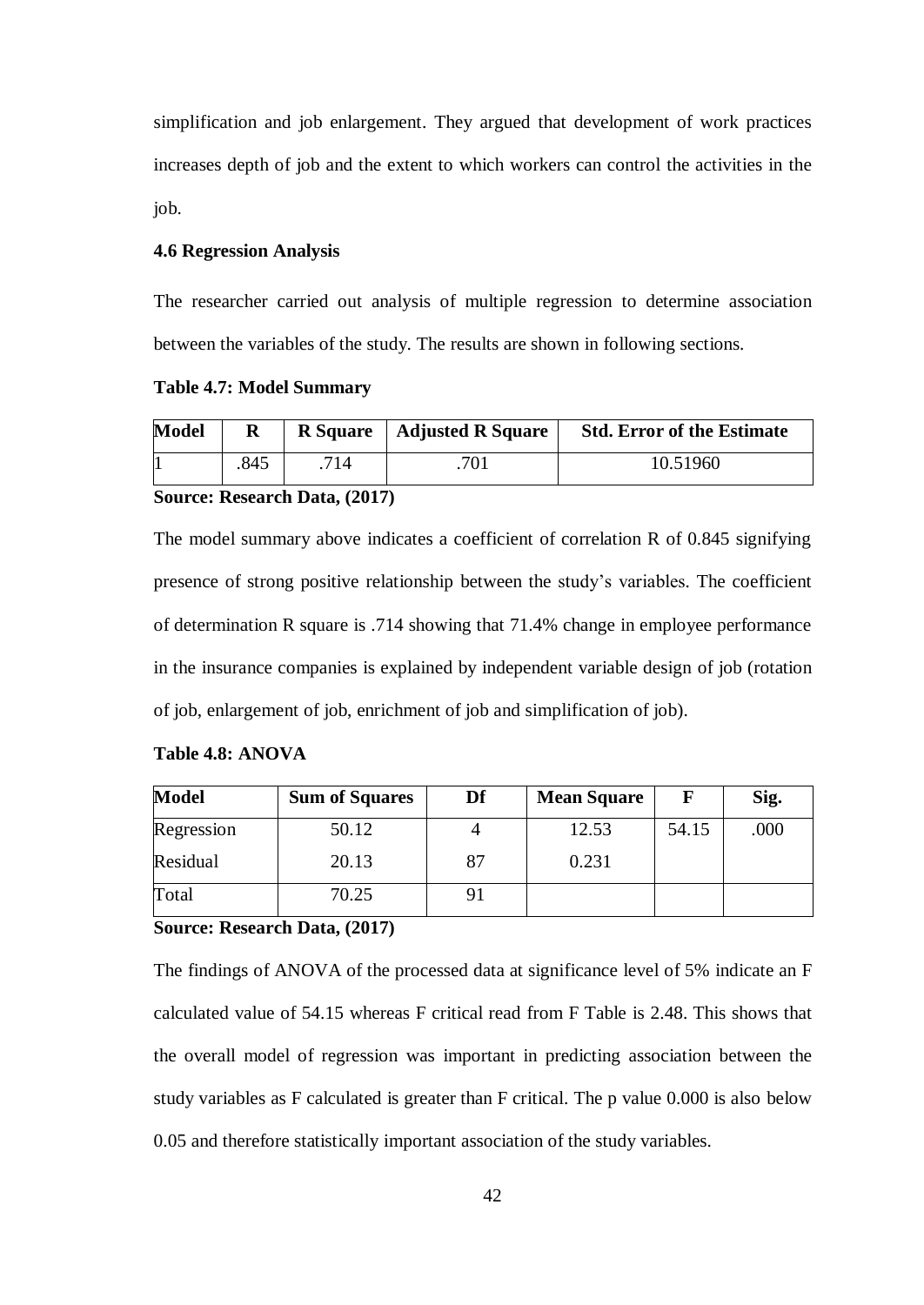simplification and job enlargement. They argued that development of work practices increases depth of job and the extent to which workers can control the activities in the job.

### 4.6 Regression Analysis

The researcher carried out analysis of multiple regression to determine association between the variables of the study. The results are shown in following sections.

**Table 4.7: Model Summary**

| Model | R | R Square | Adjusted R Square | Std. Error of the Estimate |
|---|---|---|---|---|
| 1 | .845 | .714 | .701 | 10.51960 |

**Source: Research Data, (2017)**

The model summary above indicates a coefficient of correlation R of 0.845 signifying presence of strong positive relationship between the study's variables. The coefficient of determination R square is .714 showing that 71.4% change in employee performance in the insurance companies is explained by independent variable design of job (rotation of job, enlargement of job, enrichment of job and simplification of job).

**Table 4.8: ANOVA**

| Model | Sum of Squares | Df | Mean Square | F | Sig. |
|---|---|---|---|---|---|
| Regression | 50.12 | 4 | 12.53 | 54.15 | .000 |
| Residual | 20.13 | 87 | 0.231 | | |
| Total | 70.25 | 91 | | | |

**Source: Research Data, (2017)**

The findings of ANOVA of the processed data at significance level of 5% indicate an F calculated value of 54.15 whereas F critical read from F Table is 2.48. This shows that the overall model of regression was important in predicting association between the study variables as F calculated is greater than F critical. The p value 0.000 is also below 0.05 and therefore statistically important association of the study variables.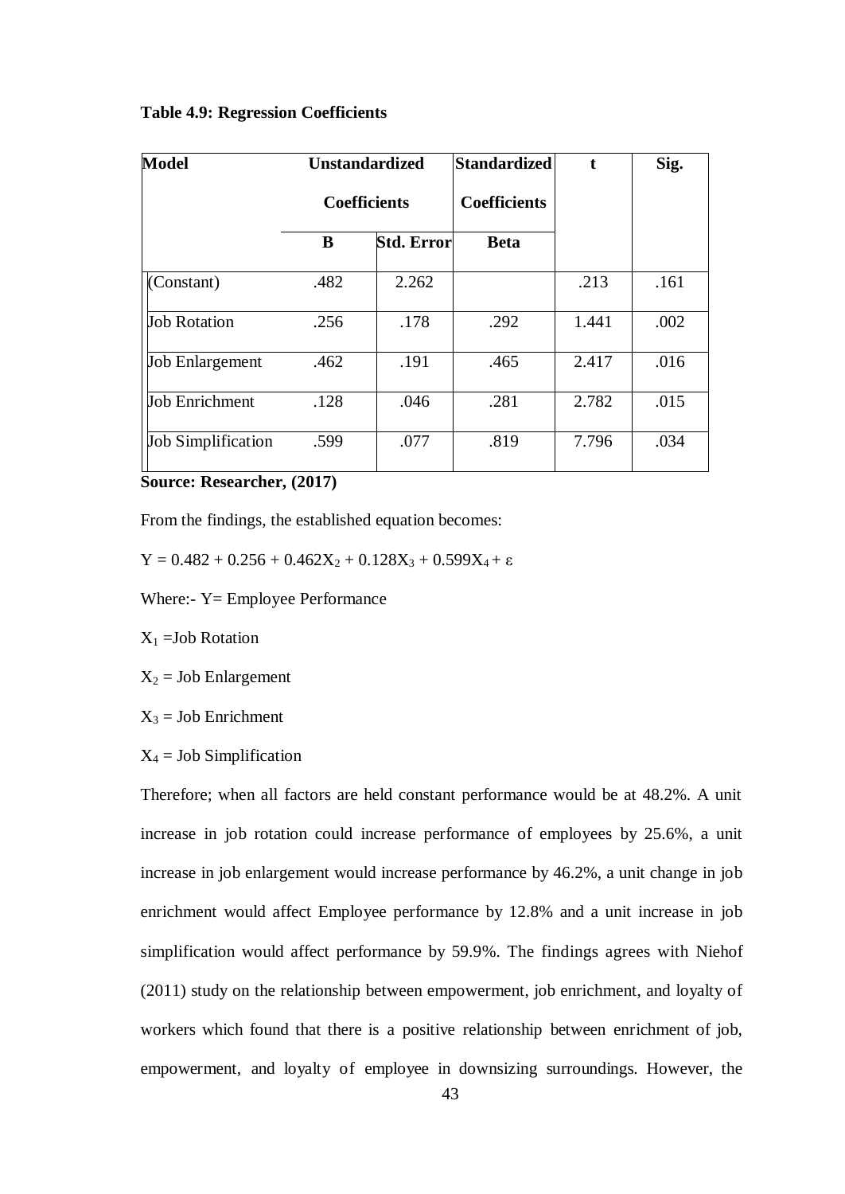**Table 4.9: Regression Coefficients**

| Model | Unstandardized Coefficients | | Standardized Coefficients | t | Sig. |
|---|---|---|---|---|---|
| | B | Std. Error | Beta | | |
| (Constant) | .482 | 2.262 | | .213 | .161 |
| Job Rotation | .256 | .178 | .292 | 1.441 | .002 |
| Job Enlargement | .462 | .191 | .465 | 2.417 | .016 |
| Job Enrichment | .128 | .046 | .281 | 2.782 | .015 |
| Job Simplification | .599 | .077 | .819 | 7.796 | .034 |

**Source: Researcher, (2017)**

From the findings, the established equation becomes:

$Y = 0.482 + 0.256 + 0.462X_2 + 0.128X_3 + 0.599X_4 + \varepsilon$

Where:- Y= Employee Performance

$X_1$ =Job Rotation

$X_2$ = Job Enlargement

$X_3$ = Job Enrichment

$X_4$ = Job Simplification

Therefore; when all factors are held constant performance would be at 48.2%. A unit increase in job rotation could increase performance of employees by 25.6%, a unit increase in job enlargement would increase performance by 46.2%, a unit change in job enrichment would affect Employee performance by 12.8% and a unit increase in job simplification would affect performance by 59.9%. The findings agrees with Niehof (2011) study on the relationship between empowerment, job enrichment, and loyalty of workers which found that there is a positive relationship between enrichment of job, empowerment, and loyalty of employee in downsizing surroundings. However, the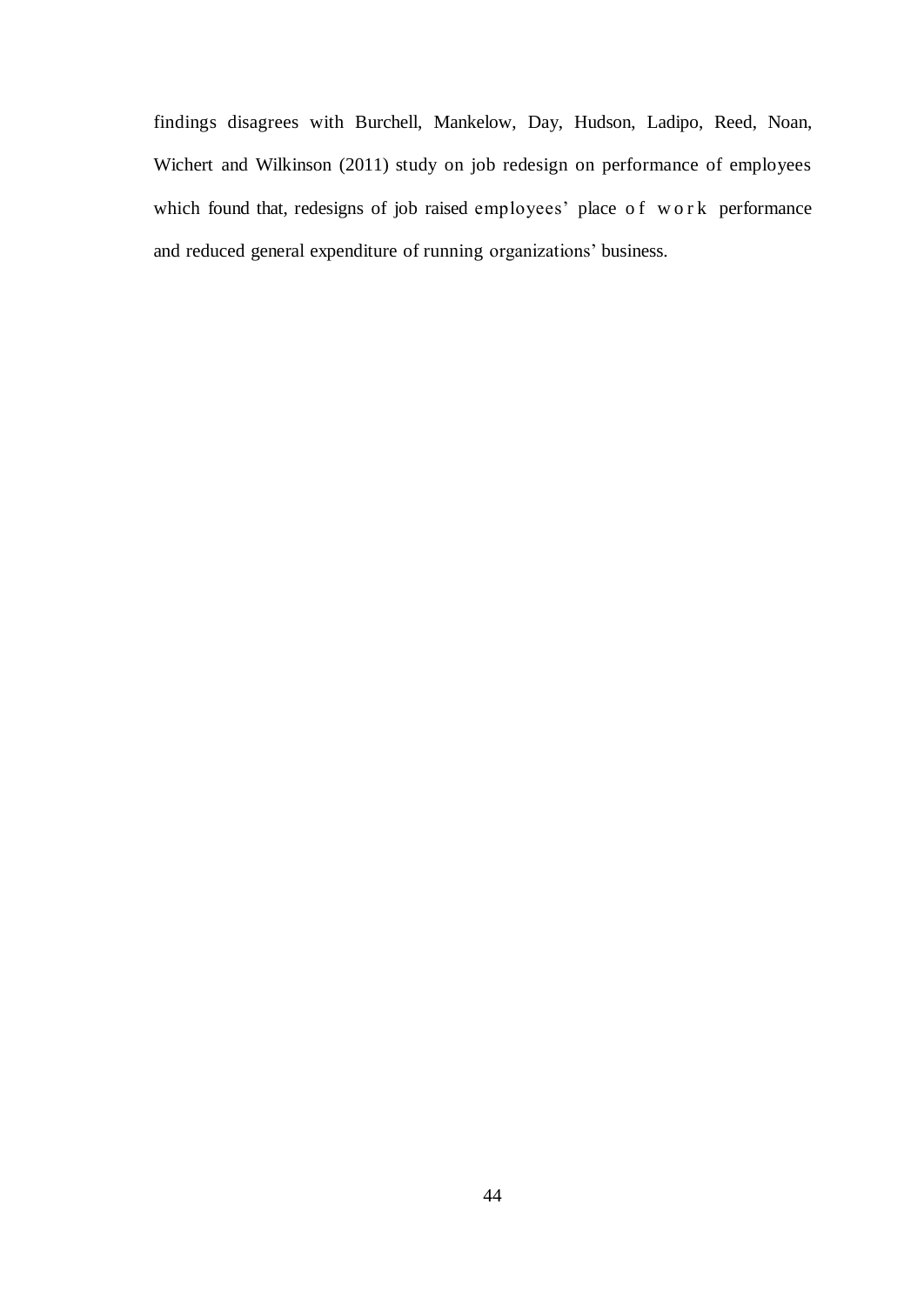findings disagrees with Burchell, Mankelow, Day, Hudson, Ladipo, Reed, Noan, Wichert and Wilkinson (2011) study on job redesign on performance of employees which found that, redesigns of job raised employees' place of work performance and reduced general expenditure of running organizations' business.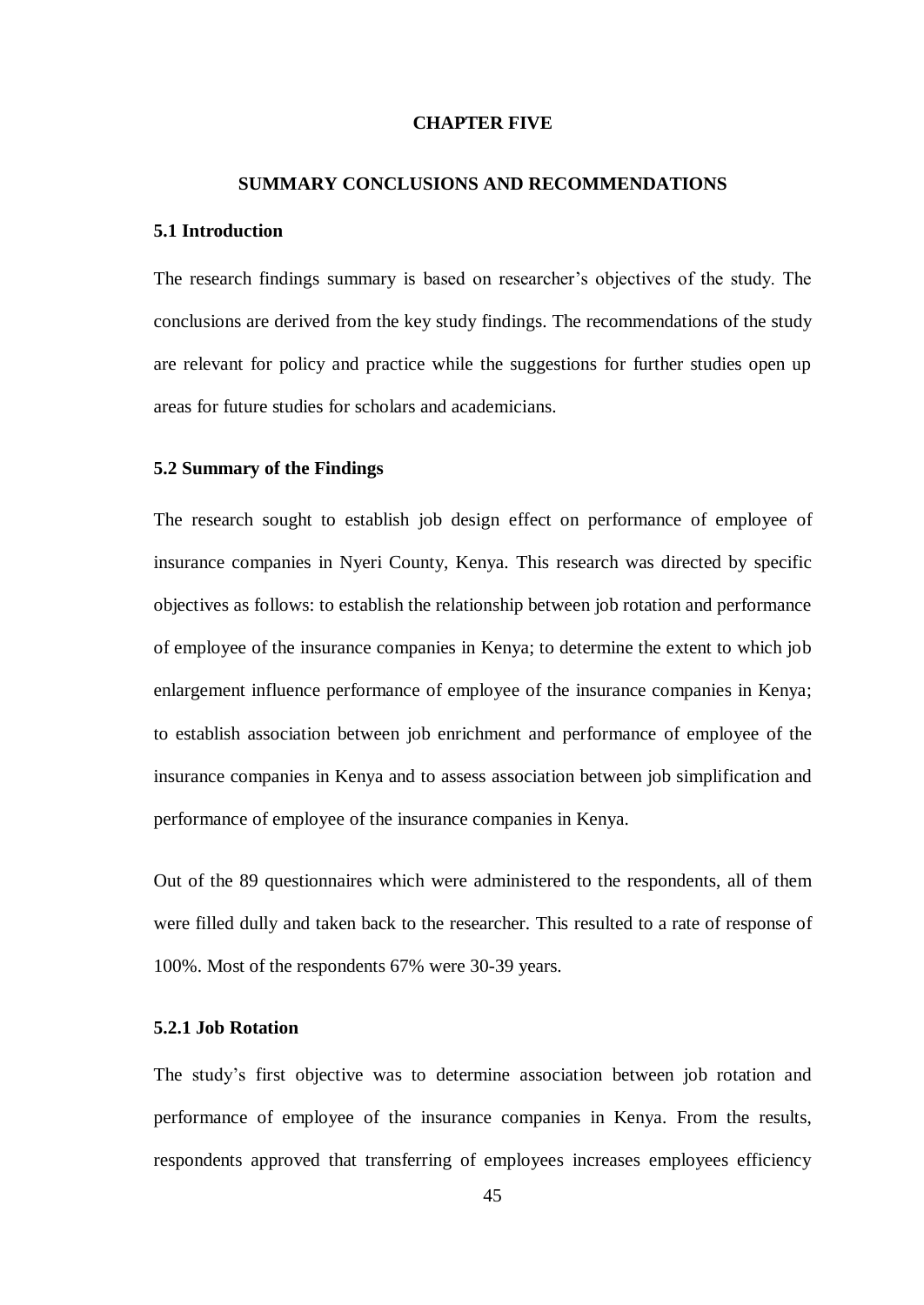# CHAPTER FIVE

## SUMMARY CONCLUSIONS AND RECOMMENDATIONS

### 5.1 Introduction

The research findings summary is based on researcher's objectives of the study. The conclusions are derived from the key study findings. The recommendations of the study are relevant for policy and practice while the suggestions for further studies open up areas for future studies for scholars and academicians.

### 5.2 Summary of the Findings

The research sought to establish job design effect on performance of employee of insurance companies in Nyeri County, Kenya. This research was directed by specific objectives as follows: to establish the relationship between job rotation and performance of employee of the insurance companies in Kenya; to determine the extent to which job enlargement influence performance of employee of the insurance companies in Kenya; to establish association between job enrichment and performance of employee of the insurance companies in Kenya and to assess association between job simplification and performance of employee of the insurance companies in Kenya.

Out of the 89 questionnaires which were administered to the respondents, all of them were filled dully and taken back to the researcher. This resulted to a rate of response of 100%. Most of the respondents 67% were 30-39 years.

#### 5.2.1 Job Rotation

The study's first objective was to determine association between job rotation and performance of employee of the insurance companies in Kenya. From the results, respondents approved that transferring of employees increases employees efficiency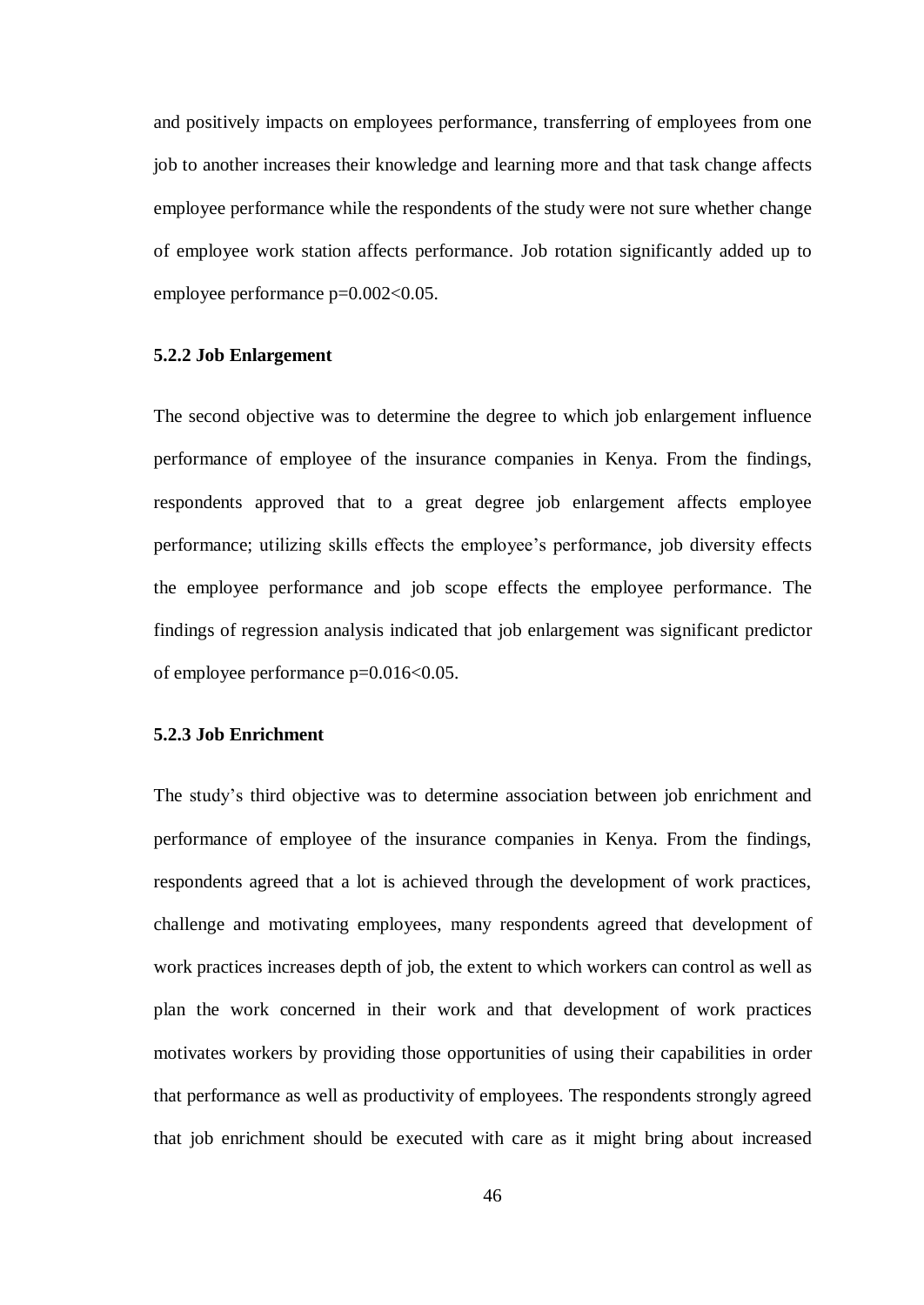and positively impacts on employees performance, transferring of employees from one job to another increases their knowledge and learning more and that task change affects employee performance while the respondents of the study were not sure whether change of employee work station affects performance. Job rotation significantly added up to employee performance $p=0.002<0.05$.

### 5.2.2 Job Enlargement

The second objective was to determine the degree to which job enlargement influence performance of employee of the insurance companies in Kenya. From the findings, respondents approved that to a great degree job enlargement affects employee performance; utilizing skills effects the employee's performance, job diversity effects the employee performance and job scope effects the employee performance. The findings of regression analysis indicated that job enlargement was significant predictor of employee performance $p=0.016<0.05$.

### 5.2.3 Job Enrichment

The study's third objective was to determine association between job enrichment and performance of employee of the insurance companies in Kenya. From the findings, respondents agreed that a lot is achieved through the development of work practices, challenge and motivating employees, many respondents agreed that development of work practices increases depth of job, the extent to which workers can control as well as plan the work concerned in their work and that development of work practices motivates workers by providing those opportunities of using their capabilities in order that performance as well as productivity of employees. The respondents strongly agreed that job enrichment should be executed with care as it might bring about increased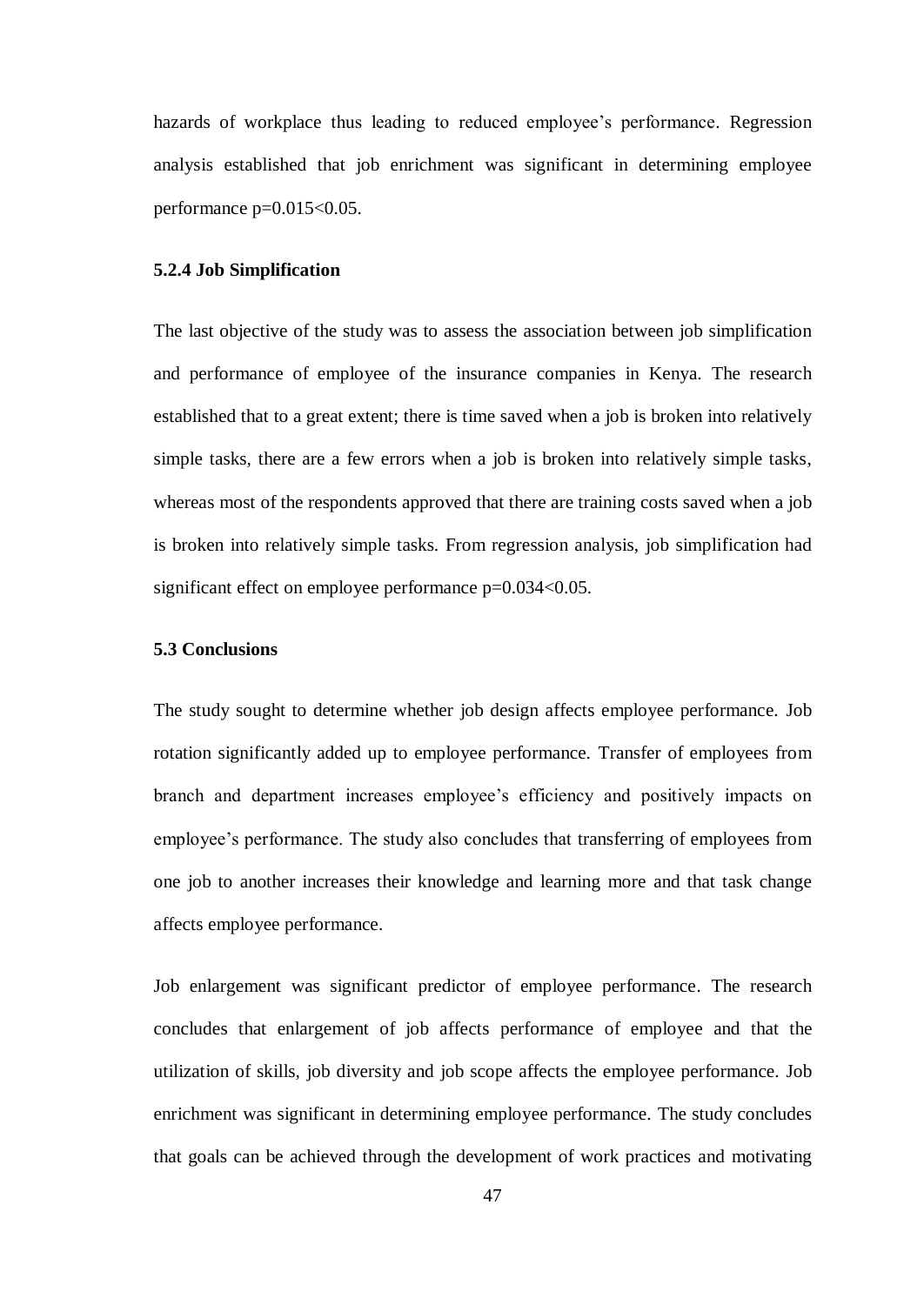hazards of workplace thus leading to reduced employee's performance. Regression analysis established that job enrichment was significant in determining employee performance $p=0.015<0.05$.

### 5.2.4 Job Simplification

The last objective of the study was to assess the association between job simplification and performance of employee of the insurance companies in Kenya. The research established that to a great extent; there is time saved when a job is broken into relatively simple tasks, there are a few errors when a job is broken into relatively simple tasks, whereas most of the respondents approved that there are training costs saved when a job is broken into relatively simple tasks. From regression analysis, job simplification had significant effect on employee performance $p=0.034<0.05$.

## 5.3 Conclusions

The study sought to determine whether job design affects employee performance. Job rotation significantly added up to employee performance. Transfer of employees from branch and department increases employee's efficiency and positively impacts on employee's performance. The study also concludes that transferring of employees from one job to another increases their knowledge and learning more and that task change affects employee performance.

Job enlargement was significant predictor of employee performance. The research concludes that enlargement of job affects performance of employee and that the utilization of skills, job diversity and job scope affects the employee performance. Job enrichment was significant in determining employee performance. The study concludes that goals can be achieved through the development of work practices and motivating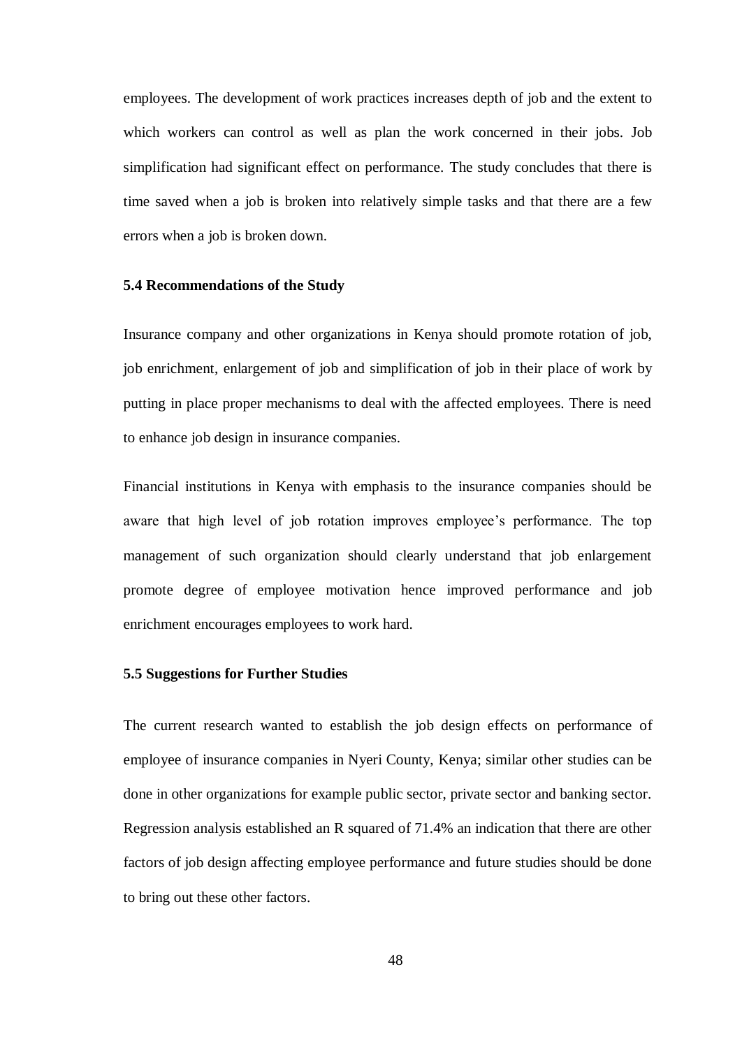employees. The development of work practices increases depth of job and the extent to which workers can control as well as plan the work concerned in their jobs. Job simplification had significant effect on performance. The study concludes that there is time saved when a job is broken into relatively simple tasks and that there are a few errors when a job is broken down.

### 5.4 Recommendations of the Study

Insurance company and other organizations in Kenya should promote rotation of job, job enrichment, enlargement of job and simplification of job in their place of work by putting in place proper mechanisms to deal with the affected employees. There is need to enhance job design in insurance companies.

Financial institutions in Kenya with emphasis to the insurance companies should be aware that high level of job rotation improves employee's performance. The top management of such organization should clearly understand that job enlargement promote degree of employee motivation hence improved performance and job enrichment encourages employees to work hard.

### 5.5 Suggestions for Further Studies

The current research wanted to establish the job design effects on performance of employee of insurance companies in Nyeri County, Kenya; similar other studies can be done in other organizations for example public sector, private sector and banking sector. Regression analysis established an R squared of 71.4% an indication that there are other factors of job design affecting employee performance and future studies should be done to bring out these other factors.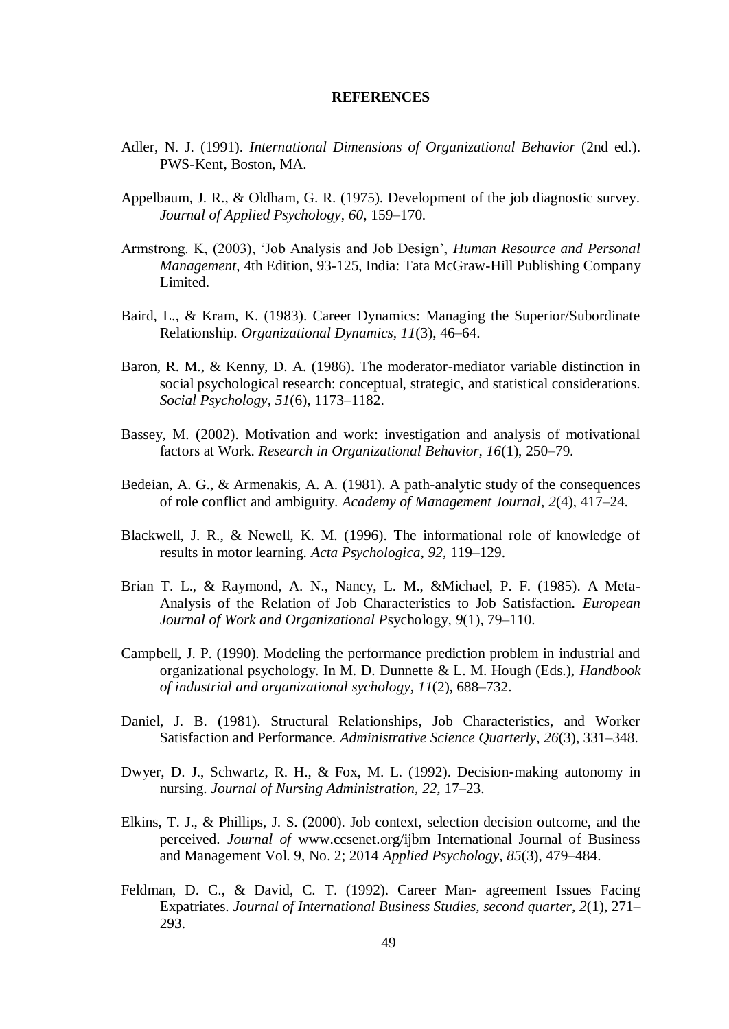**REFERENCES**

Adler, N. J. (1991). *International Dimensions of Organizational Behavior* (2nd ed.). PWS-Kent, Boston, MA.

Appelbaum, J. R., & Oldham, G. R. (1975). Development of the job diagnostic survey. *Journal of Applied Psychology*, *60*, 159–170.

Armstrong. K, (2003), 'Job Analysis and Job Design', *Human Resource and Personal Management*, 4th Edition, 93-125, India: Tata McGraw-Hill Publishing Company Limited.

Baird, L., & Kram, K. (1983). Career Dynamics: Managing the Superior/Subordinate Relationship. *Organizational Dynamics*, *11*(3), 46–64.

Baron, R. M., & Kenny, D. A. (1986). The moderator-mediator variable distinction in social psychological research: conceptual, strategic, and statistical considerations. *Social Psychology*, *51*(6), 1173–1182.

Bassey, M. (2002). Motivation and work: investigation and analysis of motivational factors at Work. *Research in Organizational Behavior*, *16*(1), 250–79.

Bedeian, A. G., & Armenakis, A. A. (1981). A path-analytic study of the consequences of role conflict and ambiguity. *Academy of Management Journal*, *2*(4), 417–24.

Blackwell, J. R., & Newell, K. M. (1996). The informational role of knowledge of results in motor learning. *Acta Psychologica*, *92*, 119–129.

Brian T. L., & Raymond, A. N., Nancy, L. M., &Michael, P. F. (1985). A Meta-Analysis of the Relation of Job Characteristics to Job Satisfaction. *European Journal of Work and Organizational P*sychology, *9*(1), 79–110.

Campbell, J. P. (1990). Modeling the performance prediction problem in industrial and organizational psychology. In M. D. Dunnette & L. M. Hough (Eds.), *Handbook of industrial and organizational sychology*, *11*(2), 688–732.

Daniel, J. B. (1981). Structural Relationships, Job Characteristics, and Worker Satisfaction and Performance. *Administrative Science Quarterly*, *26*(3), 331–348.

Dwyer, D. J., Schwartz, R. H., & Fox, M. L. (1992). Decision-making autonomy in nursing. *Journal of Nursing Administration*, *22*, 17–23.

Elkins, T. J., & Phillips, J. S. (2000). Job context, selection decision outcome, and the perceived. *Journal of* www.ccsenet.org/ijbm International Journal of Business and Management Vol. 9, No. 2; 2014 *Applied Psychology*, *85*(3), 479–484.

Feldman, D. C., & David, C. T. (1992). Career Man- agreement Issues Facing Expatriates. *Journal of International Business Studies, second quarter*, *2*(1), 271–293.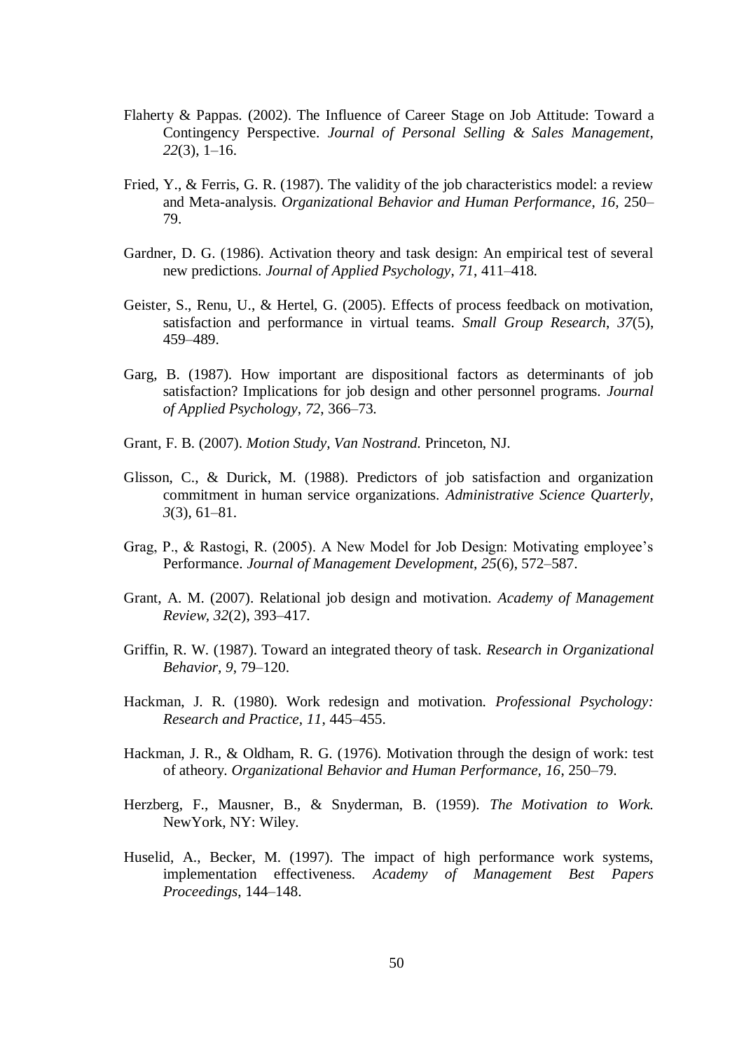Flaherty & Pappas. (2002). The Influence of Career Stage on Job Attitude: Toward a Contingency Perspective. *Journal of Personal Selling & Sales Management*, *22*(3), 1–16.

Fried, Y., & Ferris, G. R. (1987). The validity of the job characteristics model: a review and Meta-analysis. *Organizational Behavior and Human Performance, 16*, 250–79.

Gardner, D. G. (1986). Activation theory and task design: An empirical test of several new predictions. *Journal of Applied Psychology*, *71*, 411–418.

Geister, S., Renu, U., & Hertel, G. (2005). Effects of process feedback on motivation, satisfaction and performance in virtual teams. *Small Group Research*, *37*(5), 459–489.

Garg, B. (1987). How important are dispositional factors as determinants of job satisfaction? Implications for job design and other personnel programs. *Journal of Applied Psychology*, *72*, 366–73.

Grant, F. B. (2007). *Motion Study, Van Nostrand.* Princeton, NJ.

Glisson, C., & Durick, M. (1988). Predictors of job satisfaction and organization commitment in human service organizations. *Administrative Science Quarterly*, *3*(3), 61–81.

Grag, P., & Rastogi, R. (2005). A New Model for Job Design: Motivating employee's Performance. *Journal of Management Development, 25*(6), 572–587.

Grant, A. M. (2007). Relational job design and motivation. *Academy of Management Review, 32*(2), 393–417.

Griffin, R. W. (1987). Toward an integrated theory of task. *Research in Organizational Behavior, 9*, 79–120.

Hackman, J. R. (1980). Work redesign and motivation. *Professional Psychology: Research and Practice, 11*, 445–455.

Hackman, J. R., & Oldham, R. G. (1976). Motivation through the design of work: test of atheory. *Organizational Behavior and Human Performance, 16*, 250–79.

Herzberg, F., Mausner, B., & Snyderman, B. (1959). *The Motivation to Work.* NewYork, NY: Wiley.

Huselid, A., Becker, M. (1997). The impact of high performance work systems, implementation effectiveness. *Academy of Management Best Papers Proceedings*, 144–148.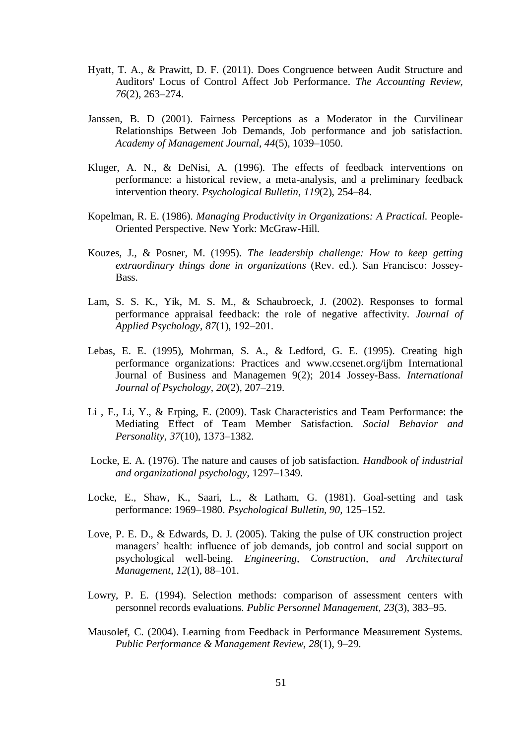Hyatt, T. A., & Prawitt, D. F. (2011). Does Congruence between Audit Structure and Auditors' Locus of Control Affect Job Performance. *The Accounting Review*, *76*(2), 263–274.

Janssen, B. D (2001). Fairness Perceptions as a Moderator in the Curvilinear Relationships Between Job Demands, Job performance and job satisfaction. *Academy of Management Journal*, *44*(5), 1039–1050.

Kluger, A. N., & DeNisi, A. (1996). The effects of feedback interventions on performance: a historical review, a meta-analysis, and a preliminary feedback intervention theory. *Psychological Bulletin*, *119*(2), 254–84.

Kopelman, R. E. (1986). *Managing Productivity in Organizations: A Practical.* People-Oriented Perspective. New York: McGraw-Hill.

Kouzes, J., & Posner, M. (1995). *The leadership challenge: How to keep getting extraordinary things done in organizations* (Rev. ed.). San Francisco: Jossey-Bass.

Lam, S. S. K., Yik, M. S. M., & Schaubroeck, J. (2002). Responses to formal performance appraisal feedback: the role of negative affectivity. *Journal of Applied Psychology*, *87*(1), 192–201.

Lebas, E. E. (1995), Mohrman, S. A., & Ledford, G. E. (1995). Creating high performance organizations: Practices and www.ccsenet.org/ijbm International Journal of Business and Managemen 9(2); 2014 Jossey-Bass. *International Journal of Psychology*, *20*(2), 207–219.

Li , F., Li, Y., & Erping, E. (2009). Task Characteristics and Team Performance: the Mediating Effect of Team Member Satisfaction. *Social Behavior and Personality*, *37*(10), 1373–1382.

Locke, E. A. (1976). The nature and causes of job satisfaction. *Handbook of industrial and organizational psychology*, 1297–1349.

Locke, E., Shaw, K., Saari, L., & Latham, G. (1981). Goal-setting and task performance: 1969–1980. *Psychological Bulletin*, *90*, 125–152.

Love, P. E. D., & Edwards, D. J. (2005). Taking the pulse of UK construction project managers' health: influence of job demands, job control and social support on psychological well-being. *Engineering, Construction, and Architectural Management*, *12*(1), 88–101.

Lowry, P. E. (1994). Selection methods: comparison of assessment centers with personnel records evaluations. *Public Personnel Management*, *23*(3), 383–95.

Mausolef, C. (2004). Learning from Feedback in Performance Measurement Systems. *Public Performance & Management Review*, *28*(1), 9–29.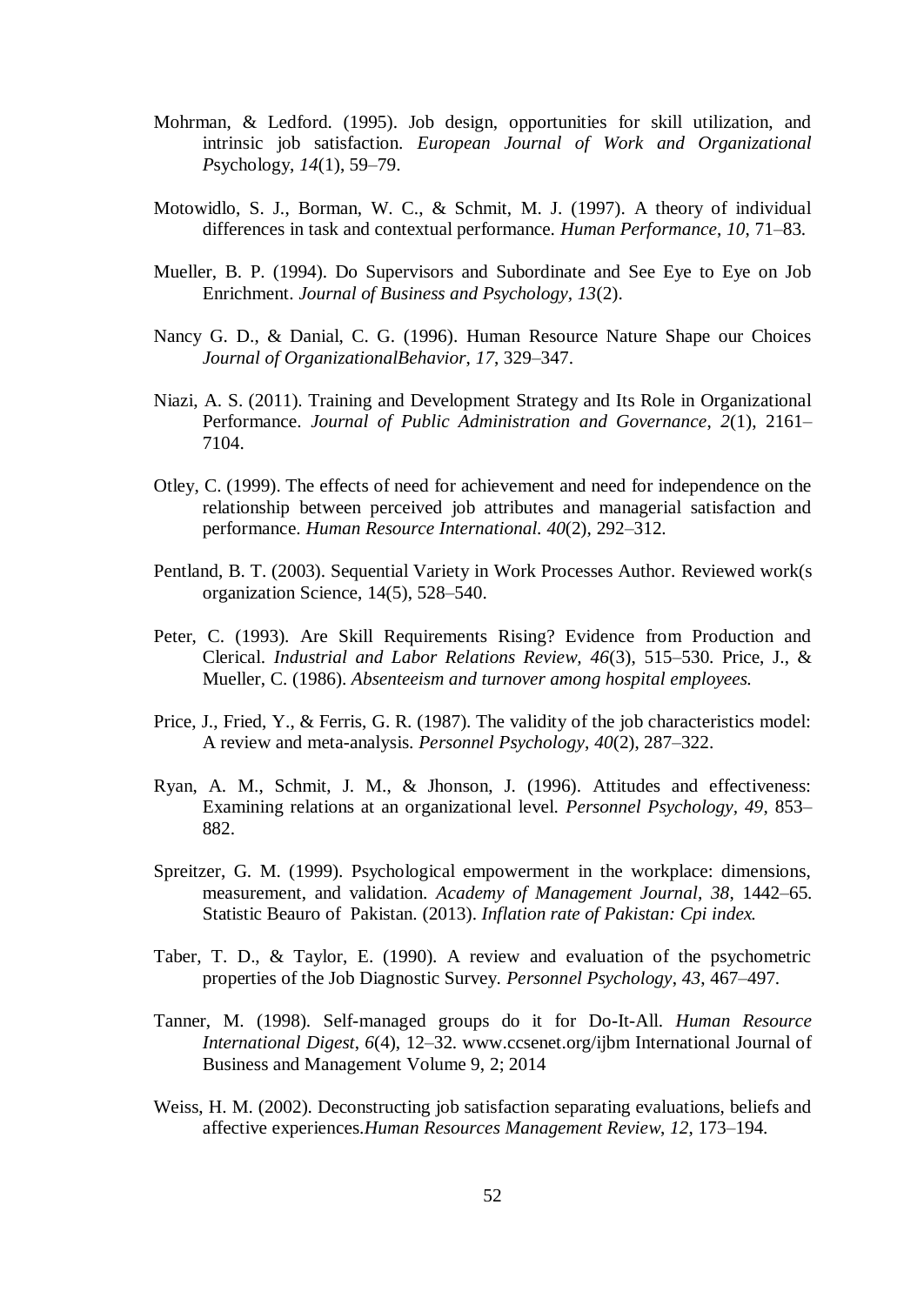Mohrman, & Ledford. (1995). Job design, opportunities for skill utilization, and intrinsic job satisfaction. *European Journal of Work and Organizational P*sychology, *14*(1), 59–79.

Motowidlo, S. J., Borman, W. C., & Schmit, M. J. (1997). A theory of individual differences in task and contextual performance. *Human Performance, 10*, 71–83.

Mueller, B. P. (1994). Do Supervisors and Subordinate and See Eye to Eye on Job Enrichment. *Journal of Business and Psychology, 13*(2).

Nancy G. D., & Danial, C. G. (1996). Human Resource Nature Shape our Choices *Journal of OrganizationalBehavior*, *17*, 329–347.

Niazi, A. S. (2011). Training and Development Strategy and Its Role in Organizational Performance. *Journal of Public Administration and Governance*, *2*(1), 2161–7104.

Otley, C. (1999). The effects of need for achievement and need for independence on the relationship between perceived job attributes and managerial satisfaction and performance. *Human Resource International. 40*(2), 292–312.

Pentland, B. T. (2003). Sequential Variety in Work Processes Author. Reviewed work(s organization Science, 14(5), 528–540.

Peter, C. (1993). Are Skill Requirements Rising? Evidence from Production and Clerical. *Industrial and Labor Relations Review, 46*(3), 515–530. Price, J., & Mueller, C. (1986). *Absenteeism and turnover among hospital employees.*

Price, J., Fried, Y., & Ferris, G. R. (1987). The validity of the job characteristics model: A review and meta-analysis. *Personnel Psychology*, *40*(2), 287–322.

Ryan, A. M., Schmit, J. M., & Jhonson, J. (1996). Attitudes and effectiveness: Examining relations at an organizational level. *Personnel Psychology*, *49*, 853–882.

Spreitzer, G. M. (1999). Psychological empowerment in the workplace: dimensions, measurement, and validation. *Academy of Management Journal, 38*, 1442–65. Statistic Beauro of Pakistan. (2013). *Inflation rate of Pakistan: Cpi index.*

Taber, T. D., & Taylor, E. (1990). A review and evaluation of the psychometric properties of the Job Diagnostic Survey. *Personnel Psychology*, *43*, 467–497.

Tanner, M. (1998). Self-managed groups do it for Do-It-All. *Human Resource International Digest*, *6*(4), 12–32. www.ccsenet.org/ijbm International Journal of Business and Management Volume 9, 2; 2014

Weiss, H. M. (2002). Deconstructing job satisfaction separating evaluations, beliefs and affective experiences.*Human Resources Management Review*, *12*, 173–194.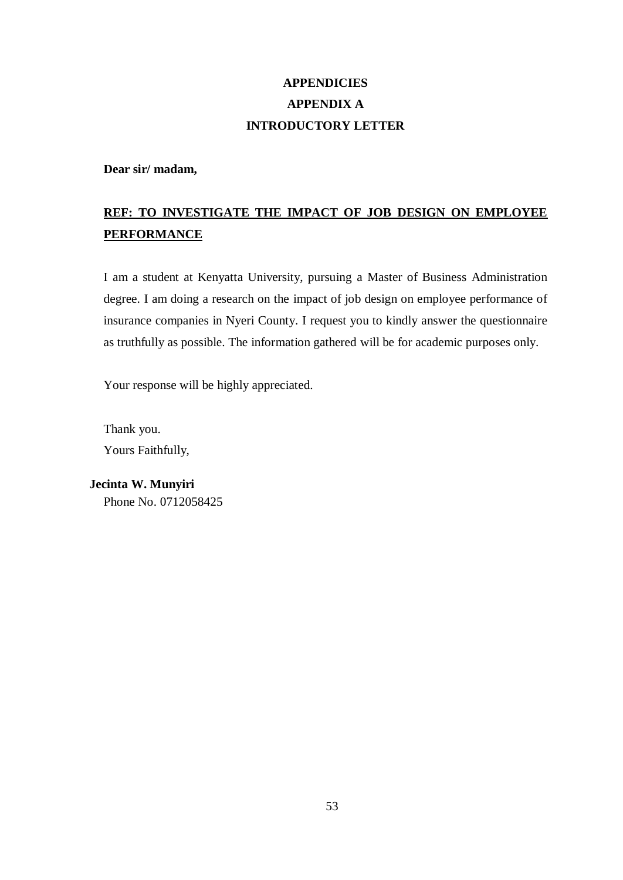# APPENDICIES

## APPENDIX A

## INTRODUCTORY LETTER

**Dear sir/ madam,**

**<u>REF: TO INVESTIGATE THE IMPACT OF JOB DESIGN ON EMPLOYEE PERFORMANCE</u>**

I am a student at Kenyatta University, pursuing a Master of Business Administration degree. I am doing a research on the impact of job design on employee performance of insurance companies in Nyeri County. I request you to kindly answer the questionnaire as truthfully as possible. The information gathered will be for academic purposes only.

Your response will be highly appreciated.

Thank you.

Yours Faithfully,

**Jecinta W. Munyiri**

Phone No. 0712058425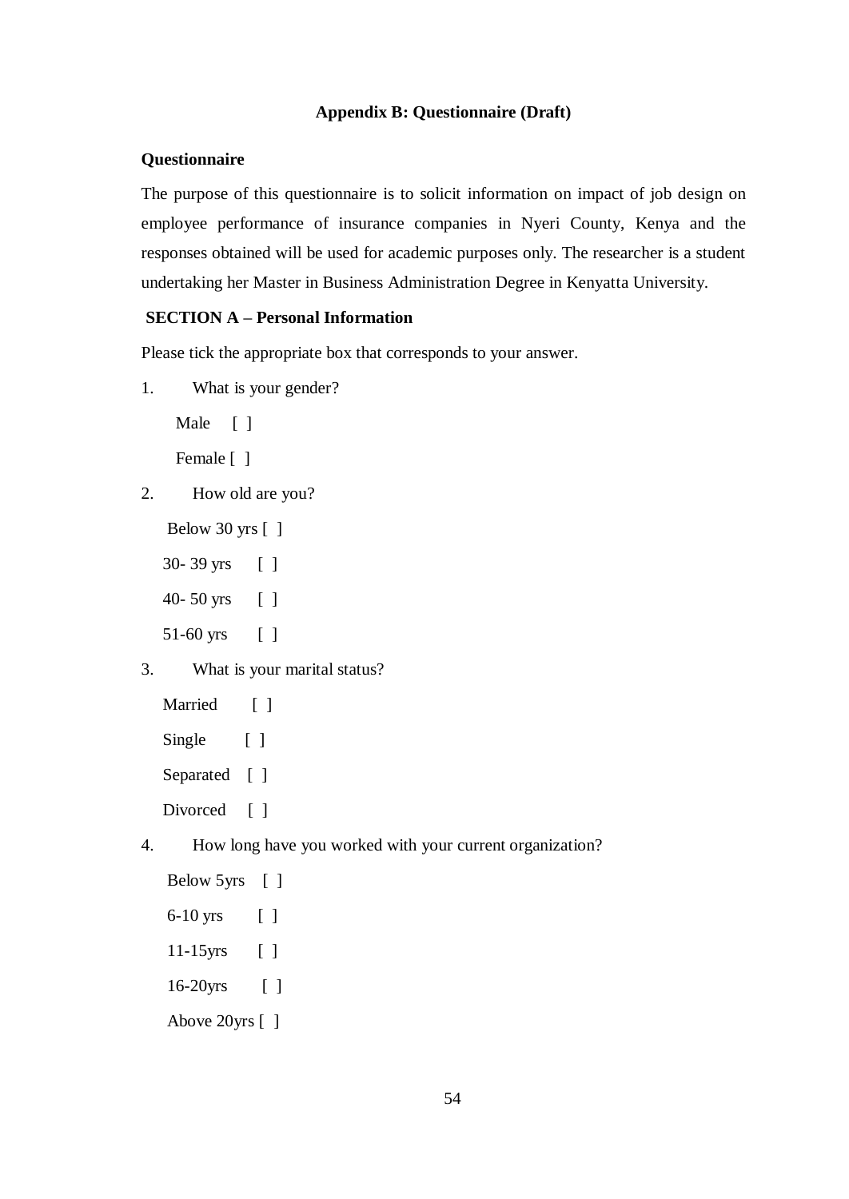## Appendix B: Questionnaire (Draft)

**Questionnaire**

The purpose of this questionnaire is to solicit information on impact of job design on employee performance of insurance companies in Nyeri County, Kenya and the responses obtained will be used for academic purposes only. The researcher is a student undertaking her Master in Business Administration Degree in Kenyatta University.

**SECTION A – Personal Information**

Please tick the appropriate box that corresponds to your answer.

1. What is your gender?

   Male [ ]

   Female [ ]

2. How old are you?

   Below 30 yrs [ ]

   30- 39 yrs [ ]

   40- 50 yrs [ ]

   51-60 yrs [ ]

3. What is your marital status?

   Married [ ]

   Single [ ]

   Separated [ ]

   Divorced [ ]

4. How long have you worked with your current organization?

   Below 5yrs [ ]

   6-10 yrs [ ]

   11-15yrs [ ]

   16-20yrs [ ]

   Above 20yrs [ ]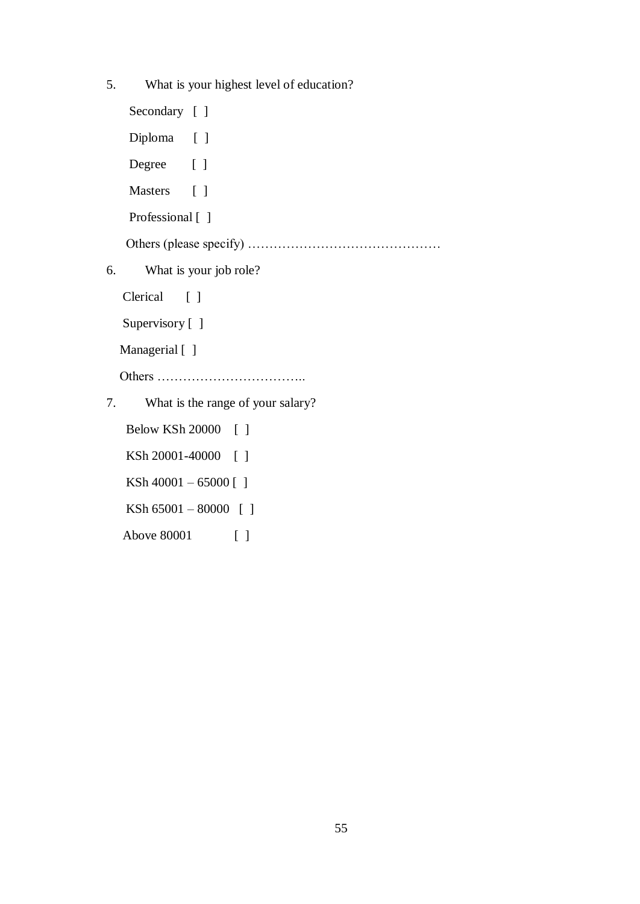5. What is your highest level of education?

   Secondary [ ]

   Diploma [ ]

   Degree [ ]

   Masters [ ]

   Professional [ ]

   Others (please specify) ………………………………………

6. What is your job role?

   Clerical [ ]

   Supervisory [ ]

   Managerial [ ]

   Others ……………………………..

7. What is the range of your salary?

   Below KSh 20000 [ ]

   KSh 20001-40000 [ ]

   KSh 40001 – 65000 [ ]

   KSh 65001 – 80000 [ ]

   Above 80001 [ ]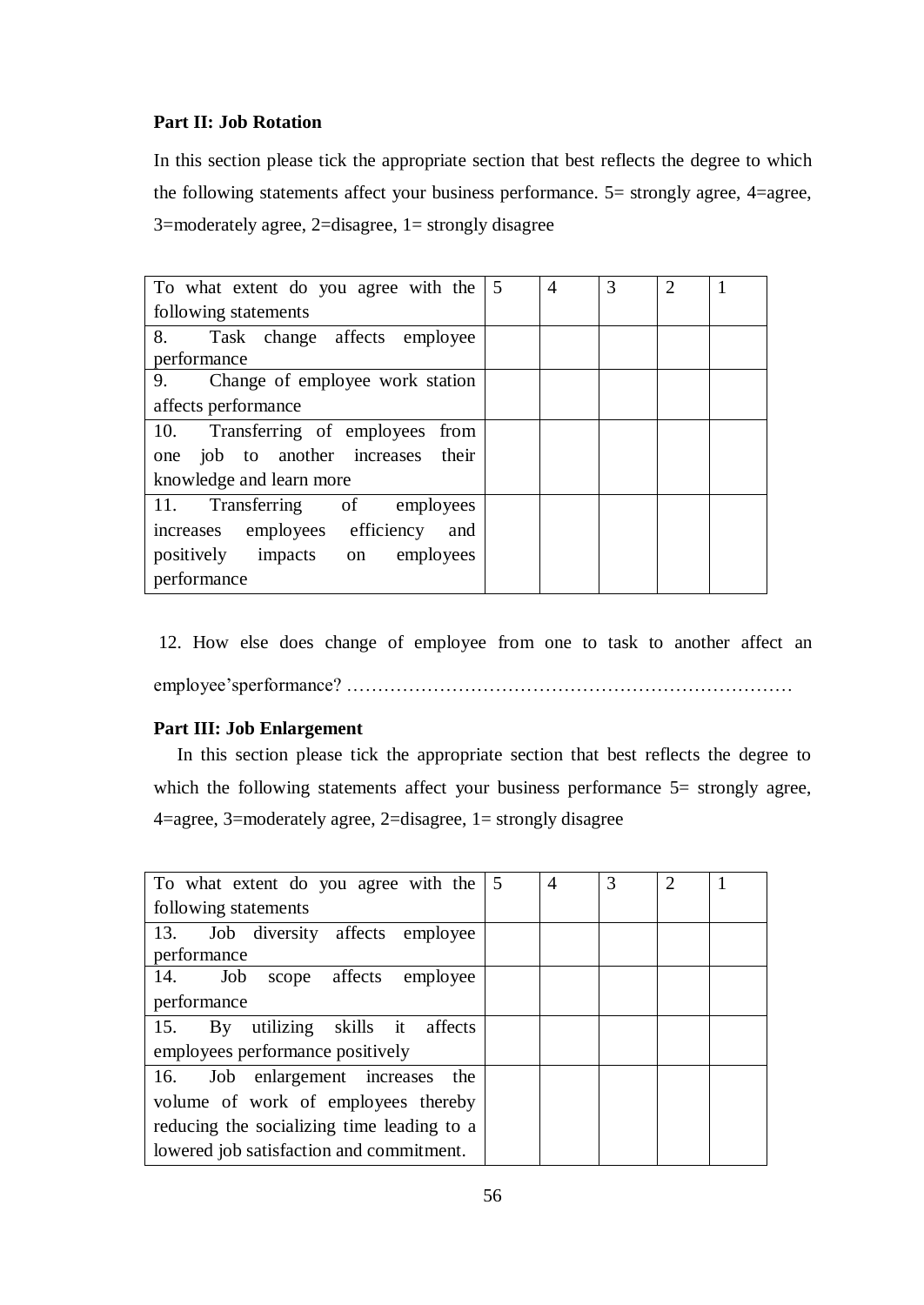**Part II: Job Rotation**

In this section please tick the appropriate section that best reflects the degree to which the following statements affect your business performance. 5= strongly agree, 4=agree, 3=moderately agree, 2=disagree, 1= strongly disagree

| To what extent do you agree with the following statements | 5 | 4 | 3 | 2 | 1 |
|---|---|---|---|---|---|
| 8. Task change affects employee performance | | | | | |
| 9. Change of employee work station affects performance | | | | | |
| 10. Transferring of employees from one job to another increases their knowledge and learn more | | | | | |
| 11. Transferring of employees increases employees efficiency and positively impacts on employees performance | | | | | |

12. How else does change of employee from one to task to another affect an employee'sperformance? ………………………………………………………………

**Part III: Job Enlargement**

In this section please tick the appropriate section that best reflects the degree to which the following statements affect your business performance 5= strongly agree, 4=agree, 3=moderately agree, 2=disagree, 1= strongly disagree

| To what extent do you agree with the following statements | 5 | 4 | 3 | 2 | 1 |
|---|---|---|---|---|---|
| 13. Job diversity affects employee performance | | | | | |
| 14. Job scope affects employee performance | | | | | |
| 15. By utilizing skills it affects employees performance positively | | | | | |
| 16. Job enlargement increases the volume of work of employees thereby reducing the socializing time leading to a lowered job satisfaction and commitment. | | | | | |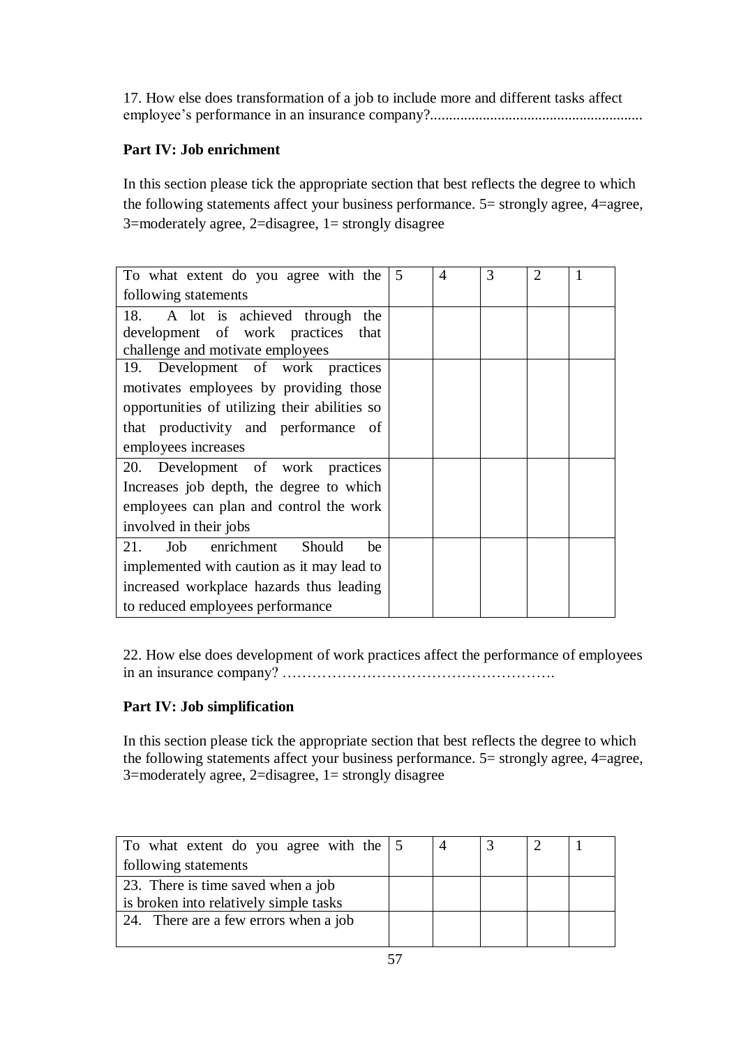17. How else does transformation of a job to include more and different tasks affect employee's performance in an insurance company?........................................................

**Part IV: Job enrichment**

In this section please tick the appropriate section that best reflects the degree to which the following statements affect your business performance. 5= strongly agree, 4=agree, 3=moderately agree, 2=disagree, 1= strongly disagree

| To what extent do you agree with the following statements | 5 | 4 | 3 | 2 | 1 |
|---|---|---|---|---|---|
| 18. A lot is achieved through the development of work practices that challenge and motivate employees | | | | | |
| 19. Development of work practices motivates employees by providing those opportunities of utilizing their abilities so that productivity and performance of employees increases | | | | | |
| 20. Development of work practices Increases job depth, the degree to which employees can plan and control the work involved in their jobs | | | | | |
| 21. Job enrichment Should be implemented with caution as it may lead to increased workplace hazards thus leading to reduced employees performance | | | | | |

22. How else does development of work practices affect the performance of employees in an insurance company? ……………………………………………….

**Part IV: Job simplification**

In this section please tick the appropriate section that best reflects the degree to which the following statements affect your business performance. 5= strongly agree, 4=agree, 3=moderately agree, 2=disagree, 1= strongly disagree

| To what extent do you agree with the following statements | 5 | 4 | 3 | 2 | 1 |
|---|---|---|---|---|---|
| 23. There is time saved when a job is broken into relatively simple tasks | | | | | |
| 24. There are a few errors when a job | | | | | |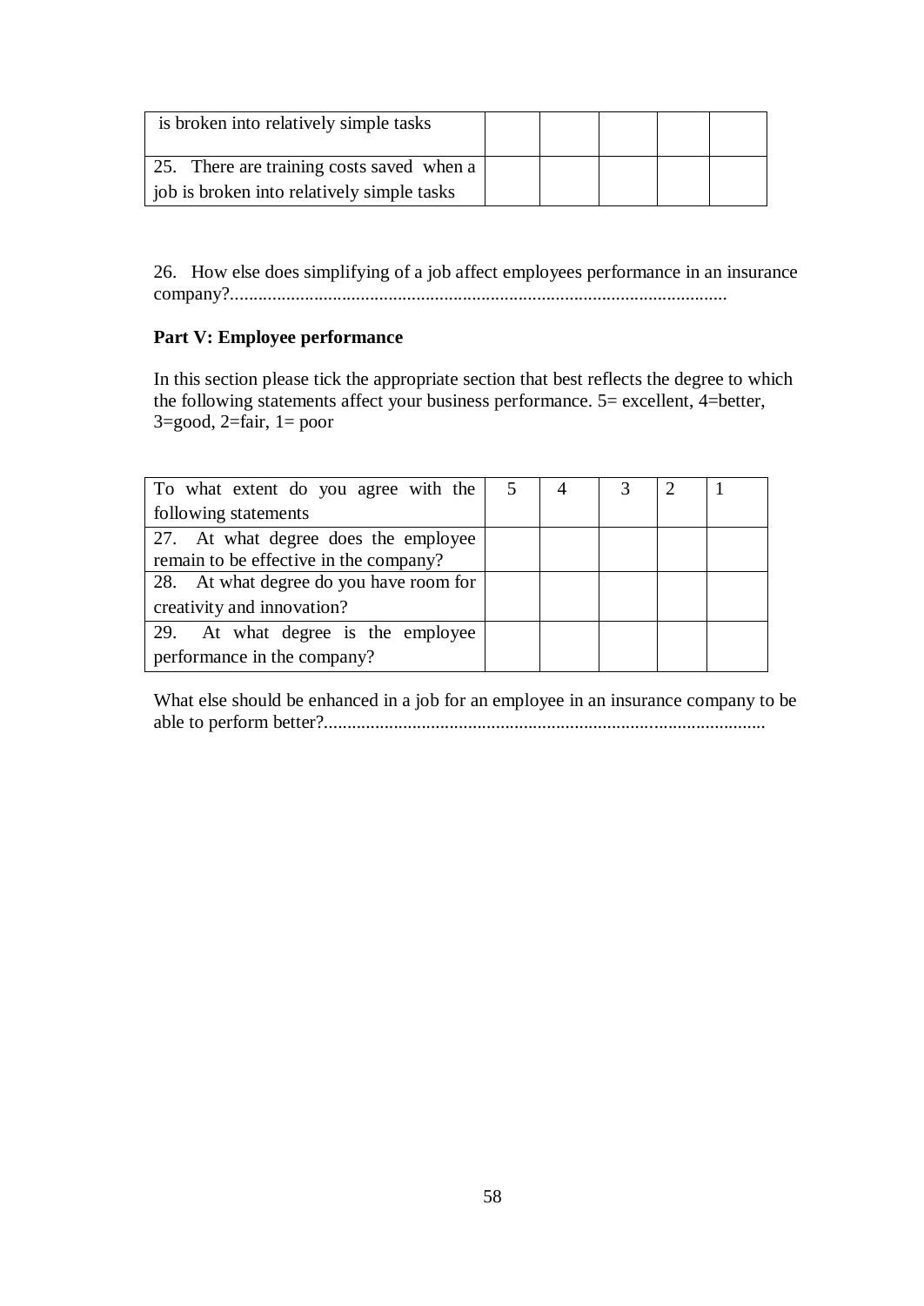| | | | | | |
|---|---|---|---|---|---|
| is broken into relatively simple tasks | | | | | |
| 25. There are training costs saved when a job is broken into relatively simple tasks | | | | | |

26. How else does simplifying of a job affect employees performance in an insurance company?..........................................................................................................

**Part V: Employee performance**

In this section please tick the appropriate section that best reflects the degree to which the following statements affect your business performance. 5= excellent, 4=better, 3=good, 2=fair, 1= poor

| To what extent do you agree with the following statements | 5 | 4 | 3 | 2 | 1 |
|---|---|---|---|---|---|
| 27. At what degree does the employee remain to be effective in the company? | | | | | |
| 28. At what degree do you have room for creativity and innovation? | | | | | |
| 29. At what degree is the employee performance in the company? | | | | | |

What else should be enhanced in a job for an employee in an insurance company to be able to perform better?..............................................................................................